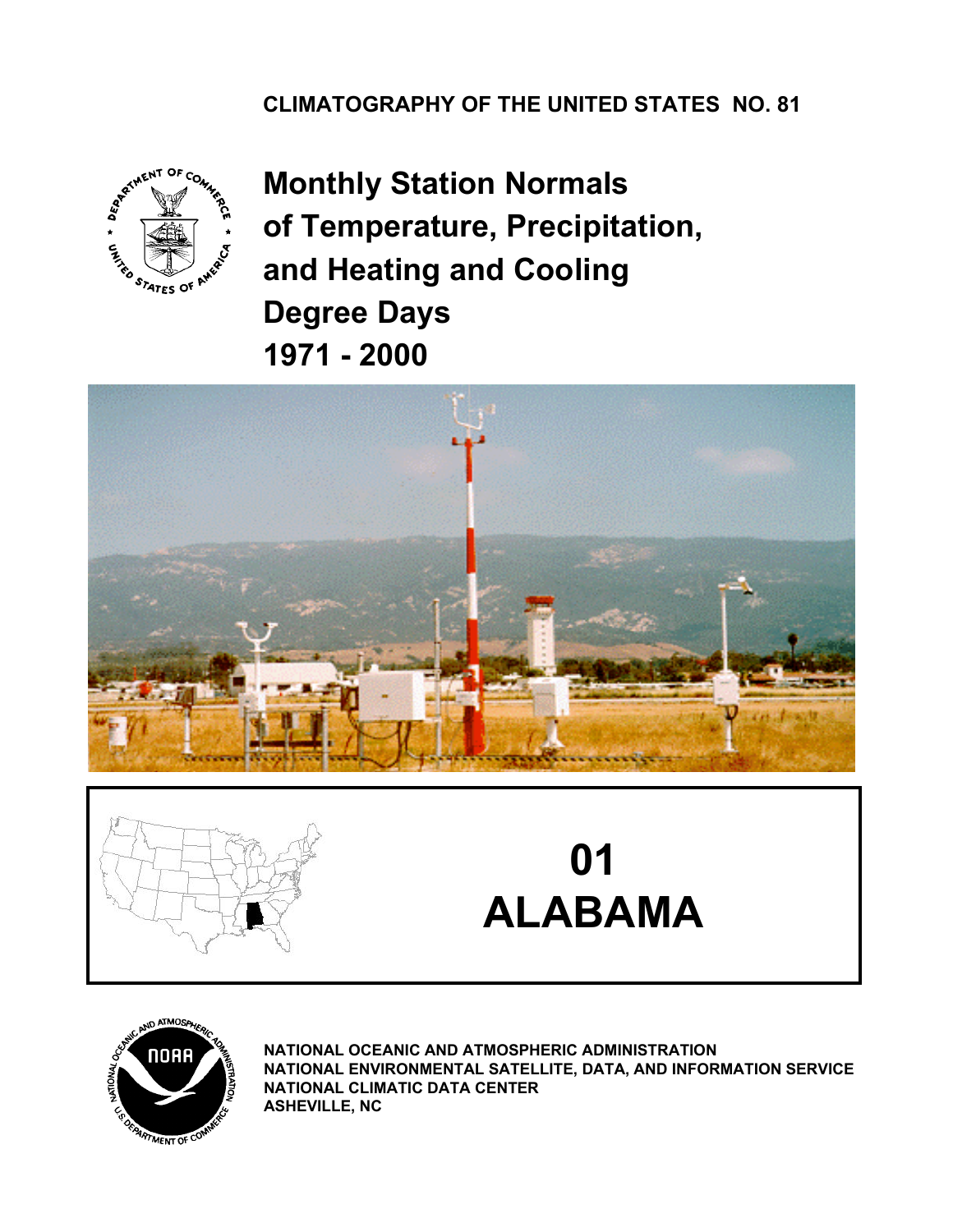**CLIMATOGRAPHY OF THE UNITED STATES NO. 81**

# Monthly Station Normals of Temperature, Precipitation, and Heating and Cooling Degree Days 1971 - 2000

## 01 ALABAMA

**NATIONAL OCEANIC AND ATMOSPHERIC ADMINISTRATION**
**NATIONAL ENVIRONMENTAL SATELLITE, DATA, AND INFORMATION SERVICE**
**NATIONAL CLIMATIC DATA CENTER**
**ASHEVILLE, NC**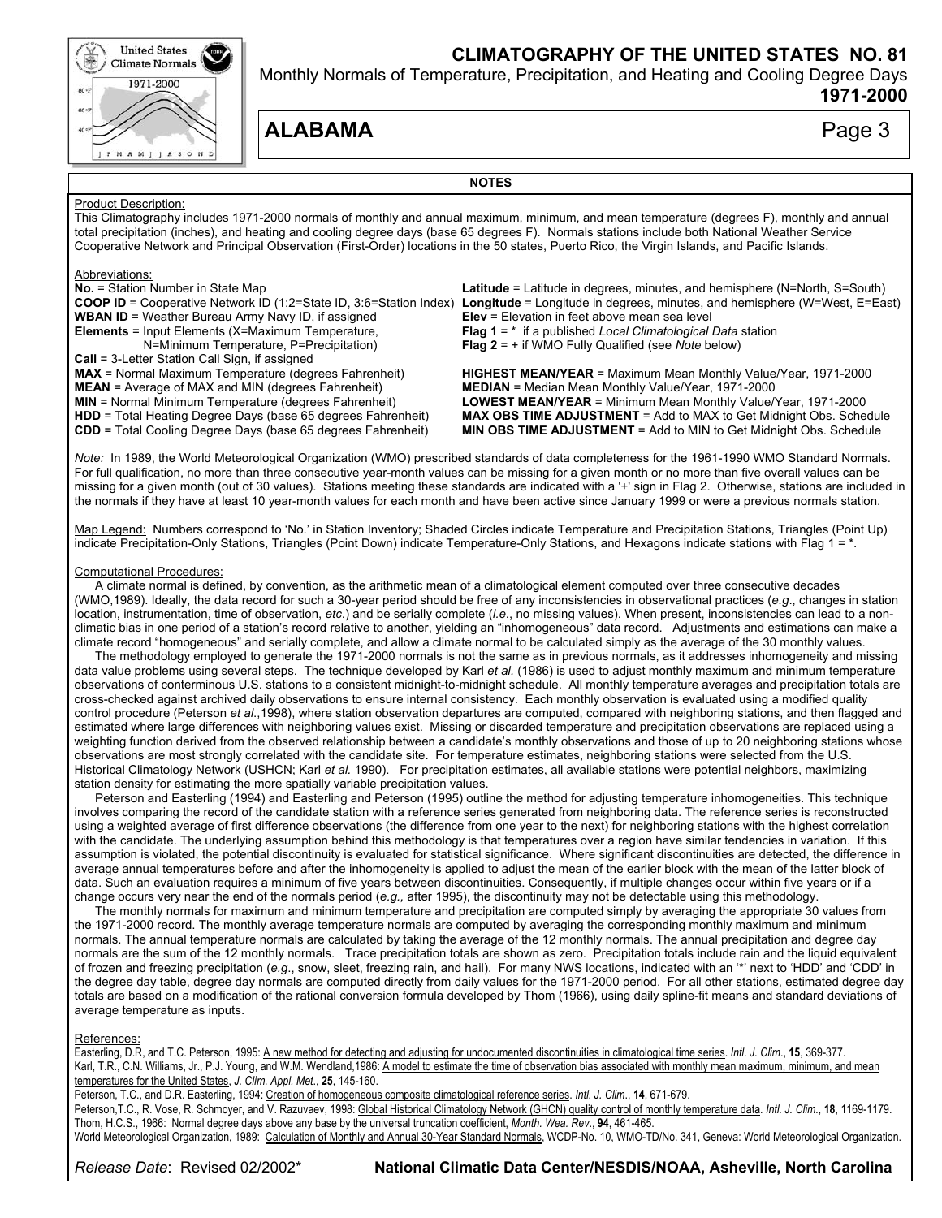# CLIMATOGRAPHY OF THE UNITED STATES NO. 81

Monthly Normals of Temperature, Precipitation, and Heating and Cooling Degree Days

**1971-2000**

## ALABAMA

### NOTES

Product Description:

This Climatography includes 1971-2000 normals of monthly and annual maximum, minimum, and mean temperature (degrees F), monthly and annual total precipitation (inches), and heating and cooling degree days (base 65 degrees F). Normals stations include both National Weather Service Cooperative Network and Principal Observation (First-Order) locations in the 50 states, Puerto Rico, the Virgin Islands, and Pacific Islands.

Abbreviations:

**No.** = Station Number in State Map
**COOP ID** = Cooperative Network ID (1:2=State ID, 3:6=Station Index)
**WBAN ID** = Weather Bureau Army Navy ID, if assigned
**Elements** = Input Elements (X=Maximum Temperature, N=Minimum Temperature, P=Precipitation)
**Call** = 3-Letter Station Call Sign, if assigned
**Latitude** = Latitude in degrees, minutes, and hemisphere (N=North, S=South)
**Longitude** = Longitude in degrees, minutes, and hemisphere (W=West, E=East)
**Elev** = Elevation in feet above mean sea level
**Flag 1** = * if a published *Local Climatological Data* station
**Flag 2** = + if WMO Fully Qualified (see *Note* below)

**MAX** = Normal Maximum Temperature (degrees Fahrenheit)
**MEAN** = Average of MAX and MIN (degrees Fahrenheit)
**MIN** = Normal Minimum Temperature (degrees Fahrenheit)
**HDD** = Total Heating Degree Days (base 65 degrees Fahrenheit)
**CDD** = Total Cooling Degree Days (base 65 degrees Fahrenheit)
**HIGHEST MEAN/YEAR** = Maximum Mean Monthly Value/Year, 1971-2000
**MEDIAN** = Median Mean Monthly Value/Year, 1971-2000
**LOWEST MEAN/YEAR** = Minimum Mean Monthly Value/Year, 1971-2000
**MAX OBS TIME ADJUSTMENT** = Add to MAX to Get Midnight Obs. Schedule
**MIN OBS TIME ADJUSTMENT** = Add to MIN to Get Midnight Obs. Schedule

*Note:* In 1989, the World Meteorological Organization (WMO) prescribed standards of data completeness for the 1961-1990 WMO Standard Normals. For full qualification, no more than three consecutive year-month values can be missing for a given month or no more than five overall values can be missing for a given month (out of 30 values). Stations meeting these standards are indicated with a '+' sign in Flag 2. Otherwise, stations are included in the normals if they have at least 10 year-month values for each month and have been active since January 1999 or were a previous normals station.

Map Legend: Numbers correspond to 'No.' in Station Inventory; Shaded Circles indicate Temperature and Precipitation Stations, Triangles (Point Up) indicate Precipitation-Only Stations, Triangles (Point Down) indicate Temperature-Only Stations, and Hexagons indicate stations with Flag 1 = *.

Computational Procedures:

A climate normal is defined, by convention, as the arithmetic mean of a climatological element computed over three consecutive decades (WMO,1989). Ideally, the data record for such a 30-year period should be free of any inconsistencies in observational practices (*e.g*., changes in station location, instrumentation, time of observation, *etc.*) and be serially complete (*i.e*., no missing values). When present, inconsistencies can lead to a non-climatic bias in one period of a station's record relative to another, yielding an "inhomogeneous" data record. Adjustments and estimations can make a climate record "homogeneous" and serially complete, and allow a climate normal to be calculated simply as the average of the 30 monthly values.

The methodology employed to generate the 1971-2000 normals is not the same as in previous normals, as it addresses inhomogeneity and missing data value problems using several steps. The technique developed by Karl *et al.* (1986) is used to adjust monthly maximum and minimum temperature observations of conterminous U.S. stations to a consistent midnight-to-midnight schedule. All monthly temperature averages and precipitation totals are cross-checked against archived daily observations to ensure internal consistency. Each monthly observation is evaluated using a modified quality control procedure (Peterson *et al.*,1998), where station observation departures are computed, compared with neighboring stations, and then flagged and estimated where large differences with neighboring values exist. Missing or discarded temperature and precipitation observations are replaced using a weighting function derived from the observed relationship between a candidate's monthly observations and those of up to 20 neighboring stations whose observations are most strongly correlated with the candidate site. For temperature estimates, neighboring stations were selected from the U.S. Historical Climatology Network (USHCN; Karl *et al.* 1990). For precipitation estimates, all available stations were potential neighbors, maximizing station density for estimating the more spatially variable precipitation values.

Peterson and Easterling (1994) and Easterling and Peterson (1995) outline the method for adjusting temperature inhomogeneities. This technique involves comparing the record of the candidate station with a reference series generated from neighboring data. The reference series is reconstructed using a weighted average of first difference observations (the difference from one year to the next) for neighboring stations with the highest correlation with the candidate. The underlying assumption behind this methodology is that temperatures over a region have similar tendencies in variation. If this assumption is violated, the potential discontinuity is evaluated for statistical significance. Where significant discontinuities are detected, the difference in average annual temperatures before and after the inhomogeneity is applied to adjust the mean of the earlier block with the mean of the latter block of data. Such an evaluation requires a minimum of five years between discontinuities. Consequently, if multiple changes occur within five years or if a change occurs very near the end of the normals period (*e.g.,* after 1995), the discontinuity may not be detectable using this methodology.

The monthly normals for maximum and minimum temperature and precipitation are computed simply by averaging the appropriate 30 values from the 1971-2000 record. The monthly average temperature normals are computed by averaging the corresponding monthly maximum and minimum normals. The annual temperature normals are calculated by taking the average of the 12 monthly normals. The annual precipitation and degree day normals are the sum of the 12 monthly normals. Trace precipitation totals are shown as zero. Precipitation totals include rain and the liquid equivalent of frozen and freezing precipitation (*e.g*., snow, sleet, freezing rain, and hail). For many NWS locations, indicated with an '*' next to 'HDD' and 'CDD' in the degree day table, degree day normals are computed directly from daily values for the 1971-2000 period. For all other stations, estimated degree day totals are based on a modification of the rational conversion formula developed by Thom (1966), using daily spline-fit means and standard deviations of average temperature as inputs.

References:

Easterling, D.R, and T.C. Peterson, 1995: A new method for detecting and adjusting for undocumented discontinuities in climatological time series. *Intl. J. Clim*., **15**, 369-377.

Karl, T.R., C.N. Williams, Jr., P.J. Young, and W.M. Wendland,1986: A model to estimate the time of observation bias associated with monthly mean maximum, minimum, and mean temperatures for the United States, *J. Clim. Appl. Met*., **25**, 145-160.

Peterson, T.C., and D.R. Easterling, 1994: Creation of homogeneous composite climatological reference series. *Intl. J. Clim*., **14**, 671-679.

Peterson,T.C., R. Vose, R. Schmoyer, and V. Razuvaev, 1998: Global Historical Climatology Network (GHCN) quality control of monthly temperature data. *Intl. J. Clim.*, **18**, 1169-1179.

Thom, H.C.S., 1966: Normal degree days above any base by the universal truncation coefficient, *Month. Wea. Rev*., **94**, 461-465.

World Meteorological Organization, 1989: Calculation of Monthly and Annual 30-Year Standard Normals, WCDP-No. 10, WMO-TD/No. 341, Geneva: World Meteorological Organization.

*Release Date*: Revised 02/2002*

**National Climatic Data Center/NESDIS/NOAA, Asheville, North Carolina**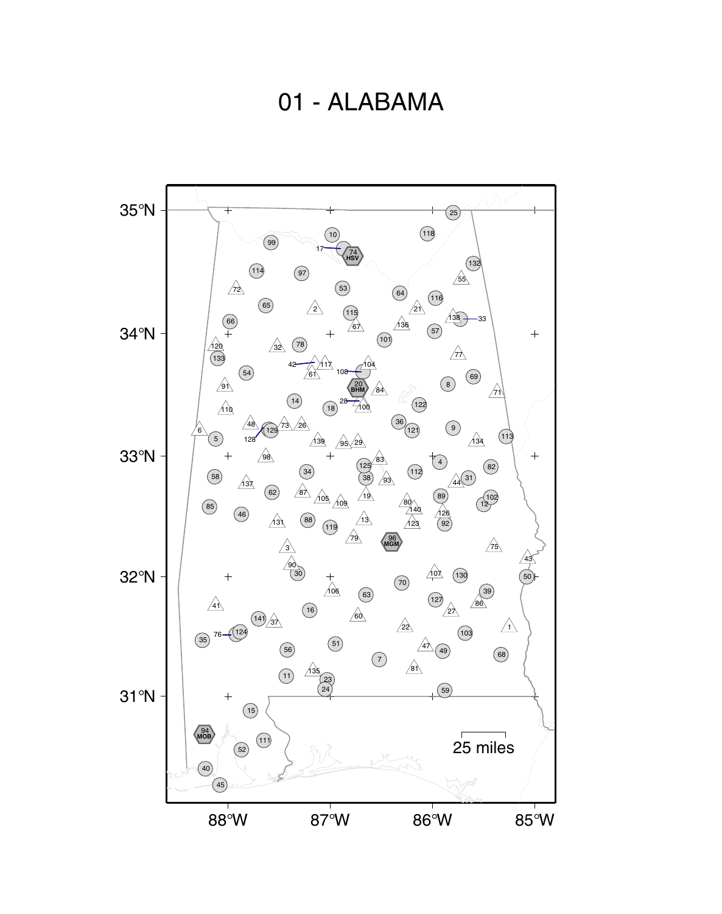# 01 - ALABAMA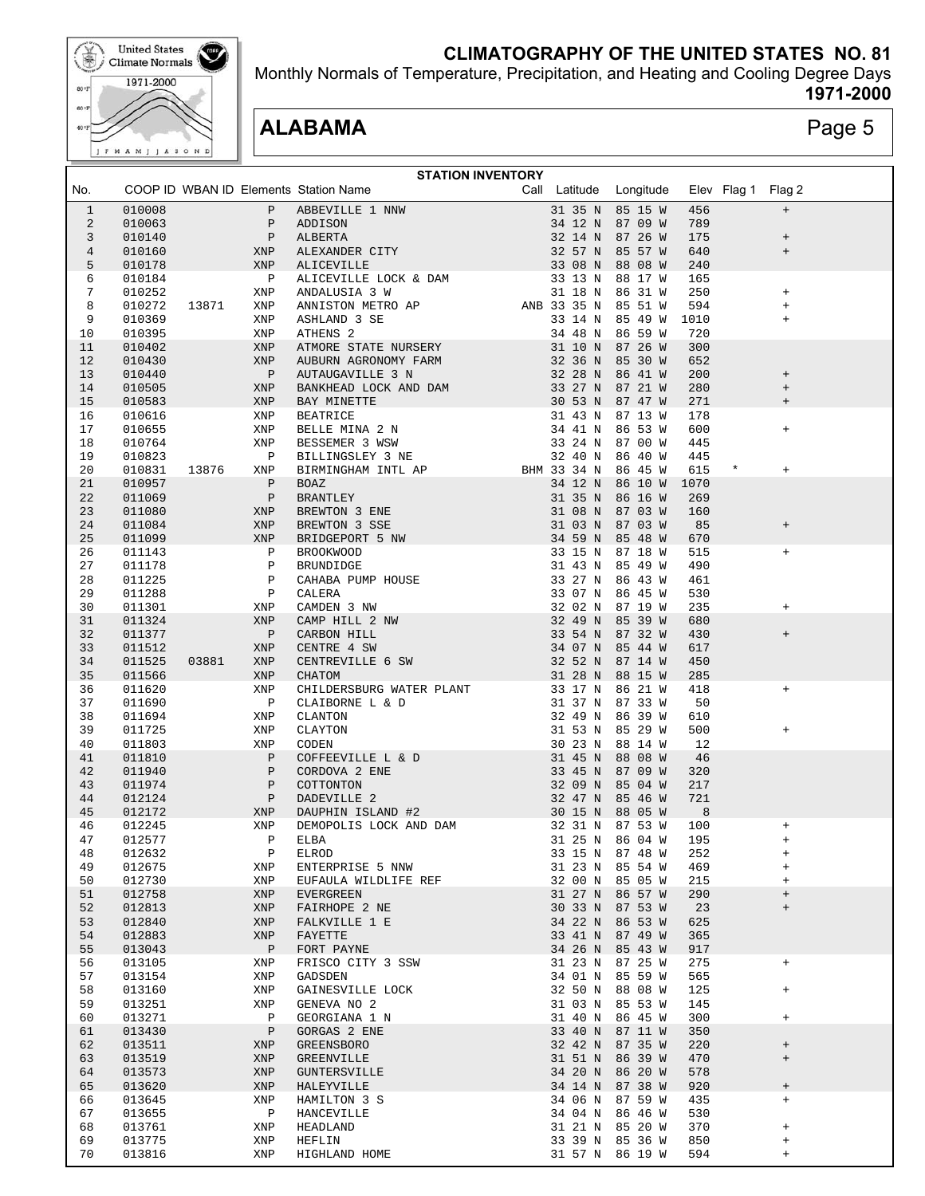# CLIMATOGRAPHY OF THE UNITED STATES NO. 81

Monthly Normals of Temperature, Precipitation, and Heating and Cooling Degree Days

**1971-2000**

## ALABAMA

### STATION INVENTORY

| No. | COOP ID | WBAN ID | Elements | Station Name | Call | Latitude | Longitude | Elev | Flag 1 | Flag 2 |
|---|---|---|---|---|---|---|---|---|---|---|
| 1 | 010008 | | P | ABBEVILLE 1 NNW | | 31 35 N | 85 15 W | 456 | | + |
| 2 | 010063 | | P | ADDISON | | 34 12 N | 87 09 W | 789 | | |
| 3 | 010140 | | P | ALBERTA | | 32 14 N | 87 26 W | 175 | | + |
| 4 | 010160 | | XNP | ALEXANDER CITY | | 32 57 N | 85 57 W | 640 | | + |
| 5 | 010178 | | XNP | ALICEVILLE | | 33 08 N | 88 08 W | 240 | | |
| 6 | 010184 | | P | ALICEVILLE LOCK & DAM | | 33 13 N | 88 17 W | 165 | | |
| 7 | 010252 | | XNP | ANDALUSIA 3 W | | 31 18 N | 86 31 W | 250 | | + |
| 8 | 010272 | 13871 | XNP | ANNISTON METRO AP | ANB | 33 35 N | 85 51 W | 594 | | + |
| 9 | 010369 | | XNP | ASHLAND 3 SE | | 33 14 N | 85 49 W | 1010 | | + |
| 10 | 010395 | | XNP | ATHENS 2 | | 34 48 N | 86 59 W | 720 | | |
| 11 | 010402 | | XNP | ATMORE STATE NURSERY | | 31 10 N | 87 26 W | 300 | | |
| 12 | 010430 | | XNP | AUBURN AGRONOMY FARM | | 32 36 N | 85 30 W | 652 | | |
| 13 | 010440 | | P | AUTAUGAVILLE 3 N | | 32 28 N | 86 41 W | 200 | | + |
| 14 | 010505 | | XNP | BANKHEAD LOCK AND DAM | | 33 27 N | 87 21 W | 280 | | + |
| 15 | 010583 | | XNP | BAY MINETTE | | 30 53 N | 87 47 W | 271 | | + |
| 16 | 010616 | | XNP | BEATRICE | | 31 43 N | 87 13 W | 178 | | |
| 17 | 010655 | | XNP | BELLE MINA 2 N | | 34 41 N | 86 53 W | 600 | | + |
| 18 | 010764 | | XNP | BESSEMER 3 WSW | | 33 24 N | 87 00 W | 445 | | |
| 19 | 010823 | | P | BILLINGSLEY 3 NE | | 32 40 N | 86 40 W | 445 | | |
| 20 | 010831 | 13876 | XNP | BIRMINGHAM INTL AP | BHM | 33 34 N | 86 45 W | 615 | * | + |
| 21 | 010957 | | P | BOAZ | | 34 12 N | 86 10 W | 1070 | | |
| 22 | 011069 | | P | BRANTLEY | | 31 35 N | 86 16 W | 269 | | |
| 23 | 011080 | | XNP | BREWTON 3 ENE | | 31 08 N | 87 03 W | 160 | | |
| 24 | 011084 | | XNP | BREWTON 3 SSE | | 31 03 N | 87 03 W | 85 | | + |
| 25 | 011099 | | XNP | BRIDGEPORT 5 NW | | 34 59 N | 85 48 W | 670 | | |
| 26 | 011143 | | P | BROOKWOOD | | 33 15 N | 87 18 W | 515 | | + |
| 27 | 011178 | | P | BRUNDIDGE | | 31 43 N | 85 49 W | 490 | | |
| 28 | 011225 | | P | CAHABA PUMP HOUSE | | 33 27 N | 86 43 W | 461 | | |
| 29 | 011288 | | P | CALERA | | 33 07 N | 86 45 W | 530 | | |
| 30 | 011301 | | XNP | CAMDEN 3 NW | | 32 02 N | 87 19 W | 235 | | + |
| 31 | 011324 | | XNP | CAMP HILL 2 NW | | 32 49 N | 85 39 W | 680 | | |
| 32 | 011377 | | P | CARBON HILL | | 33 54 N | 87 32 W | 430 | | + |
| 33 | 011512 | | XNP | CENTRE 4 SW | | 34 07 N | 85 44 W | 617 | | |
| 34 | 011525 | 03881 | XNP | CENTREVILLE 6 SW | | 32 52 N | 87 14 W | 450 | | |
| 35 | 011566 | | XNP | CHATOM | | 31 28 N | 88 15 W | 285 | | |
| 36 | 011620 | | XNP | CHILDERSBURG WATER PLANT | | 33 17 N | 86 21 W | 418 | | + |
| 37 | 011690 | | P | CLAIBORNE L & D | | 31 37 N | 87 33 W | 50 | | |
| 38 | 011694 | | XNP | CLANTON | | 32 49 N | 86 39 W | 610 | | |
| 39 | 011725 | | XNP | CLAYTON | | 31 53 N | 85 29 W | 500 | | + |
| 40 | 011803 | | XNP | CODEN | | 30 23 N | 88 14 W | 12 | | |
| 41 | 011810 | | P | COFFEEVILLE L & D | | 31 45 N | 88 08 W | 46 | | |
| 42 | 011940 | | P | CORDOVA 2 ENE | | 33 45 N | 87 09 W | 320 | | |
| 43 | 011974 | | P | COTTONTON | | 32 09 N | 85 04 W | 217 | | |
| 44 | 012124 | | P | DADEVILLE 2 | | 32 47 N | 85 46 W | 721 | | |
| 45 | 012172 | | XNP | DAUPHIN ISLAND #2 | | 30 15 N | 88 05 W | 8 | | |
| 46 | 012245 | | XNP | DEMOPOLIS LOCK AND DAM | | 32 31 N | 87 53 W | 100 | | + |
| 47 | 012577 | | P | ELBA | | 31 25 N | 86 04 W | 195 | | + |
| 48 | 012632 | | P | ELROD | | 33 15 N | 87 48 W | 252 | | + |
| 49 | 012675 | | XNP | ENTERPRISE 5 NNW | | 31 23 N | 85 54 W | 469 | | + |
| 50 | 012730 | | XNP | EUFAULA WILDLIFE REF | | 32 00 N | 85 05 W | 215 | | + |
| 51 | 012758 | | XNP | EVERGREEN | | 31 27 N | 86 57 W | 290 | | + |
| 52 | 012813 | | XNP | FAIRHOPE 2 NE | | 30 33 N | 87 53 W | 23 | | + |
| 53 | 012840 | | XNP | FALKVILLE 1 E | | 34 22 N | 86 53 W | 625 | | |
| 54 | 012883 | | XNP | FAYETTE | | 33 41 N | 87 49 W | 365 | | |
| 55 | 013043 | | P | FORT PAYNE | | 34 26 N | 85 43 W | 917 | | |
| 56 | 013105 | | XNP | FRISCO CITY 3 SSW | | 31 23 N | 87 25 W | 275 | | + |
| 57 | 013154 | | XNP | GADSDEN | | 34 01 N | 85 59 W | 565 | | |
| 58 | 013160 | | XNP | GAINESVILLE LOCK | | 32 50 N | 88 08 W | 125 | | + |
| 59 | 013251 | | XNP | GENEVA NO 2 | | 31 03 N | 85 53 W | 145 | | |
| 60 | 013271 | | P | GEORGIANA 1 N | | 31 40 N | 86 45 W | 300 | | + |
| 61 | 013430 | | P | GORGAS 2 ENE | | 33 40 N | 87 11 W | 350 | | |
| 62 | 013511 | | XNP | GREENSBORO | | 32 42 N | 87 35 W | 220 | | + |
| 63 | 013519 | | XNP | GREENVILLE | | 31 51 N | 86 39 W | 470 | | + |
| 64 | 013573 | | XNP | GUNTERSVILLE | | 34 20 N | 86 20 W | 578 | | |
| 65 | 013620 | | XNP | HALEYVILLE | | 34 14 N | 87 38 W | 920 | | + |
| 66 | 013645 | | XNP | HAMILTON 3 S | | 34 06 N | 87 59 W | 435 | | + |
| 67 | 013655 | | P | HANCEVILLE | | 34 04 N | 86 46 W | 530 | | |
| 68 | 013761 | | XNP | HEADLAND | | 31 21 N | 85 20 W | 370 | | + |
| 69 | 013775 | | XNP | HEFLIN | | 33 39 N | 85 36 W | 850 | | + |
| 70 | 013816 | | XNP | HIGHLAND HOME | | 31 57 N | 86 19 W | 594 | | + |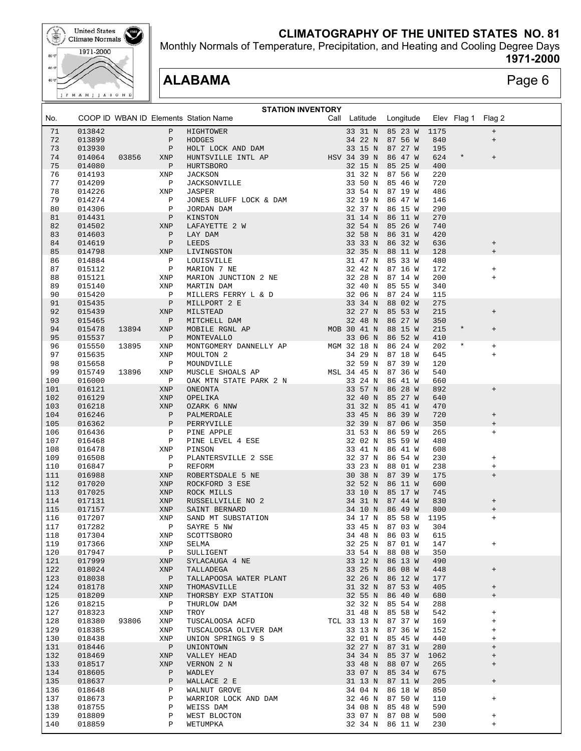# CLIMATOGRAPHY OF THE UNITED STATES NO. 81

Monthly Normals of Temperature, Precipitation, and Heating and Cooling Degree Days

**1971-2000**

## ALABAMA

### STATION INVENTORY

| No. | COOP ID | WBAN ID | Elements | Station Name | Call | Latitude | Longitude | Elev | Flag 1 | Flag 2 |
|---|---|---|---|---|---|---|---|---|---|---|
| 71 | 013842 | | P | HIGHTOWER | | 33 31 N | 85 23 W | 1175 | | + |
| 72 | 013899 | | P | HODGES | | 34 22 N | 87 56 W | 840 | | + |
| 73 | 013930 | | P | HOLT LOCK AND DAM | | 33 15 N | 87 27 W | 195 | | |
| 74 | 014064 | 03856 | XNP | HUNTSVILLE INTL AP | HSV | 34 39 N | 86 47 W | 624 | * | + |
| 75 | 014080 | | P | HURTSBORO | | 32 15 N | 85 25 W | 400 | | |
| 76 | 014193 | | XNP | JACKSON | | 31 32 N | 87 56 W | 220 | | |
| 77 | 014209 | | P | JACKSONVILLE | | 33 50 N | 85 46 W | 720 | | |
| 78 | 014226 | | XNP | JASPER | | 33 54 N | 87 19 W | 486 | | |
| 79 | 014274 | | P | JONES BLUFF LOCK & DAM | | 32 19 N | 86 47 W | 146 | | |
| 80 | 014306 | | P | JORDAN DAM | | 32 37 N | 86 15 W | 290 | | |
| 81 | 014431 | | P | KINSTON | | 31 14 N | 86 11 W | 270 | | |
| 82 | 014502 | | XNP | LAFAYETTE 2 W | | 32 54 N | 85 26 W | 740 | | |
| 83 | 014603 | | P | LAY DAM | | 32 58 N | 86 31 W | 420 | | |
| 84 | 014619 | | P | LEEDS | | 33 33 N | 86 32 W | 636 | | + |
| 85 | 014798 | | XNP | LIVINGSTON | | 32 35 N | 88 11 W | 128 | | + |
| 86 | 014884 | | P | LOUISVILLE | | 31 47 N | 85 33 W | 480 | | |
| 87 | 015112 | | P | MARION 7 NE | | 32 42 N | 87 16 W | 172 | | + |
| 88 | 015121 | | XNP | MARION JUNCTION 2 NE | | 32 28 N | 87 14 W | 200 | | + |
| 89 | 015140 | | XNP | MARTIN DAM | | 32 40 N | 85 55 W | 340 | | |
| 90 | 015420 | | P | MILLERS FERRY L & D | | 32 06 N | 87 24 W | 115 | | |
| 91 | 015435 | | P | MILLPORT 2 E | | 33 34 N | 88 02 W | 275 | | |
| 92 | 015439 | | XNP | MILSTEAD | | 32 27 N | 85 53 W | 215 | | + |
| 93 | 015465 | | P | MITCHELL DAM | | 32 48 N | 86 27 W | 350 | | |
| 94 | 015478 | 13894 | XNP | MOBILE RGNL AP | MOB | 30 41 N | 88 15 W | 215 | * | + |
| 95 | 015537 | | P | MONTEVALLO | | 33 06 N | 86 52 W | 410 | | |
| 96 | 015550 | 13895 | XNP | MONTGOMERY DANNELLY AP | MGM | 32 18 N | 86 24 W | 202 | * | + |
| 97 | 015635 | | XNP | MOULTON 2 | | 34 29 N | 87 18 W | 645 | | + |
| 98 | 015658 | | P | MOUNDVILLE | | 32 59 N | 87 39 W | 120 | | |
| 99 | 015749 | 13896 | XNP | MUSCLE SHOALS AP | MSL | 34 45 N | 87 36 W | 540 | | |
| 100 | 016000 | | P | OAK MTN STATE PARK 2 N | | 33 24 N | 86 41 W | 660 | | |
| 101 | 016121 | | XNP | ONEONTA | | 33 57 N | 86 28 W | 892 | | + |
| 102 | 016129 | | XNP | OPELIKA | | 32 40 N | 85 27 W | 640 | | |
| 103 | 016218 | | XNP | OZARK 6 NNW | | 31 32 N | 85 41 W | 470 | | |
| 104 | 016246 | | P | PALMERDALE | | 33 45 N | 86 39 W | 720 | | + |
| 105 | 016362 | | P | PERRYVILLE | | 32 39 N | 87 06 W | 350 | | + |
| 106 | 016436 | | P | PINE APPLE | | 31 53 N | 86 59 W | 265 | | + |
| 107 | 016468 | | P | PINE LEVEL 4 ESE | | 32 02 N | 85 59 W | 480 | | |
| 108 | 016478 | | XNP | PINSON | | 33 41 N | 86 41 W | 608 | | |
| 109 | 016508 | | P | PLANTERSVILLE 2 SSE | | 32 37 N | 86 54 W | 230 | | + |
| 110 | 016847 | | P | REFORM | | 33 23 N | 88 01 W | 238 | | + |
| 111 | 016988 | | XNP | ROBERTSDALE 5 NE | | 30 38 N | 87 39 W | 175 | | + |
| 112 | 017020 | | XNP | ROCKFORD 3 ESE | | 32 52 N | 86 11 W | 600 | | |
| 113 | 017025 | | XNP | ROCK MILLS | | 33 10 N | 85 17 W | 745 | | |
| 114 | 017131 | | XNP | RUSSELLVILLE NO 2 | | 34 31 N | 87 44 W | 830 | | + |
| 115 | 017157 | | XNP | SAINT BERNARD | | 34 10 N | 86 49 W | 800 | | + |
| 116 | 017207 | | XNP | SAND MT SUBSTATION | | 34 17 N | 85 58 W | 1195 | | + |
| 117 | 017282 | | P | SAYRE 5 NW | | 33 45 N | 87 03 W | 304 | | |
| 118 | 017304 | | XNP | SCOTTSBORO | | 34 48 N | 86 03 W | 615 | | |
| 119 | 017366 | | XNP | SELMA | | 32 25 N | 87 01 W | 147 | | + |
| 120 | 017947 | | P | SULLIGENT | | 33 54 N | 88 08 W | 350 | | |
| 121 | 017999 | | XNP | SYLACAUGA 4 NE | | 33 12 N | 86 13 W | 490 | | |
| 122 | 018024 | | XNP | TALLADEGA | | 33 25 N | 86 08 W | 448 | | + |
| 123 | 018038 | | P | TALLAPOOSA WATER PLANT | | 32 26 N | 86 12 W | 177 | | |
| 124 | 018178 | | XNP | THOMASVILLE | | 31 32 N | 87 53 W | 405 | | + |
| 125 | 018209 | | XNP | THORSBY EXP STATION | | 32 55 N | 86 40 W | 680 | | + |
| 126 | 018215 | | P | THURLOW DAM | | 32 32 N | 85 54 W | 288 | | |
| 127 | 018323 | | XNP | TROY | | 31 48 N | 85 58 W | 542 | | + |
| 128 | 018380 | 93806 | XNP | TUSCALOOSA ACFD | TCL | 33 13 N | 87 37 W | 169 | | + |
| 129 | 018385 | | XNP | TUSCALOOSA OLIVER DAM | | 33 13 N | 87 36 W | 152 | | + |
| 130 | 018438 | | XNP | UNION SPRINGS 9 S | | 32 01 N | 85 45 W | 440 | | + |
| 131 | 018446 | | P | UNIONTOWN | | 32 27 N | 87 31 W | 280 | | + |
| 132 | 018469 | | XNP | VALLEY HEAD | | 34 34 N | 85 37 W | 1062 | | + |
| 133 | 018517 | | XNP | VERNON 2 N | | 33 48 N | 88 07 W | 265 | | + |
| 134 | 018605 | | P | WADLEY | | 33 07 N | 85 34 W | 675 | | |
| 135 | 018637 | | P | WALLACE 2 E | | 31 13 N | 87 11 W | 205 | | + |
| 136 | 018648 | | P | WALNUT GROVE | | 34 04 N | 86 18 W | 850 | | |
| 137 | 018673 | | P | WARRIOR LOCK AND DAM | | 32 46 N | 87 50 W | 110 | | + |
| 138 | 018755 | | P | WEISS DAM | | 34 08 N | 85 48 W | 590 | | |
| 139 | 018809 | | P | WEST BLOCTON | | 33 07 N | 87 08 W | 500 | | + |
| 140 | 018859 | | P | WETUMPKA | | 32 34 N | 86 11 W | 230 | | + |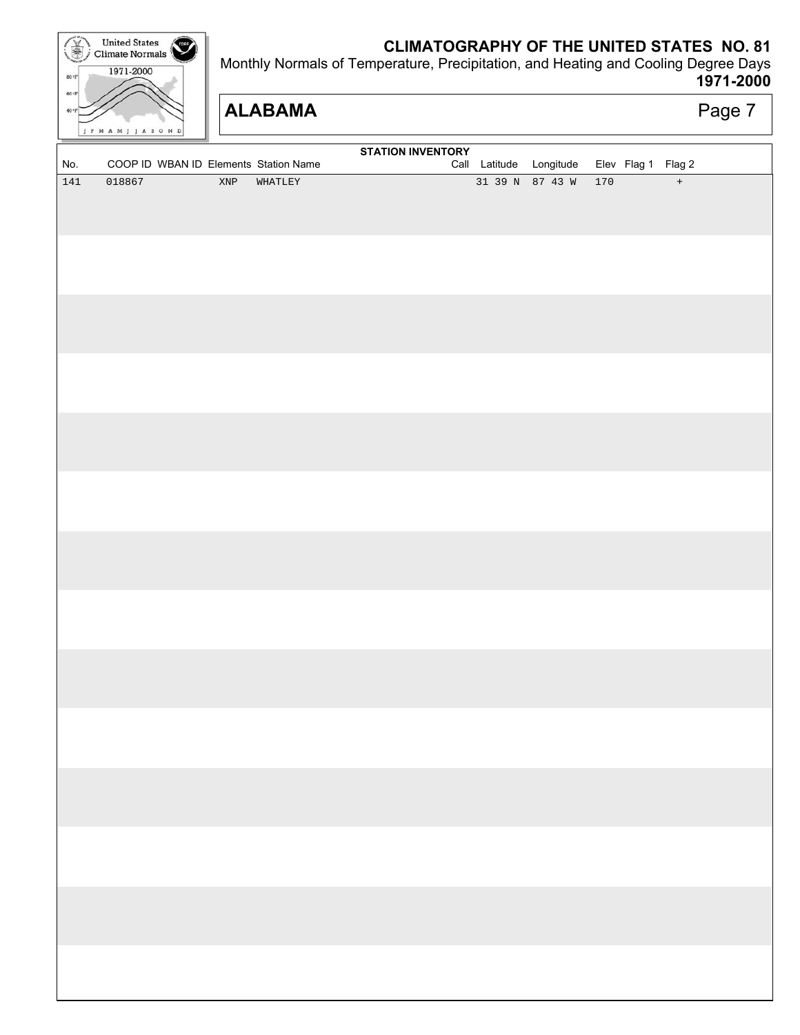# CLIMATOGRAPHY OF THE UNITED STATES NO. 81

Monthly Normals of Temperature, Precipitation, and Heating and Cooling Degree Days

**1971-2000**

## ALABAMA

**STATION INVENTORY**

| No. | COOP ID | WBAN ID | Elements | Station Name | Call | Latitude | Longitude | Elev | Flag 1 | Flag 2 |
|---|---|---|---|---|---|---|---|---|---|---|
| 141 | 018867 | | XNP | WHATLEY | | 31 39 N | 87 43 W | 170 | | + |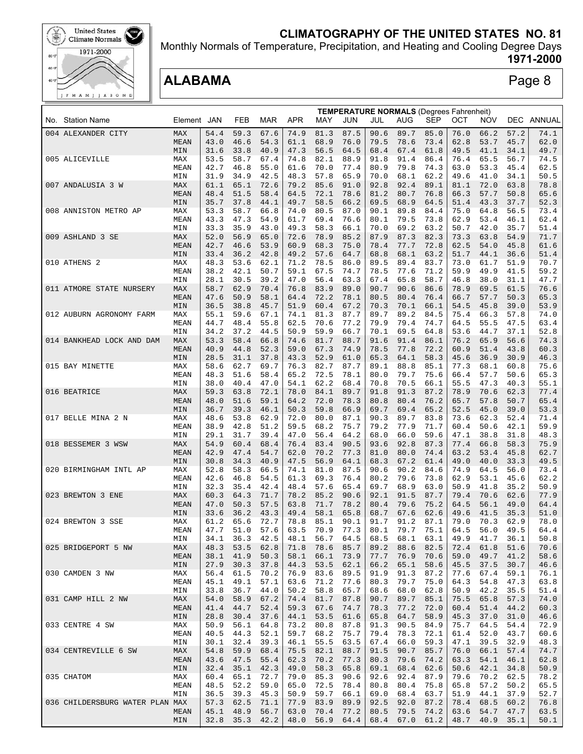# CLIMATOGRAPHY OF THE UNITED STATES NO. 81

Monthly Normals of Temperature, Precipitation, and Heating and Cooling Degree Days

**1971-2000**

## ALABAMA

**TEMPERATURE NORMALS** (Degrees Fahrenheit)

| No. Station Name | Element | JAN | FEB | MAR | APR | MAY | JUN | JUL | AUG | SEP | OCT | NOV | DEC | ANNUAL |
|---|---|---|---|---|---|---|---|---|---|---|---|---|---|---|
| 004 ALEXANDER CITY | MAX | 54.4 | 59.3 | 67.6 | 74.9 | 81.3 | 87.5 | 90.6 | 89.7 | 85.0 | 76.0 | 66.2 | 57.2 | 74.1 |
| | MEAN | 43.0 | 46.6 | 54.3 | 61.1 | 68.9 | 76.0 | 79.5 | 78.6 | 73.4 | 62.8 | 53.7 | 45.7 | 62.0 |
| | MIN | 31.6 | 33.8 | 40.9 | 47.3 | 56.5 | 64.5 | 68.4 | 67.4 | 61.8 | 49.5 | 41.1 | 34.1 | 49.7 |
| 005 ALICEVILLE | MAX | 53.5 | 58.7 | 67.4 | 74.8 | 82.1 | 88.9 | 91.8 | 91.4 | 86.4 | 76.4 | 65.5 | 56.7 | 74.5 |
| | MEAN | 42.7 | 46.8 | 55.0 | 61.6 | 70.0 | 77.4 | 80.9 | 79.8 | 74.3 | 63.0 | 53.3 | 45.4 | 62.5 |
| | MIN | 31.9 | 34.9 | 42.5 | 48.3 | 57.8 | 65.9 | 70.0 | 68.1 | 62.2 | 49.6 | 41.0 | 34.1 | 50.5 |
| 007 ANDALUSIA 3 W | MAX | 61.1 | 65.1 | 72.6 | 79.2 | 85.6 | 91.0 | 92.8 | 92.4 | 89.1 | 81.1 | 72.0 | 63.8 | 78.8 |
| | MEAN | 48.4 | 51.5 | 58.4 | 64.5 | 72.1 | 78.6 | 81.2 | 80.7 | 76.8 | 66.3 | 57.7 | 50.8 | 65.6 |
| | MIN | 35.7 | 37.8 | 44.1 | 49.7 | 58.5 | 66.2 | 69.5 | 68.9 | 64.5 | 51.4 | 43.3 | 37.7 | 52.3 |
| 008 ANNISTON METRO AP | MAX | 53.3 | 58.7 | 66.8 | 74.0 | 80.5 | 87.0 | 90.1 | 89.8 | 84.4 | 75.0 | 64.8 | 56.5 | 73.4 |
| | MEAN | 43.3 | 47.3 | 54.9 | 61.7 | 69.4 | 76.6 | 80.1 | 79.5 | 73.8 | 62.9 | 53.4 | 46.1 | 62.4 |
| | MIN | 33.3 | 35.9 | 43.0 | 49.3 | 58.3 | 66.1 | 70.0 | 69.2 | 63.2 | 50.7 | 42.0 | 35.7 | 51.4 |
| 009 ASHLAND 3 SE | MAX | 52.0 | 56.9 | 65.0 | 72.6 | 78.9 | 85.2 | 87.9 | 87.3 | 82.3 | 73.3 | 63.8 | 54.9 | 71.7 |
| | MEAN | 42.7 | 46.6 | 53.9 | 60.9 | 68.3 | 75.0 | 78.4 | 77.7 | 72.8 | 62.5 | 54.0 | 45.8 | 61.6 |
| | MIN | 33.4 | 36.2 | 42.8 | 49.2 | 57.6 | 64.7 | 68.8 | 68.1 | 63.2 | 51.7 | 44.1 | 36.6 | 51.4 |
| 010 ATHENS 2 | MAX | 48.3 | 53.6 | 62.1 | 71.2 | 78.5 | 86.0 | 89.5 | 89.4 | 83.7 | 73.0 | 61.7 | 51.9 | 70.7 |
| | MEAN | 38.2 | 42.1 | 50.7 | 59.1 | 67.5 | 74.7 | 78.5 | 77.6 | 71.2 | 59.9 | 49.9 | 41.5 | 59.2 |
| | MIN | 28.1 | 30.5 | 39.2 | 47.0 | 56.4 | 63.3 | 67.4 | 65.8 | 58.7 | 46.8 | 38.0 | 31.1 | 47.7 |
| 011 ATMORE STATE NURSERY | MAX | 58.7 | 62.9 | 70.4 | 76.8 | 83.9 | 89.0 | 90.7 | 90.6 | 86.6 | 78.9 | 69.5 | 61.5 | 76.6 |
| | MEAN | 47.6 | 50.9 | 58.1 | 64.4 | 72.2 | 78.1 | 80.5 | 80.4 | 76.4 | 66.7 | 57.7 | 50.3 | 65.3 |
| | MIN | 36.5 | 38.8 | 45.7 | 51.9 | 60.4 | 67.2 | 70.3 | 70.1 | 66.1 | 54.5 | 45.8 | 39.0 | 53.9 |
| 012 AUBURN AGRONOMY FARM | MAX | 55.1 | 59.6 | 67.1 | 74.1 | 81.3 | 87.7 | 89.7 | 89.2 | 84.5 | 75.4 | 66.3 | 57.8 | 74.0 |
| | MEAN | 44.7 | 48.4 | 55.8 | 62.5 | 70.6 | 77.2 | 79.9 | 79.4 | 74.7 | 64.5 | 55.5 | 47.5 | 63.4 |
| | MIN | 34.2 | 37.2 | 44.5 | 50.9 | 59.9 | 66.7 | 70.1 | 69.5 | 64.8 | 53.6 | 44.7 | 37.1 | 52.8 |
| 014 BANKHEAD LOCK AND DAM | MAX | 53.3 | 58.4 | 66.8 | 74.6 | 81.7 | 88.7 | 91.6 | 91.4 | 86.1 | 76.2 | 65.9 | 56.6 | 74.3 |
| | MEAN | 40.9 | 44.8 | 52.3 | 59.0 | 67.3 | 74.9 | 78.5 | 77.8 | 72.2 | 60.9 | 51.4 | 43.8 | 60.3 |
| | MIN | 28.5 | 31.1 | 37.8 | 43.3 | 52.9 | 61.0 | 65.3 | 64.1 | 58.3 | 45.6 | 36.9 | 30.9 | 46.3 |
| 015 BAY MINETTE | MAX | 58.6 | 62.7 | 69.7 | 76.3 | 82.7 | 87.7 | 89.1 | 88.8 | 85.1 | 77.3 | 68.1 | 60.8 | 75.6 |
| | MEAN | 48.3 | 51.6 | 58.4 | 65.2 | 72.5 | 78.1 | 80.0 | 79.7 | 75.6 | 66.4 | 57.7 | 50.6 | 65.3 |
| | MIN | 38.0 | 40.4 | 47.0 | 54.1 | 62.2 | 68.4 | 70.8 | 70.5 | 66.1 | 55.5 | 47.3 | 40.3 | 55.1 |
| 016 BEATRICE | MAX | 59.3 | 63.8 | 72.1 | 78.0 | 84.1 | 89.7 | 91.8 | 91.3 | 87.2 | 78.9 | 70.6 | 62.3 | 77.4 |
| | MEAN | 48.0 | 51.6 | 59.1 | 64.2 | 72.0 | 78.3 | 80.8 | 80.4 | 76.2 | 65.7 | 57.8 | 50.7 | 65.4 |
| | MIN | 36.7 | 39.3 | 46.1 | 50.3 | 59.8 | 66.9 | 69.7 | 69.4 | 65.2 | 52.5 | 45.0 | 39.0 | 53.3 |
| 017 BELLE MINA 2 N | MAX | 48.6 | 53.8 | 62.9 | 72.0 | 80.0 | 87.1 | 90.3 | 89.7 | 83.8 | 73.6 | 62.3 | 52.4 | 71.4 |
| | MEAN | 38.9 | 42.8 | 51.2 | 59.5 | 68.2 | 75.7 | 79.2 | 77.9 | 71.7 | 60.4 | 50.6 | 42.1 | 59.9 |
| | MIN | 29.1 | 31.7 | 39.4 | 47.0 | 56.4 | 64.2 | 68.0 | 66.0 | 59.6 | 47.1 | 38.8 | 31.8 | 48.3 |
| 018 BESSEMER 3 WSW | MAX | 54.9 | 60.4 | 68.4 | 76.4 | 83.4 | 90.5 | 93.6 | 92.8 | 87.3 | 77.4 | 66.8 | 58.3 | 75.9 |
| | MEAN | 42.9 | 47.4 | 54.7 | 62.0 | 70.2 | 77.3 | 81.0 | 80.0 | 74.4 | 63.2 | 53.4 | 45.8 | 62.7 |
| | MIN | 30.8 | 34.3 | 40.9 | 47.5 | 56.9 | 64.1 | 68.3 | 67.2 | 61.4 | 49.0 | 40.0 | 33.3 | 49.5 |
| 020 BIRMINGHAM INTL AP | MAX | 52.8 | 58.3 | 66.5 | 74.1 | 81.0 | 87.5 | 90.6 | 90.2 | 84.6 | 74.9 | 64.5 | 56.0 | 73.4 |
| | MEAN | 42.6 | 46.8 | 54.5 | 61.3 | 69.3 | 76.4 | 80.2 | 79.6 | 73.8 | 62.9 | 53.1 | 45.6 | 62.2 |
| | MIN | 32.3 | 35.4 | 42.4 | 48.4 | 57.6 | 65.4 | 69.7 | 68.9 | 63.0 | 50.9 | 41.8 | 35.2 | 50.9 |
| 023 BREWTON 3 ENE | MAX | 60.3 | 64.3 | 71.7 | 78.2 | 85.2 | 90.6 | 92.1 | 91.5 | 87.7 | 79.4 | 70.6 | 62.6 | 77.9 |
| | MEAN | 47.0 | 50.3 | 57.5 | 63.8 | 71.7 | 78.2 | 80.4 | 79.6 | 75.2 | 64.5 | 56.1 | 49.0 | 64.4 |
| | MIN | 33.6 | 36.2 | 43.3 | 49.4 | 58.1 | 65.8 | 68.7 | 67.6 | 62.6 | 49.6 | 41.5 | 35.3 | 51.0 |
| 024 BREWTON 3 SSE | MAX | 61.2 | 65.6 | 72.7 | 78.8 | 85.1 | 90.1 | 91.7 | 91.2 | 87.1 | 79.0 | 70.3 | 62.9 | 78.0 |
| | MEAN | 47.7 | 51.0 | 57.6 | 63.5 | 70.9 | 77.3 | 80.1 | 79.7 | 75.1 | 64.5 | 56.0 | 49.5 | 64.4 |
| | MIN | 34.1 | 36.3 | 42.5 | 48.1 | 56.7 | 64.5 | 68.5 | 68.1 | 63.1 | 49.9 | 41.7 | 36.1 | 50.8 |
| 025 BRIDGEPORT 5 NW | MAX | 48.3 | 53.5 | 62.8 | 71.8 | 78.6 | 85.7 | 89.2 | 88.6 | 82.5 | 72.4 | 61.8 | 51.6 | 70.6 |
| | MEAN | 38.1 | 41.9 | 50.3 | 58.1 | 66.1 | 73.9 | 77.7 | 76.9 | 70.6 | 59.0 | 49.7 | 41.2 | 58.6 |
| | MIN | 27.9 | 30.3 | 37.8 | 44.3 | 53.5 | 62.1 | 66.2 | 65.1 | 58.6 | 45.5 | 37.5 | 30.7 | 46.6 |
| 030 CAMDEN 3 NW | MAX | 56.4 | 61.5 | 70.2 | 76.9 | 83.6 | 89.5 | 91.9 | 91.3 | 87.2 | 77.6 | 67.4 | 59.1 | 76.1 |
| | MEAN | 45.1 | 49.1 | 57.1 | 63.6 | 71.2 | 77.6 | 80.3 | 79.7 | 75.0 | 64.3 | 54.8 | 47.3 | 63.8 |
| | MIN | 33.8 | 36.7 | 44.0 | 50.2 | 58.8 | 65.7 | 68.6 | 68.0 | 62.8 | 50.9 | 42.2 | 35.5 | 51.4 |
| 031 CAMP HILL 2 NW | MAX | 54.0 | 58.9 | 67.2 | 74.4 | 81.7 | 87.8 | 90.7 | 89.7 | 85.1 | 75.5 | 65.8 | 57.3 | 74.0 |
| | MEAN | 41.4 | 44.7 | 52.4 | 59.3 | 67.6 | 74.7 | 78.3 | 77.2 | 72.0 | 60.4 | 51.4 | 44.2 | 60.3 |
| | MIN | 28.8 | 30.4 | 37.6 | 44.1 | 53.5 | 61.6 | 65.8 | 64.7 | 58.9 | 45.3 | 37.0 | 31.0 | 46.6 |
| 033 CENTRE 4 SW | MAX | 50.9 | 56.1 | 64.8 | 73.2 | 80.8 | 87.8 | 91.3 | 90.5 | 84.9 | 75.7 | 64.5 | 54.4 | 72.9 |
| | MEAN | 40.5 | 44.3 | 52.1 | 59.7 | 68.2 | 75.7 | 79.4 | 78.3 | 72.1 | 61.4 | 52.0 | 43.7 | 60.6 |
| | MIN | 30.1 | 32.4 | 39.3 | 46.1 | 55.5 | 63.5 | 67.4 | 66.0 | 59.3 | 47.1 | 39.5 | 32.9 | 48.3 |
| 034 CENTREVILLE 6 SW | MAX | 54.8 | 59.9 | 68.4 | 75.5 | 82.1 | 88.7 | 91.5 | 90.7 | 85.7 | 76.0 | 66.1 | 57.4 | 74.7 |
| | MEAN | 43.6 | 47.5 | 55.4 | 62.3 | 70.2 | 77.3 | 80.3 | 79.6 | 74.2 | 63.3 | 54.1 | 46.1 | 62.8 |
| | MIN | 32.4 | 35.1 | 42.3 | 49.0 | 58.3 | 65.8 | 69.1 | 68.4 | 62.6 | 50.6 | 42.1 | 34.8 | 50.9 |
| 035 CHATOM | MAX | 60.4 | 65.1 | 72.7 | 79.0 | 85.3 | 90.6 | 92.6 | 92.4 | 87.9 | 79.6 | 70.2 | 62.5 | 78.2 |
| | MEAN | 48.5 | 52.2 | 59.0 | 65.0 | 72.5 | 78.4 | 80.8 | 80.4 | 75.8 | 65.8 | 57.2 | 50.2 | 65.5 |
| | MIN | 36.5 | 39.3 | 45.3 | 50.9 | 59.7 | 66.1 | 69.0 | 68.4 | 63.7 | 51.9 | 44.1 | 37.9 | 52.7 |
| 036 CHILDERSBURG WATER PLAN | MAX | 57.3 | 62.5 | 71.1 | 77.9 | 83.9 | 89.9 | 92.5 | 92.0 | 87.2 | 78.4 | 68.5 | 60.2 | 76.8 |
| | MEAN | 45.1 | 48.9 | 56.7 | 63.0 | 70.4 | 77.2 | 80.5 | 79.5 | 74.2 | 63.6 | 54.7 | 47.7 | 63.5 |
| | MIN | 32.8 | 35.3 | 42.2 | 48.0 | 56.9 | 64.4 | 68.4 | 67.0 | 61.2 | 48.7 | 40.9 | 35.1 | 50.1 |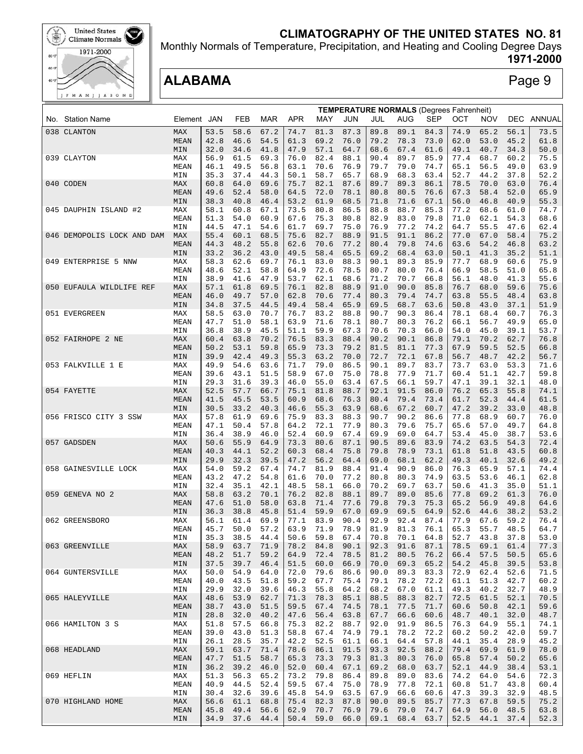# CLIMATOGRAPHY OF THE UNITED STATES NO. 81

Monthly Normals of Temperature, Precipitation, and Heating and Cooling Degree Days

**1971-2000**

## ALABAMA

Page 9

| No. | Station Name | Element | TEMPERATURE NORMALS (Degrees Fahrenheit) JAN | FEB | MAR | APR | MAY | JUN | JUL | AUG | SEP | OCT | NOV | DEC | ANNUAL |
|---|---|---|---|---|---|---|---|---|---|---|---|---|---|---|---|
| 038 | CLANTON | MAX | 53.5 | 58.6 | 67.2 | 74.7 | 81.3 | 87.3 | 89.8 | 89.1 | 84.3 | 74.9 | 65.2 | 56.1 | 73.5 |
| | | MEAN | 42.8 | 46.6 | 54.5 | 61.3 | 69.2 | 76.0 | 79.2 | 78.3 | 73.0 | 62.0 | 53.0 | 45.2 | 61.8 |
| | | MIN | 32.0 | 34.6 | 41.8 | 47.9 | 57.1 | 64.7 | 68.6 | 67.4 | 61.6 | 49.1 | 40.7 | 34.3 | 50.0 |
| 039 | CLAYTON | MAX | 56.9 | 61.5 | 69.3 | 76.0 | 82.4 | 88.1 | 90.4 | 89.7 | 85.9 | 77.4 | 68.7 | 60.2 | 75.5 |
| | | MEAN | 46.1 | 49.5 | 56.8 | 63.1 | 70.6 | 76.9 | 79.7 | 79.0 | 74.7 | 65.1 | 56.5 | 49.0 | 63.9 |
| | | MIN | 35.3 | 37.4 | 44.3 | 50.1 | 58.7 | 65.7 | 68.9 | 68.3 | 63.4 | 52.7 | 44.2 | 37.8 | 52.2 |
| 040 | CODEN | MAX | 60.8 | 64.0 | 69.6 | 75.7 | 82.1 | 87.6 | 89.7 | 89.3 | 86.1 | 78.5 | 70.0 | 63.0 | 76.4 |
| | | MEAN | 49.6 | 52.4 | 58.0 | 64.5 | 72.0 | 78.1 | 80.8 | 80.5 | 76.6 | 67.3 | 58.4 | 52.0 | 65.9 |
| | | MIN | 38.3 | 40.8 | 46.4 | 53.2 | 61.9 | 68.5 | 71.8 | 71.6 | 67.1 | 56.0 | 46.8 | 40.9 | 55.3 |
| 045 | DAUPHIN ISLAND #2 | MAX | 58.1 | 60.8 | 67.1 | 73.5 | 80.8 | 86.5 | 88.8 | 88.7 | 85.3 | 77.2 | 68.6 | 61.0 | 74.7 |
| | | MEAN | 51.3 | 54.0 | 60.9 | 67.6 | 75.3 | 80.8 | 82.9 | 83.0 | 79.8 | 71.0 | 62.1 | 54.3 | 68.6 |
| | | MIN | 44.5 | 47.1 | 54.6 | 61.7 | 69.7 | 75.0 | 76.9 | 77.2 | 74.2 | 64.7 | 55.5 | 47.6 | 62.4 |
| 046 | DEMOPOLIS LOCK AND DAM | MAX | 55.4 | 60.1 | 68.5 | 75.6 | 82.7 | 88.9 | 91.5 | 91.1 | 86.2 | 77.0 | 67.0 | 58.4 | 75.2 |
| | | MEAN | 44.3 | 48.2 | 55.8 | 62.6 | 70.6 | 77.2 | 80.4 | 79.8 | 74.6 | 63.6 | 54.2 | 46.8 | 63.2 |
| | | MIN | 33.2 | 36.2 | 43.0 | 49.5 | 58.4 | 65.5 | 69.2 | 68.4 | 63.0 | 50.1 | 41.3 | 35.2 | 51.1 |
| 049 | ENTERPRISE 5 NNW | MAX | 58.3 | 62.6 | 69.7 | 76.1 | 83.0 | 88.3 | 90.1 | 89.3 | 85.9 | 77.7 | 68.9 | 60.6 | 75.9 |
| | | MEAN | 48.6 | 52.1 | 58.8 | 64.9 | 72.6 | 78.5 | 80.7 | 80.0 | 76.4 | 66.9 | 58.5 | 51.0 | 65.8 |
| | | MIN | 38.9 | 41.6 | 47.9 | 53.7 | 62.1 | 68.6 | 71.2 | 70.7 | 66.8 | 56.1 | 48.0 | 41.3 | 55.6 |
| 050 | EUFAULA WILDLIFE REF | MAX | 57.1 | 61.8 | 69.5 | 76.1 | 82.8 | 88.9 | 91.0 | 90.0 | 85.8 | 76.7 | 68.0 | 59.6 | 75.6 |
| | | MEAN | 46.0 | 49.7 | 57.0 | 62.8 | 70.6 | 77.4 | 80.3 | 79.4 | 74.7 | 63.8 | 55.5 | 48.4 | 63.8 |
| | | MIN | 34.8 | 37.5 | 44.5 | 49.4 | 58.4 | 65.9 | 69.5 | 68.7 | 63.6 | 50.8 | 43.0 | 37.1 | 51.9 |
| 051 | EVERGREEN | MAX | 58.5 | 63.0 | 70.7 | 76.7 | 83.2 | 88.8 | 90.7 | 90.3 | 86.4 | 78.1 | 68.4 | 60.7 | 76.3 |
| | | MEAN | 47.7 | 51.0 | 58.1 | 63.9 | 71.6 | 78.1 | 80.7 | 80.3 | 76.2 | 66.1 | 56.7 | 49.9 | 65.0 |
| | | MIN | 36.8 | 38.9 | 45.5 | 51.1 | 59.9 | 67.3 | 70.6 | 70.3 | 66.0 | 54.0 | 45.0 | 39.1 | 53.7 |
| 052 | FAIRHOPE 2 NE | MAX | 60.4 | 63.8 | 70.2 | 76.5 | 83.3 | 88.4 | 90.2 | 90.1 | 86.8 | 79.1 | 70.2 | 62.7 | 76.8 |
| | | MEAN | 50.2 | 53.1 | 59.8 | 65.9 | 73.3 | 79.2 | 81.5 | 81.1 | 77.3 | 67.9 | 59.5 | 52.5 | 66.8 |
| | | MIN | 39.9 | 42.4 | 49.3 | 55.3 | 63.2 | 70.0 | 72.7 | 72.1 | 67.8 | 56.7 | 48.7 | 42.2 | 56.7 |
| 053 | FALKVILLE 1 E | MAX | 49.9 | 54.6 | 63.6 | 71.7 | 79.0 | 86.5 | 90.1 | 89.7 | 83.7 | 73.7 | 63.0 | 53.3 | 71.6 |
| | | MEAN | 39.6 | 43.1 | 51.5 | 58.9 | 67.0 | 75.0 | 78.8 | 77.9 | 71.7 | 60.4 | 51.1 | 42.7 | 59.8 |
| | | MIN | 29.3 | 31.6 | 39.3 | 46.0 | 55.0 | 63.4 | 67.5 | 66.1 | 59.7 | 47.1 | 39.1 | 32.1 | 48.0 |
| 054 | FAYETTE | MAX | 52.5 | 57.7 | 66.7 | 75.1 | 81.8 | 88.7 | 92.1 | 91.5 | 86.0 | 76.2 | 65.3 | 55.8 | 74.1 |
| | | MEAN | 41.5 | 45.5 | 53.5 | 60.9 | 68.6 | 76.3 | 80.4 | 79.4 | 73.4 | 61.7 | 52.3 | 44.4 | 61.5 |
| | | MIN | 30.5 | 33.2 | 40.3 | 46.6 | 55.3 | 63.9 | 68.6 | 67.2 | 60.7 | 47.2 | 39.2 | 33.0 | 48.8 |
| 056 | FRISCO CITY 3 SSW | MAX | 57.8 | 61.9 | 69.6 | 75.9 | 83.3 | 88.3 | 90.7 | 90.2 | 86.6 | 77.8 | 68.9 | 60.7 | 76.0 |
| | | MEAN | 47.1 | 50.4 | 57.8 | 64.2 | 72.1 | 77.9 | 80.3 | 79.6 | 75.7 | 65.6 | 57.0 | 49.7 | 64.8 |
| | | MIN | 36.4 | 38.9 | 46.0 | 52.4 | 60.9 | 67.4 | 69.9 | 69.0 | 64.7 | 53.4 | 45.0 | 38.7 | 53.6 |
| 057 | GADSDEN | MAX | 50.6 | 55.9 | 64.9 | 73.3 | 80.6 | 87.1 | 90.5 | 89.6 | 83.9 | 74.2 | 63.5 | 54.3 | 72.4 |
| | | MEAN | 40.3 | 44.1 | 52.2 | 60.3 | 68.4 | 75.8 | 79.8 | 78.9 | 73.1 | 61.8 | 51.8 | 43.5 | 60.8 |
| | | MIN | 29.9 | 32.3 | 39.5 | 47.2 | 56.2 | 64.4 | 69.0 | 68.1 | 62.2 | 49.3 | 40.1 | 32.6 | 49.2 |
| 058 | GAINESVILLE LOCK | MAX | 54.0 | 59.2 | 67.4 | 74.7 | 81.9 | 88.4 | 91.4 | 90.9 | 86.0 | 76.3 | 65.9 | 57.1 | 74.4 |
| | | MEAN | 43.2 | 47.2 | 54.8 | 61.6 | 70.0 | 77.2 | 80.8 | 80.3 | 74.9 | 63.5 | 53.6 | 46.1 | 62.8 |
| | | MIN | 32.4 | 35.1 | 42.1 | 48.5 | 58.1 | 66.0 | 70.2 | 69.7 | 63.7 | 50.6 | 41.3 | 35.0 | 51.1 |
| 059 | GENEVA NO 2 | MAX | 58.8 | 63.2 | 70.1 | 76.2 | 82.8 | 88.1 | 89.7 | 89.0 | 85.6 | 77.8 | 69.2 | 61.3 | 76.0 |
| | | MEAN | 47.6 | 51.0 | 58.0 | 63.8 | 71.4 | 77.6 | 79.8 | 79.3 | 75.3 | 65.2 | 56.9 | 49.8 | 64.6 |
| | | MIN | 36.3 | 38.8 | 45.8 | 51.4 | 59.9 | 67.0 | 69.9 | 69.5 | 64.9 | 52.6 | 44.6 | 38.2 | 53.2 |
| 062 | GREENSBORO | MAX | 56.1 | 61.4 | 69.9 | 77.1 | 83.9 | 90.4 | 92.9 | 92.4 | 87.4 | 77.9 | 67.6 | 59.2 | 76.4 |
| | | MEAN | 45.7 | 50.0 | 57.2 | 63.9 | 71.9 | 78.9 | 81.9 | 81.3 | 76.1 | 65.3 | 55.7 | 48.5 | 64.7 |
| | | MIN | 35.3 | 38.5 | 44.4 | 50.6 | 59.8 | 67.4 | 70.8 | 70.1 | 64.8 | 52.7 | 43.8 | 37.8 | 53.0 |
| 063 | GREENVILLE | MAX | 58.9 | 63.7 | 71.9 | 78.2 | 84.8 | 90.1 | 92.3 | 91.6 | 87.1 | 78.5 | 69.1 | 61.4 | 77.3 |
| | | MEAN | 48.2 | 51.7 | 59.2 | 64.9 | 72.4 | 78.5 | 81.2 | 80.5 | 76.2 | 66.4 | 57.5 | 50.5 | 65.6 |
| | | MIN | 37.5 | 39.7 | 46.4 | 51.5 | 60.0 | 66.9 | 70.0 | 69.3 | 65.2 | 54.2 | 45.8 | 39.5 | 53.8 |
| 064 | GUNTERSVILLE | MAX | 50.0 | 54.9 | 64.0 | 72.0 | 79.6 | 86.6 | 90.0 | 89.3 | 83.3 | 72.9 | 62.4 | 52.6 | 71.5 |
| | | MEAN | 40.0 | 43.5 | 51.8 | 59.2 | 67.7 | 75.4 | 79.1 | 78.2 | 72.2 | 61.1 | 51.3 | 42.7 | 60.2 |
| | | MIN | 29.9 | 32.0 | 39.6 | 46.3 | 55.8 | 64.2 | 68.2 | 67.0 | 61.1 | 49.3 | 40.2 | 32.7 | 48.9 |
| 065 | HALEYVILLE | MAX | 48.6 | 53.9 | 62.7 | 71.3 | 78.3 | 85.1 | 88.5 | 88.3 | 82.7 | 72.5 | 61.5 | 52.1 | 70.5 |
| | | MEAN | 38.7 | 43.0 | 51.5 | 59.5 | 67.4 | 74.5 | 78.1 | 77.5 | 71.7 | 60.6 | 50.8 | 42.1 | 59.6 |
| | | MIN | 28.8 | 32.0 | 40.2 | 47.6 | 56.4 | 63.8 | 67.7 | 66.6 | 60.6 | 48.7 | 40.1 | 32.0 | 48.7 |
| 066 | HAMILTON 3 S | MAX | 51.8 | 57.5 | 66.8 | 75.3 | 82.2 | 88.7 | 92.0 | 91.9 | 86.5 | 76.3 | 64.9 | 55.1 | 74.1 |
| | | MEAN | 39.0 | 43.0 | 51.3 | 58.8 | 67.4 | 74.9 | 79.1 | 78.2 | 72.2 | 60.2 | 50.2 | 42.0 | 59.7 |
| | | MIN | 26.1 | 28.5 | 35.7 | 42.2 | 52.5 | 61.1 | 66.1 | 64.4 | 57.8 | 44.1 | 35.4 | 28.9 | 45.2 |
| 068 | HEADLAND | MAX | 59.1 | 63.7 | 71.4 | 78.6 | 86.1 | 91.5 | 93.3 | 92.5 | 88.2 | 79.4 | 69.9 | 61.9 | 78.0 |
| | | MEAN | 47.7 | 51.5 | 58.7 | 65.3 | 73.3 | 79.3 | 81.3 | 80.3 | 76.0 | 65.8 | 57.4 | 50.2 | 65.6 |
| | | MIN | 36.2 | 39.2 | 46.0 | 52.0 | 60.4 | 67.1 | 69.2 | 68.0 | 63.7 | 52.1 | 44.9 | 38.4 | 53.1 |
| 069 | HEFLIN | MAX | 51.3 | 56.3 | 65.2 | 73.2 | 79.8 | 86.4 | 89.8 | 89.0 | 83.6 | 74.2 | 64.0 | 54.6 | 72.3 |
| | | MEAN | 40.9 | 44.5 | 52.4 | 59.5 | 67.4 | 75.0 | 78.9 | 77.8 | 72.1 | 60.8 | 51.7 | 43.8 | 60.4 |
| | | MIN | 30.4 | 32.6 | 39.6 | 45.8 | 54.9 | 63.5 | 67.9 | 66.6 | 60.6 | 47.3 | 39.3 | 32.9 | 48.5 |
| 070 | HIGHLAND HOME | MAX | 56.6 | 61.1 | 68.8 | 75.4 | 82.3 | 87.8 | 90.0 | 89.5 | 85.7 | 77.3 | 67.8 | 59.5 | 75.2 |
| | | MEAN | 45.8 | 49.4 | 56.6 | 62.9 | 70.7 | 76.9 | 79.6 | 79.0 | 74.7 | 64.9 | 56.0 | 48.5 | 63.8 |
| | | MIN | 34.9 | 37.6 | 44.4 | 50.4 | 59.0 | 66.0 | 69.1 | 68.4 | 63.7 | 52.5 | 44.1 | 37.4 | 52.3 |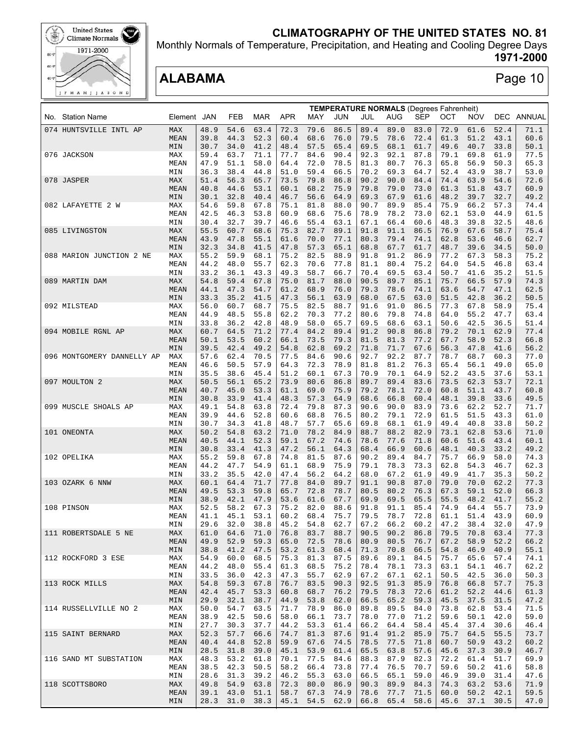# CLIMATOGRAPHY OF THE UNITED STATES NO. 81

Monthly Normals of Temperature, Precipitation, and Heating and Cooling Degree Days

**1971-2000**

## ALABAMA

| No. Station Name | Element | JAN | FEB | MAR | APR | MAY | JUN | JUL | AUG | SEP | OCT | NOV | DEC | ANNUAL |
|---|---|---|---|---|---|---|---|---|---|---|---|---|---|---|
| | | **TEMPERATURE NORMALS** (Degrees Fahrenheit) | | | | | | | | | | | | |
| 074 HUNTSVILLE INTL AP | MAX | 48.9 | 54.6 | 63.4 | 72.3 | 79.6 | 86.5 | 89.4 | 89.0 | 83.0 | 72.9 | 61.6 | 52.4 | 71.1 |
| | MEAN | 39.8 | 44.3 | 52.3 | 60.4 | 68.6 | 76.0 | 79.5 | 78.6 | 72.4 | 61.3 | 51.2 | 43.1 | 60.6 |
| | MIN | 30.7 | 34.0 | 41.2 | 48.4 | 57.5 | 65.4 | 69.5 | 68.1 | 61.7 | 49.6 | 40.7 | 33.8 | 50.1 |
| 076 JACKSON | MAX | 59.4 | 63.7 | 71.1 | 77.7 | 84.6 | 90.4 | 92.3 | 92.1 | 87.8 | 79.1 | 69.8 | 61.9 | 77.5 |
| | MEAN | 47.9 | 51.1 | 58.0 | 64.4 | 72.0 | 78.5 | 81.3 | 80.7 | 76.3 | 65.8 | 56.9 | 50.3 | 65.3 |
| | MIN | 36.3 | 38.4 | 44.8 | 51.0 | 59.4 | 66.5 | 70.2 | 69.3 | 64.7 | 52.4 | 43.9 | 38.7 | 53.0 |
| 078 JASPER | MAX | 51.4 | 56.3 | 65.7 | 73.5 | 79.8 | 86.8 | 90.2 | 90.0 | 84.4 | 74.4 | 63.9 | 54.6 | 72.6 |
| | MEAN | 40.8 | 44.6 | 53.1 | 60.1 | 68.2 | 75.9 | 79.8 | 79.0 | 73.0 | 61.3 | 51.8 | 43.7 | 60.9 |
| | MIN | 30.1 | 32.8 | 40.4 | 46.7 | 56.6 | 64.9 | 69.3 | 67.9 | 61.6 | 48.2 | 39.7 | 32.7 | 49.2 |
| 082 LAFAYETTE 2 W | MAX | 54.6 | 59.8 | 67.8 | 75.1 | 81.8 | 88.0 | 90.7 | 89.9 | 85.4 | 75.9 | 66.2 | 57.3 | 74.4 |
| | MEAN | 42.5 | 46.3 | 53.8 | 60.9 | 68.6 | 75.6 | 78.9 | 78.2 | 73.0 | 62.1 | 53.0 | 44.9 | 61.5 |
| | MIN | 30.4 | 32.7 | 39.7 | 46.6 | 55.4 | 63.1 | 67.1 | 66.4 | 60.6 | 48.3 | 39.8 | 32.5 | 48.6 |
| 085 LIVINGSTON | MAX | 55.5 | 60.7 | 68.6 | 75.3 | 82.7 | 89.1 | 91.8 | 91.1 | 86.5 | 76.9 | 67.6 | 58.7 | 75.4 |
| | MEAN | 43.9 | 47.8 | 55.1 | 61.6 | 70.0 | 77.1 | 80.3 | 79.4 | 74.1 | 62.8 | 53.6 | 46.6 | 62.7 |
| | MIN | 32.3 | 34.8 | 41.5 | 47.8 | 57.3 | 65.1 | 68.8 | 67.7 | 61.7 | 48.7 | 39.6 | 34.5 | 50.0 |
| 088 MARION JUNCTION 2 NE | MAX | 55.2 | 59.9 | 68.1 | 75.2 | 82.5 | 88.9 | 91.8 | 91.2 | 86.9 | 77.2 | 67.3 | 58.3 | 75.2 |
| | MEAN | 44.2 | 48.0 | 55.7 | 62.3 | 70.6 | 77.8 | 81.1 | 80.4 | 75.2 | 64.0 | 54.5 | 46.8 | 63.4 |
| | MIN | 33.2 | 36.1 | 43.3 | 49.3 | 58.7 | 66.7 | 70.4 | 69.5 | 63.4 | 50.7 | 41.6 | 35.2 | 51.5 |
| 089 MARTIN DAM | MAX | 54.8 | 59.4 | 67.8 | 75.0 | 81.7 | 88.0 | 90.5 | 89.7 | 85.1 | 75.7 | 66.5 | 57.9 | 74.3 |
| | MEAN | 44.1 | 47.3 | 54.7 | 61.2 | 68.9 | 76.0 | 79.3 | 78.6 | 74.1 | 63.6 | 54.7 | 47.1 | 62.5 |
| | MIN | 33.3 | 35.2 | 41.5 | 47.3 | 56.1 | 63.9 | 68.0 | 67.5 | 63.0 | 51.5 | 42.8 | 36.2 | 50.5 |
| 092 MILSTEAD | MAX | 56.0 | 60.7 | 68.7 | 75.5 | 82.5 | 88.7 | 91.6 | 91.0 | 86.5 | 77.3 | 67.8 | 58.9 | 75.4 |
| | MEAN | 44.9 | 48.5 | 55.8 | 62.2 | 70.3 | 77.2 | 80.6 | 79.8 | 74.8 | 64.0 | 55.2 | 47.7 | 63.4 |
| | MIN | 33.8 | 36.2 | 42.8 | 48.9 | 58.0 | 65.7 | 69.5 | 68.6 | 63.1 | 50.6 | 42.5 | 36.5 | 51.4 |
| 094 MOBILE RGNL AP | MAX | 60.7 | 64.5 | 71.2 | 77.4 | 84.2 | 89.4 | 91.2 | 90.8 | 86.8 | 79.2 | 70.1 | 62.9 | 77.4 |
| | MEAN | 50.1 | 53.5 | 60.2 | 66.1 | 73.5 | 79.3 | 81.5 | 81.3 | 77.2 | 67.7 | 58.9 | 52.3 | 66.8 |
| | MIN | 39.5 | 42.4 | 49.2 | 54.8 | 62.8 | 69.2 | 71.8 | 71.7 | 67.6 | 56.3 | 47.8 | 41.6 | 56.2 |
| 096 MONTGOMERY DANNELLY AP | MAX | 57.6 | 62.4 | 70.5 | 77.5 | 84.6 | 90.6 | 92.7 | 92.2 | 87.7 | 78.7 | 68.7 | 60.3 | 77.0 |
| | MEAN | 46.6 | 50.5 | 57.9 | 64.3 | 72.3 | 78.9 | 81.8 | 81.2 | 76.3 | 65.4 | 56.1 | 49.0 | 65.0 |
| | MIN | 35.5 | 38.6 | 45.4 | 51.2 | 60.1 | 67.3 | 70.9 | 70.1 | 64.9 | 52.2 | 43.5 | 37.6 | 53.1 |
| 097 MOULTON 2 | MAX | 50.5 | 56.1 | 65.2 | 73.9 | 80.6 | 86.8 | 89.7 | 89.4 | 83.6 | 73.5 | 62.3 | 53.7 | 72.1 |
| | MEAN | 40.7 | 45.0 | 53.3 | 61.1 | 69.0 | 75.9 | 79.2 | 78.1 | 72.0 | 60.8 | 51.1 | 43.7 | 60.8 |
| | MIN | 30.8 | 33.9 | 41.4 | 48.3 | 57.3 | 64.9 | 68.6 | 66.8 | 60.4 | 48.1 | 39.8 | 33.6 | 49.5 |
| 099 MUSCLE SHOALS AP | MAX | 49.1 | 54.8 | 63.8 | 72.4 | 79.8 | 87.3 | 90.6 | 90.0 | 83.9 | 73.6 | 62.2 | 52.7 | 71.7 |
| | MEAN | 39.9 | 44.6 | 52.8 | 60.6 | 68.8 | 76.5 | 80.2 | 79.1 | 72.9 | 61.5 | 51.5 | 43.3 | 61.0 |
| | MIN | 30.7 | 34.3 | 41.8 | 48.7 | 57.7 | 65.6 | 69.8 | 68.1 | 61.9 | 49.4 | 40.8 | 33.8 | 50.2 |
| 101 ONEONTA | MAX | 50.2 | 54.8 | 63.2 | 71.0 | 78.2 | 84.9 | 88.7 | 88.2 | 82.9 | 73.1 | 62.8 | 53.6 | 71.0 |
| | MEAN | 40.5 | 44.1 | 52.3 | 59.1 | 67.2 | 74.6 | 78.6 | 77.6 | 71.8 | 60.6 | 51.6 | 43.4 | 60.1 |
| | MIN | 30.8 | 33.4 | 41.3 | 47.2 | 56.1 | 64.3 | 68.4 | 66.9 | 60.6 | 48.1 | 40.3 | 33.2 | 49.2 |
| 102 OPELIKA | MAX | 55.2 | 59.8 | 67.8 | 74.8 | 81.5 | 87.6 | 90.2 | 89.4 | 84.7 | 75.7 | 66.9 | 58.0 | 74.3 |
| | MEAN | 44.2 | 47.7 | 54.9 | 61.1 | 68.9 | 75.9 | 79.1 | 78.3 | 73.3 | 62.8 | 54.3 | 46.7 | 62.3 |
| | MIN | 33.2 | 35.5 | 42.0 | 47.4 | 56.2 | 64.2 | 68.0 | 67.2 | 61.9 | 49.9 | 41.7 | 35.3 | 50.2 |
| 103 OZARK 6 NNW | MAX | 60.1 | 64.4 | 71.7 | 77.8 | 84.0 | 89.7 | 91.1 | 90.8 | 87.0 | 79.0 | 70.0 | 62.2 | 77.3 |
| | MEAN | 49.5 | 53.3 | 59.8 | 65.7 | 72.8 | 78.7 | 80.5 | 80.2 | 76.3 | 67.3 | 59.1 | 52.0 | 66.3 |
| | MIN | 38.9 | 42.1 | 47.9 | 53.6 | 61.6 | 67.7 | 69.9 | 69.5 | 65.5 | 55.5 | 48.2 | 41.7 | 55.2 |
| 108 PINSON | MAX | 52.5 | 58.2 | 67.3 | 75.2 | 82.0 | 88.6 | 91.8 | 91.1 | 85.4 | 74.9 | 64.4 | 55.7 | 73.9 |
| | MEAN | 41.1 | 45.1 | 53.1 | 60.2 | 68.4 | 75.7 | 79.5 | 78.7 | 72.8 | 61.1 | 51.4 | 43.9 | 60.9 |
| | MIN | 29.6 | 32.0 | 38.8 | 45.2 | 54.8 | 62.7 | 67.2 | 66.2 | 60.2 | 47.2 | 38.4 | 32.0 | 47.9 |
| 111 ROBERTSDALE 5 NE | MAX | 61.0 | 64.6 | 71.0 | 76.8 | 83.7 | 88.7 | 90.5 | 90.2 | 86.8 | 79.5 | 70.8 | 63.4 | 77.3 |
| | MEAN | 49.9 | 52.9 | 59.3 | 65.0 | 72.5 | 78.6 | 80.9 | 80.5 | 76.7 | 67.2 | 58.9 | 52.2 | 66.2 |
| | MIN | 38.8 | 41.2 | 47.5 | 53.2 | 61.3 | 68.4 | 71.3 | 70.8 | 66.5 | 54.8 | 46.9 | 40.9 | 55.1 |
| 112 ROCKFORD 3 ESE | MAX | 54.9 | 60.0 | 68.5 | 75.3 | 81.3 | 87.5 | 89.6 | 89.1 | 84.5 | 75.7 | 65.6 | 57.4 | 74.1 |
| | MEAN | 44.2 | 48.0 | 55.4 | 61.3 | 68.5 | 75.2 | 78.4 | 78.1 | 73.3 | 63.1 | 54.1 | 46.7 | 62.2 |
| | MIN | 33.5 | 36.0 | 42.3 | 47.3 | 55.7 | 62.9 | 67.2 | 67.1 | 62.1 | 50.5 | 42.5 | 36.0 | 50.3 |
| 113 ROCK MILLS | MAX | 54.8 | 59.3 | 67.8 | 76.7 | 83.5 | 90.3 | 92.5 | 91.3 | 85.9 | 76.8 | 66.8 | 57.7 | 75.3 |
| | MEAN | 42.4 | 45.7 | 53.3 | 60.8 | 68.7 | 76.2 | 79.5 | 78.3 | 72.6 | 61.2 | 52.2 | 44.6 | 61.3 |
| | MIN | 29.9 | 32.1 | 38.7 | 44.9 | 53.8 | 62.0 | 66.5 | 65.2 | 59.3 | 45.5 | 37.5 | 31.5 | 47.2 |
| 114 RUSSELLVILLE NO 2 | MAX | 50.0 | 54.7 | 63.5 | 71.7 | 78.9 | 86.0 | 89.8 | 89.5 | 84.0 | 73.8 | 62.8 | 53.4 | 71.5 |
| | MEAN | 38.9 | 42.5 | 50.6 | 58.0 | 66.1 | 73.7 | 78.0 | 77.0 | 71.2 | 59.6 | 50.1 | 42.0 | 59.0 |
| | MIN | 27.7 | 30.3 | 37.7 | 44.2 | 53.3 | 61.4 | 66.2 | 64.4 | 58.4 | 45.4 | 37.4 | 30.6 | 46.4 |
| 115 SAINT BERNARD | MAX | 52.3 | 57.7 | 66.6 | 74.7 | 81.3 | 87.6 | 91.4 | 91.2 | 85.9 | 75.7 | 64.5 | 55.5 | 73.7 |
| | MEAN | 40.4 | 44.8 | 52.8 | 59.9 | 67.6 | 74.5 | 78.5 | 77.5 | 71.8 | 60.7 | 50.9 | 43.2 | 60.2 |
| | MIN | 28.5 | 31.8 | 39.0 | 45.1 | 53.9 | 61.4 | 65.5 | 63.8 | 57.6 | 45.6 | 37.3 | 30.9 | 46.7 |
| 116 SAND MT SUBSTATION | MAX | 48.3 | 53.2 | 61.8 | 70.1 | 77.5 | 84.6 | 88.3 | 87.9 | 82.3 | 72.2 | 61.4 | 51.7 | 69.9 |
| | MEAN | 38.5 | 42.3 | 50.5 | 58.2 | 66.4 | 73.8 | 77.4 | 76.5 | 70.7 | 59.6 | 50.2 | 41.6 | 58.8 |
| | MIN | 28.6 | 31.3 | 39.2 | 46.2 | 55.3 | 63.0 | 66.5 | 65.1 | 59.0 | 46.9 | 39.0 | 31.4 | 47.6 |
| 118 SCOTTSBORO | MAX | 49.8 | 54.9 | 63.8 | 72.3 | 80.0 | 86.9 | 90.3 | 89.9 | 84.3 | 74.3 | 63.2 | 53.6 | 71.9 |
| | MEAN | 39.1 | 43.0 | 51.1 | 58.7 | 67.3 | 74.9 | 78.6 | 77.7 | 71.5 | 60.0 | 50.2 | 42.1 | 59.5 |
| | MIN | 28.3 | 31.0 | 38.3 | 45.1 | 54.5 | 62.9 | 66.8 | 65.4 | 58.6 | 45.6 | 37.1 | 30.5 | 47.0 |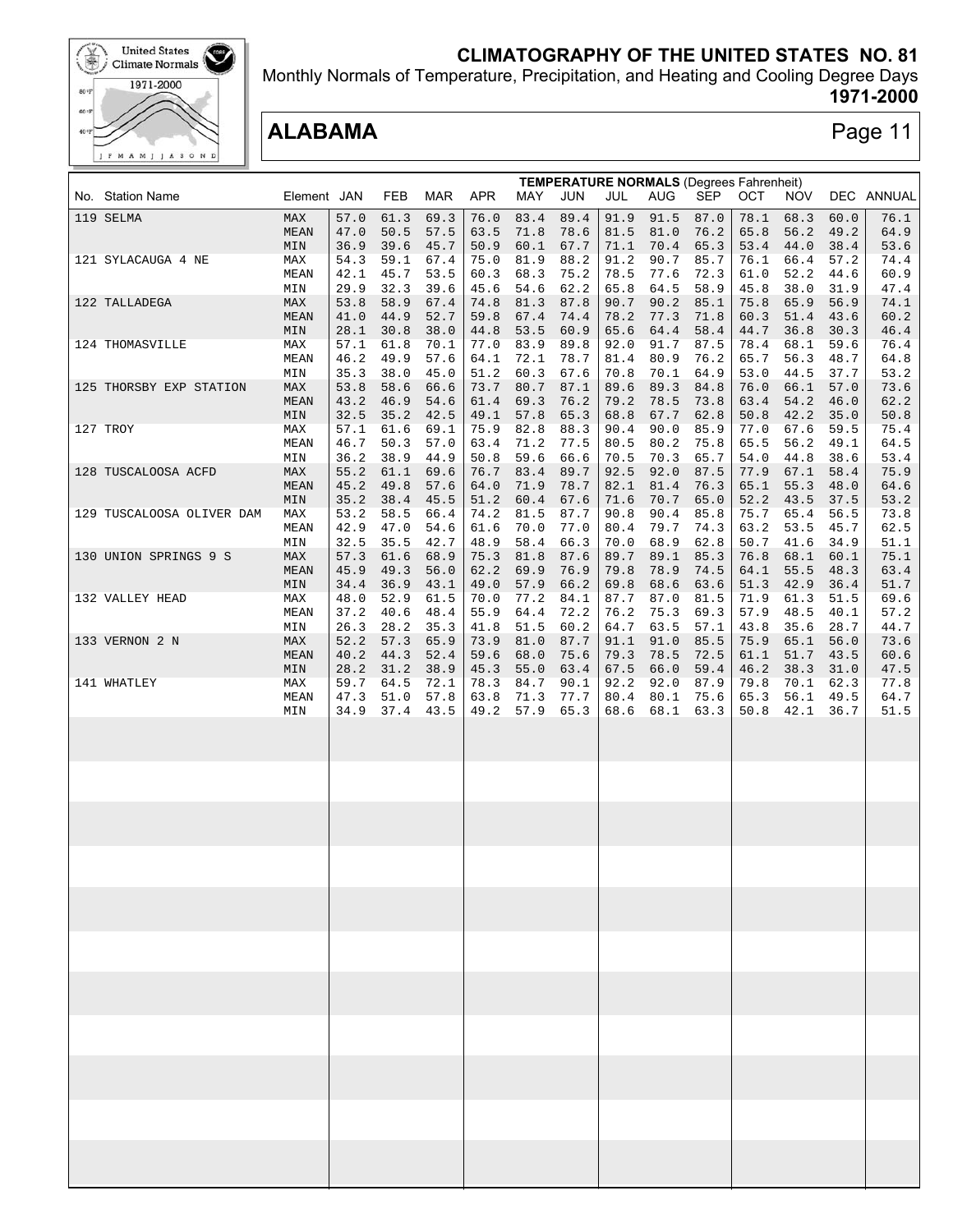# CLIMATOGRAPHY OF THE UNITED STATES NO. 81

Monthly Normals of Temperature, Precipitation, and Heating and Cooling Degree Days

**1971-2000**

## ALABAMA

**TEMPERATURE NORMALS** (Degrees Fahrenheit)

| No. | Station Name | Element | JAN | FEB | MAR | APR | MAY | JUN | JUL | AUG | SEP | OCT | NOV | DEC | ANNUAL |
|---|---|---|---|---|---|---|---|---|---|---|---|---|---|---|---|
| 119 | SELMA | MAX | 57.0 | 61.3 | 69.3 | 76.0 | 83.4 | 89.4 | 91.9 | 91.5 | 87.0 | 78.1 | 68.3 | 60.0 | 76.1 |
| | | MEAN | 47.0 | 50.5 | 57.5 | 63.5 | 71.8 | 78.6 | 81.5 | 81.0 | 76.2 | 65.8 | 56.2 | 49.2 | 64.9 |
| | | MIN | 36.9 | 39.6 | 45.7 | 50.9 | 60.1 | 67.7 | 71.1 | 70.4 | 65.3 | 53.4 | 44.0 | 38.4 | 53.6 |
| 121 | SYLACAUGA 4 NE | MAX | 54.3 | 59.1 | 67.4 | 75.0 | 81.9 | 88.2 | 91.2 | 90.7 | 85.7 | 76.1 | 66.4 | 57.2 | 74.4 |
| | | MEAN | 42.1 | 45.7 | 53.5 | 60.3 | 68.3 | 75.2 | 78.5 | 77.6 | 72.3 | 61.0 | 52.2 | 44.6 | 60.9 |
| | | MIN | 29.9 | 32.3 | 39.6 | 45.6 | 54.6 | 62.2 | 65.8 | 64.5 | 58.9 | 45.8 | 38.0 | 31.9 | 47.4 |
| 122 | TALLADEGA | MAX | 53.8 | 58.9 | 67.4 | 74.8 | 81.3 | 87.8 | 90.7 | 90.2 | 85.1 | 75.8 | 65.9 | 56.9 | 74.1 |
| | | MEAN | 41.0 | 44.9 | 52.7 | 59.8 | 67.4 | 74.4 | 78.2 | 77.3 | 71.8 | 60.3 | 51.4 | 43.6 | 60.2 |
| | | MIN | 28.1 | 30.8 | 38.0 | 44.8 | 53.5 | 60.9 | 65.6 | 64.4 | 58.4 | 44.7 | 36.8 | 30.3 | 46.4 |
| 124 | THOMASVILLE | MAX | 57.1 | 61.8 | 70.1 | 77.0 | 83.9 | 89.8 | 92.0 | 91.7 | 87.5 | 78.4 | 68.1 | 59.6 | 76.4 |
| | | MEAN | 46.2 | 49.9 | 57.6 | 64.1 | 72.1 | 78.7 | 81.4 | 80.9 | 76.2 | 65.7 | 56.3 | 48.7 | 64.8 |
| | | MIN | 35.3 | 38.0 | 45.0 | 51.2 | 60.3 | 67.6 | 70.8 | 70.1 | 64.9 | 53.0 | 44.5 | 37.7 | 53.2 |
| 125 | THORSBY EXP STATION | MAX | 53.8 | 58.6 | 66.6 | 73.7 | 80.7 | 87.1 | 89.6 | 89.3 | 84.8 | 76.0 | 66.1 | 57.0 | 73.6 |
| | | MEAN | 43.2 | 46.9 | 54.6 | 61.4 | 69.3 | 76.2 | 79.2 | 78.5 | 73.8 | 63.4 | 54.2 | 46.0 | 62.2 |
| | | MIN | 32.5 | 35.2 | 42.5 | 49.1 | 57.8 | 65.3 | 68.8 | 67.7 | 62.8 | 50.8 | 42.2 | 35.0 | 50.8 |
| 127 | TROY | MAX | 57.1 | 61.6 | 69.1 | 75.9 | 82.8 | 88.3 | 90.4 | 90.0 | 85.9 | 77.0 | 67.6 | 59.5 | 75.4 |
| | | MEAN | 46.7 | 50.3 | 57.0 | 63.4 | 71.2 | 77.5 | 80.5 | 80.2 | 75.8 | 65.5 | 56.2 | 49.1 | 64.5 |
| | | MIN | 36.2 | 38.9 | 44.9 | 50.8 | 59.6 | 66.6 | 70.5 | 70.3 | 65.7 | 54.0 | 44.8 | 38.6 | 53.4 |
| 128 | TUSCALOOSA ACFD | MAX | 55.2 | 61.1 | 69.6 | 76.7 | 83.4 | 89.7 | 92.5 | 92.0 | 87.5 | 77.9 | 67.1 | 58.4 | 75.9 |
| | | MEAN | 45.2 | 49.8 | 57.6 | 64.0 | 71.9 | 78.7 | 82.1 | 81.4 | 76.3 | 65.1 | 55.3 | 48.0 | 64.6 |
| | | MIN | 35.2 | 38.4 | 45.5 | 51.2 | 60.4 | 67.6 | 71.6 | 70.7 | 65.0 | 52.2 | 43.5 | 37.5 | 53.2 |
| 129 | TUSCALOOSA OLIVER DAM | MAX | 53.2 | 58.5 | 66.4 | 74.2 | 81.5 | 87.7 | 90.8 | 90.4 | 85.8 | 75.7 | 65.4 | 56.5 | 73.8 |
| | | MEAN | 42.9 | 47.0 | 54.6 | 61.6 | 70.0 | 77.0 | 80.4 | 79.7 | 74.3 | 63.2 | 53.5 | 45.7 | 62.5 |
| | | MIN | 32.5 | 35.5 | 42.7 | 48.9 | 58.4 | 66.3 | 70.0 | 68.9 | 62.8 | 50.7 | 41.6 | 34.9 | 51.1 |
| 130 | UNION SPRINGS 9 S | MAX | 57.3 | 61.6 | 68.9 | 75.3 | 81.8 | 87.6 | 89.7 | 89.1 | 85.3 | 76.8 | 68.1 | 60.1 | 75.1 |
| | | MEAN | 45.9 | 49.3 | 56.0 | 62.2 | 69.9 | 76.9 | 79.8 | 78.9 | 74.5 | 64.1 | 55.5 | 48.3 | 63.4 |
| | | MIN | 34.4 | 36.9 | 43.1 | 49.0 | 57.9 | 66.2 | 69.8 | 68.6 | 63.6 | 51.3 | 42.9 | 36.4 | 51.7 |
| 132 | VALLEY HEAD | MAX | 48.0 | 52.9 | 61.5 | 70.0 | 77.2 | 84.1 | 87.7 | 87.0 | 81.5 | 71.9 | 61.3 | 51.5 | 69.6 |
| | | MEAN | 37.2 | 40.6 | 48.4 | 55.9 | 64.4 | 72.2 | 76.2 | 75.3 | 69.3 | 57.9 | 48.5 | 40.1 | 57.2 |
| | | MIN | 26.3 | 28.2 | 35.3 | 41.8 | 51.5 | 60.2 | 64.7 | 63.5 | 57.1 | 43.8 | 35.6 | 28.7 | 44.7 |
| 133 | VERNON 2 N | MAX | 52.2 | 57.3 | 65.9 | 73.9 | 81.0 | 87.7 | 91.1 | 91.0 | 85.5 | 75.9 | 65.1 | 56.0 | 73.6 |
| | | MEAN | 40.2 | 44.3 | 52.4 | 59.6 | 68.0 | 75.6 | 79.3 | 78.5 | 72.5 | 61.1 | 51.7 | 43.5 | 60.6 |
| | | MIN | 28.2 | 31.2 | 38.9 | 45.3 | 55.0 | 63.4 | 67.5 | 66.0 | 59.4 | 46.2 | 38.3 | 31.0 | 47.5 |
| 141 | WHATLEY | MAX | 59.7 | 64.5 | 72.1 | 78.3 | 84.7 | 90.1 | 92.2 | 92.0 | 87.9 | 79.8 | 70.1 | 62.3 | 77.8 |
| | | MEAN | 47.3 | 51.0 | 57.8 | 63.8 | 71.3 | 77.7 | 80.4 | 80.1 | 75.6 | 65.3 | 56.1 | 49.5 | 64.7 |
| | | MIN | 34.9 | 37.4 | 43.5 | 49.2 | 57.9 | 65.3 | 68.6 | 68.1 | 63.3 | 50.8 | 42.1 | 36.7 | 51.5 |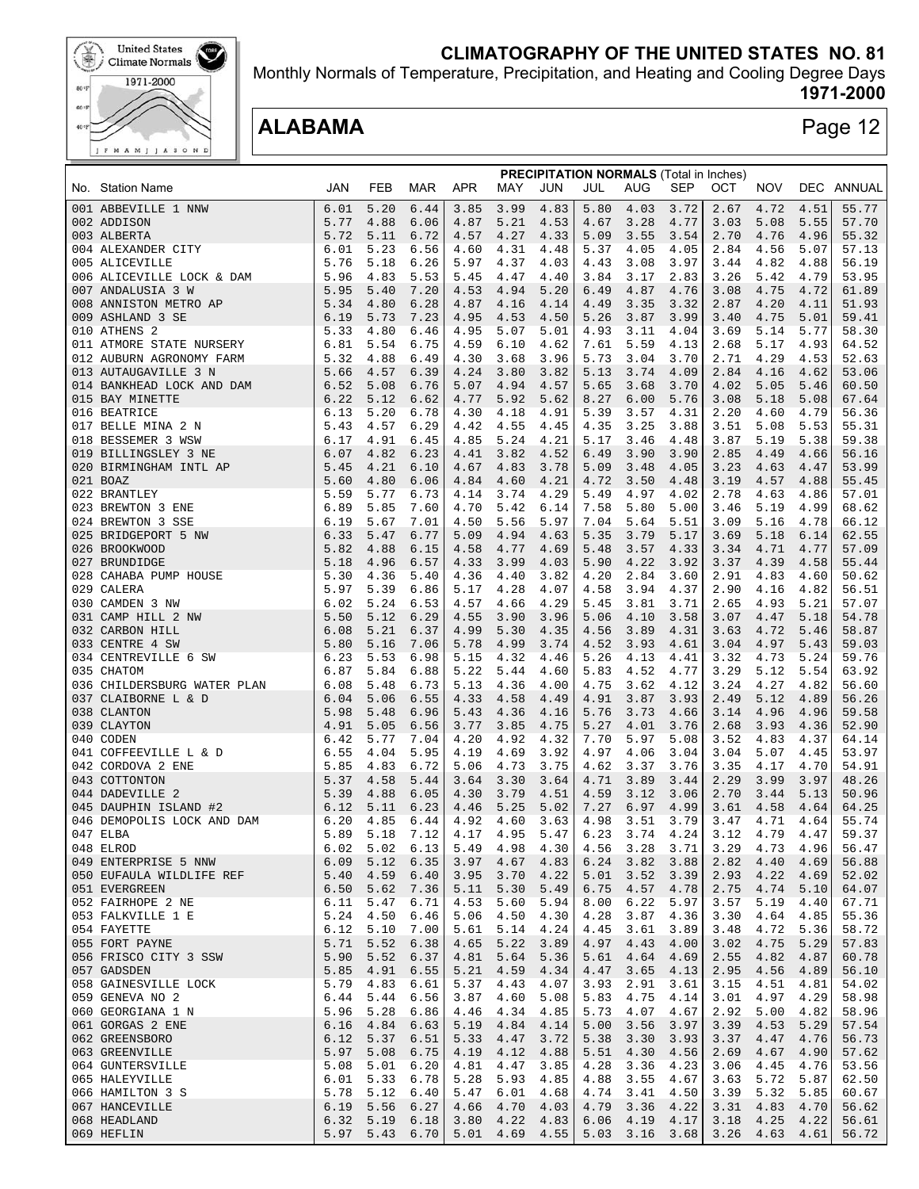# CLIMATOGRAPHY OF THE UNITED STATES NO. 81

Monthly Normals of Temperature, Precipitation, and Heating and Cooling Degree Days

**1971-2000**

## ALABAMA

| No. | Station Name | JAN | FEB | MAR | APR | MAY | JUN | JUL | AUG | SEP | OCT | NOV | DEC | ANNUAL |
|---|---|---|---|---|---|---|---|---|---|---|---|---|---|---|
| | **PRECIPITATION NORMALS** (Total in Inches) | | | | | | | | | | | | | |
| 001 | ABBEVILLE 1 NNW | 6.01 | 5.20 | 6.44 | 3.85 | 3.99 | 4.83 | 5.80 | 4.03 | 3.72 | 2.67 | 4.72 | 4.51 | 55.77 |
| 002 | ADDISON | 5.77 | 4.88 | 6.06 | 4.87 | 5.21 | 4.53 | 4.67 | 3.28 | 4.77 | 3.03 | 5.08 | 5.55 | 57.70 |
| 003 | ALBERTA | 5.72 | 5.11 | 6.72 | 4.57 | 4.27 | 4.33 | 5.09 | 3.55 | 3.54 | 2.70 | 4.76 | 4.96 | 55.32 |
| 004 | ALEXANDER CITY | 6.01 | 5.23 | 6.56 | 4.60 | 4.31 | 4.48 | 5.37 | 4.05 | 4.05 | 2.84 | 4.56 | 5.07 | 57.13 |
| 005 | ALICEVILLE | 5.76 | 5.18 | 6.26 | 5.97 | 4.37 | 4.03 | 4.43 | 3.08 | 3.97 | 3.44 | 4.82 | 4.88 | 56.19 |
| 006 | ALICEVILLE LOCK & DAM | 5.96 | 4.83 | 5.53 | 5.45 | 4.47 | 4.40 | 3.84 | 3.17 | 2.83 | 3.26 | 5.42 | 4.79 | 53.95 |
| 007 | ANDALUSIA 3 W | 5.95 | 5.40 | 7.20 | 4.53 | 4.94 | 5.20 | 6.49 | 4.87 | 4.76 | 3.08 | 4.75 | 4.72 | 61.89 |
| 008 | ANNISTON METRO AP | 5.34 | 4.80 | 6.28 | 4.87 | 4.16 | 4.14 | 4.49 | 3.35 | 3.32 | 2.87 | 4.20 | 4.11 | 51.93 |
| 009 | ASHLAND 3 SE | 6.19 | 5.73 | 7.23 | 4.95 | 4.53 | 4.50 | 5.26 | 3.87 | 3.99 | 3.40 | 4.75 | 5.01 | 59.41 |
| 010 | ATHENS 2 | 5.33 | 4.80 | 6.46 | 4.95 | 5.07 | 5.01 | 4.93 | 3.11 | 4.04 | 3.69 | 5.14 | 5.77 | 58.30 |
| 011 | ATMORE STATE NURSERY | 6.81 | 5.54 | 6.75 | 4.59 | 6.10 | 4.62 | 7.61 | 5.59 | 4.13 | 2.68 | 5.17 | 4.93 | 64.52 |
| 012 | AUBURN AGRONOMY FARM | 5.32 | 4.88 | 6.49 | 4.30 | 3.68 | 3.96 | 5.73 | 3.04 | 3.70 | 2.71 | 4.29 | 4.53 | 52.63 |
| 013 | AUTAUGAVILLE 3 N | 5.66 | 4.57 | 6.39 | 4.24 | 3.80 | 3.82 | 5.13 | 3.74 | 4.09 | 2.84 | 4.16 | 4.62 | 53.06 |
| 014 | BANKHEAD LOCK AND DAM | 6.52 | 5.08 | 6.76 | 5.07 | 4.94 | 4.57 | 5.65 | 3.68 | 3.70 | 4.02 | 5.05 | 5.46 | 60.50 |
| 015 | BAY MINETTE | 6.22 | 5.12 | 6.62 | 4.77 | 5.92 | 5.62 | 8.27 | 6.00 | 5.76 | 3.08 | 5.18 | 5.08 | 67.64 |
| 016 | BEATRICE | 6.13 | 5.20 | 6.78 | 4.30 | 4.18 | 4.91 | 5.39 | 3.57 | 4.31 | 2.20 | 4.60 | 4.79 | 56.36 |
| 017 | BELLE MINA 2 N | 5.43 | 4.57 | 6.29 | 4.42 | 4.55 | 4.45 | 4.35 | 3.25 | 3.88 | 3.51 | 5.08 | 5.53 | 55.31 |
| 018 | BESSEMER 3 WSW | 6.17 | 4.91 | 6.45 | 4.85 | 5.24 | 4.21 | 5.17 | 3.46 | 4.48 | 3.87 | 5.19 | 5.38 | 59.38 |
| 019 | BILLINGSLEY 3 NE | 6.07 | 4.82 | 6.23 | 4.41 | 3.82 | 4.52 | 6.49 | 3.90 | 3.90 | 2.85 | 4.49 | 4.66 | 56.16 |
| 020 | BIRMINGHAM INTL AP | 5.45 | 4.21 | 6.10 | 4.67 | 4.83 | 3.78 | 5.09 | 3.48 | 4.05 | 3.23 | 4.63 | 4.47 | 53.99 |
| 021 | BOAZ | 5.60 | 4.80 | 6.06 | 4.84 | 4.60 | 4.21 | 4.72 | 3.50 | 4.48 | 3.19 | 4.57 | 4.88 | 55.45 |
| 022 | BRANTLEY | 5.59 | 5.77 | 6.73 | 4.14 | 3.74 | 4.29 | 5.49 | 4.97 | 4.02 | 2.78 | 4.63 | 4.86 | 57.01 |
| 023 | BREWTON 3 ENE | 6.89 | 5.85 | 7.60 | 4.70 | 5.42 | 6.14 | 7.58 | 5.80 | 5.00 | 3.46 | 5.19 | 4.99 | 68.62 |
| 024 | BREWTON 3 SSE | 6.19 | 5.67 | 7.01 | 4.50 | 5.56 | 5.97 | 7.04 | 5.64 | 5.51 | 3.09 | 5.16 | 4.78 | 66.12 |
| 025 | BRIDGEPORT 5 NW | 6.33 | 5.47 | 6.77 | 5.09 | 4.94 | 4.63 | 5.35 | 3.79 | 5.17 | 3.69 | 5.18 | 6.14 | 62.55 |
| 026 | BROOKWOOD | 5.82 | 4.88 | 6.15 | 4.58 | 4.77 | 4.69 | 5.48 | 3.57 | 4.33 | 3.34 | 4.71 | 4.77 | 57.09 |
| 027 | BRUNDIDGE | 5.18 | 4.96 | 6.57 | 4.33 | 3.99 | 4.03 | 5.90 | 4.22 | 3.92 | 3.37 | 4.39 | 4.58 | 55.44 |
| 028 | CAHABA PUMP HOUSE | 5.30 | 4.36 | 5.40 | 4.36 | 4.40 | 3.82 | 4.20 | 2.84 | 3.60 | 2.91 | 4.83 | 4.60 | 50.62 |
| 029 | CALERA | 5.97 | 5.39 | 6.86 | 5.17 | 4.28 | 4.07 | 4.58 | 3.94 | 4.37 | 2.90 | 4.16 | 4.82 | 56.51 |
| 030 | CAMDEN 3 NW | 6.02 | 5.24 | 6.53 | 4.57 | 4.66 | 4.29 | 5.45 | 3.81 | 3.71 | 2.65 | 4.93 | 5.21 | 57.07 |
| 031 | CAMP HILL 2 NW | 5.50 | 5.12 | 6.29 | 4.55 | 3.90 | 3.96 | 5.06 | 4.10 | 3.58 | 3.07 | 4.47 | 5.18 | 54.78 |
| 032 | CARBON HILL | 6.08 | 5.21 | 6.37 | 4.99 | 5.30 | 4.35 | 4.56 | 3.89 | 4.31 | 3.63 | 4.72 | 5.46 | 58.87 |
| 033 | CENTRE 4 SW | 5.80 | 5.16 | 7.06 | 5.78 | 4.99 | 3.74 | 4.52 | 3.93 | 4.61 | 3.04 | 4.97 | 5.43 | 59.03 |
| 034 | CENTREVILLE 6 SW | 6.23 | 5.53 | 6.98 | 5.15 | 4.32 | 4.46 | 5.26 | 4.13 | 4.41 | 3.32 | 4.73 | 5.24 | 59.76 |
| 035 | CHATOM | 6.87 | 5.84 | 6.88 | 5.22 | 5.44 | 4.60 | 5.83 | 4.52 | 4.77 | 3.29 | 5.12 | 5.54 | 63.92 |
| 036 | CHILDERSBURG WATER PLAN | 6.08 | 5.48 | 6.73 | 5.13 | 4.36 | 4.00 | 4.75 | 3.62 | 4.12 | 3.24 | 4.27 | 4.82 | 56.60 |
| 037 | CLAIBORNE L & D | 6.04 | 5.06 | 6.55 | 4.33 | 4.58 | 4.49 | 4.91 | 3.87 | 3.93 | 2.49 | 5.12 | 4.89 | 56.26 |
| 038 | CLANTON | 5.98 | 5.48 | 6.96 | 5.43 | 4.36 | 4.16 | 5.76 | 3.73 | 4.66 | 3.14 | 4.96 | 4.96 | 59.58 |
| 039 | CLAYTON | 4.91 | 5.05 | 6.56 | 3.77 | 3.85 | 4.75 | 5.27 | 4.01 | 3.76 | 2.68 | 3.93 | 4.36 | 52.90 |
| 040 | CODEN | 6.42 | 5.77 | 7.04 | 4.20 | 4.92 | 4.32 | 7.70 | 5.97 | 5.08 | 3.52 | 4.83 | 4.37 | 64.14 |
| 041 | COFFEEVILLE L & D | 6.55 | 4.04 | 5.95 | 4.19 | 4.69 | 3.92 | 4.97 | 4.06 | 3.04 | 3.04 | 5.07 | 4.45 | 53.97 |
| 042 | CORDOVA 2 ENE | 5.85 | 4.83 | 6.72 | 5.06 | 4.73 | 3.75 | 4.62 | 3.37 | 3.76 | 3.35 | 4.17 | 4.70 | 54.91 |
| 043 | COTTONTON | 5.37 | 4.58 | 5.44 | 3.64 | 3.30 | 3.64 | 4.71 | 3.89 | 3.44 | 2.29 | 3.99 | 3.97 | 48.26 |
| 044 | DADEVILLE 2 | 5.39 | 4.88 | 6.05 | 4.30 | 3.79 | 4.51 | 4.59 | 3.12 | 3.06 | 2.70 | 3.44 | 5.13 | 50.96 |
| 045 | DAUPHIN ISLAND #2 | 6.12 | 5.11 | 6.23 | 4.46 | 5.25 | 5.02 | 7.27 | 6.97 | 4.99 | 3.61 | 4.58 | 4.64 | 64.25 |
| 046 | DEMOPOLIS LOCK AND DAM | 6.20 | 4.85 | 6.44 | 4.92 | 4.60 | 3.63 | 4.98 | 3.51 | 3.79 | 3.47 | 4.71 | 4.64 | 55.74 |
| 047 | ELBA | 5.89 | 5.18 | 7.12 | 4.17 | 4.95 | 5.47 | 6.23 | 3.74 | 4.24 | 3.12 | 4.79 | 4.47 | 59.37 |
| 048 | ELROD | 6.02 | 5.02 | 6.13 | 5.49 | 4.98 | 4.30 | 4.56 | 3.28 | 3.71 | 3.29 | 4.73 | 4.96 | 56.47 |
| 049 | ENTERPRISE 5 NNW | 6.09 | 5.12 | 6.35 | 3.97 | 4.67 | 4.83 | 6.24 | 3.82 | 3.88 | 2.82 | 4.40 | 4.69 | 56.88 |
| 050 | EUFAULA WILDLIFE REF | 5.40 | 4.59 | 6.40 | 3.95 | 3.70 | 4.22 | 5.01 | 3.52 | 3.39 | 2.93 | 4.22 | 4.69 | 52.02 |
| 051 | EVERGREEN | 6.50 | 5.62 | 7.36 | 5.11 | 5.30 | 5.49 | 6.75 | 4.57 | 4.78 | 2.75 | 4.74 | 5.10 | 64.07 |
| 052 | FAIRHOPE 2 NE | 6.11 | 5.47 | 6.71 | 4.53 | 5.60 | 5.94 | 8.00 | 6.22 | 5.97 | 3.57 | 5.19 | 4.40 | 67.71 |
| 053 | FALKVILLE 1 E | 5.24 | 4.50 | 6.46 | 5.06 | 4.50 | 4.30 | 4.28 | 3.87 | 4.36 | 3.30 | 4.64 | 4.85 | 55.36 |
| 054 | FAYETTE | 6.12 | 5.10 | 7.00 | 5.61 | 5.14 | 4.24 | 4.45 | 3.61 | 3.89 | 3.48 | 4.72 | 5.36 | 58.72 |
| 055 | FORT PAYNE | 5.71 | 5.52 | 6.38 | 4.65 | 5.22 | 3.89 | 4.97 | 4.43 | 4.00 | 3.02 | 4.75 | 5.29 | 57.83 |
| 056 | FRISCO CITY 3 SSW | 5.90 | 5.52 | 6.37 | 4.81 | 5.64 | 5.36 | 5.61 | 4.64 | 4.69 | 2.55 | 4.82 | 4.87 | 60.78 |
| 057 | GADSDEN | 5.85 | 4.91 | 6.55 | 5.21 | 4.59 | 4.34 | 4.47 | 3.65 | 4.13 | 2.95 | 4.56 | 4.89 | 56.10 |
| 058 | GAINESVILLE LOCK | 5.79 | 4.83 | 6.61 | 5.37 | 4.43 | 4.07 | 3.93 | 2.91 | 3.61 | 3.15 | 4.51 | 4.81 | 54.02 |
| 059 | GENEVA NO 2 | 6.44 | 5.44 | 6.56 | 3.87 | 4.60 | 5.08 | 5.83 | 4.75 | 4.14 | 3.01 | 4.97 | 4.29 | 58.98 |
| 060 | GEORGIANA 1 N | 5.96 | 5.28 | 6.86 | 4.46 | 4.34 | 4.85 | 5.73 | 4.07 | 4.67 | 2.92 | 5.00 | 4.82 | 58.96 |
| 061 | GORGAS 2 ENE | 6.16 | 4.84 | 6.63 | 5.19 | 4.84 | 4.14 | 5.00 | 3.56 | 3.97 | 3.39 | 4.53 | 5.29 | 57.54 |
| 062 | GREENSBORO | 6.12 | 5.37 | 6.51 | 5.33 | 4.47 | 3.72 | 5.38 | 3.30 | 3.93 | 3.37 | 4.47 | 4.76 | 56.73 |
| 063 | GREENVILLE | 5.97 | 5.08 | 6.75 | 4.19 | 4.12 | 4.88 | 5.51 | 4.30 | 4.56 | 2.69 | 4.67 | 4.90 | 57.62 |
| 064 | GUNTERSVILLE | 5.08 | 5.01 | 6.20 | 4.81 | 4.47 | 3.85 | 4.28 | 3.36 | 4.23 | 3.06 | 4.45 | 4.76 | 53.56 |
| 065 | HALEYVILLE | 6.01 | 5.33 | 6.78 | 5.28 | 5.93 | 4.85 | 4.88 | 3.55 | 4.67 | 3.63 | 5.72 | 5.87 | 62.50 |
| 066 | HAMILTON 3 S | 5.78 | 5.12 | 6.40 | 5.47 | 6.01 | 4.68 | 4.74 | 3.41 | 4.50 | 3.39 | 5.32 | 5.85 | 60.67 |
| 067 | HANCEVILLE | 6.19 | 5.56 | 6.27 | 4.66 | 4.70 | 4.03 | 4.79 | 3.36 | 4.22 | 3.31 | 4.83 | 4.70 | 56.62 |
| 068 | HEADLAND | 6.32 | 5.19 | 6.18 | 3.80 | 4.22 | 4.83 | 6.06 | 4.19 | 4.17 | 3.18 | 4.25 | 4.22 | 56.61 |
| 069 | HEFLIN | 5.97 | 5.43 | 6.70 | 5.01 | 4.69 | 4.55 | 5.03 | 3.16 | 3.68 | 3.26 | 4.63 | 4.61 | 56.72 |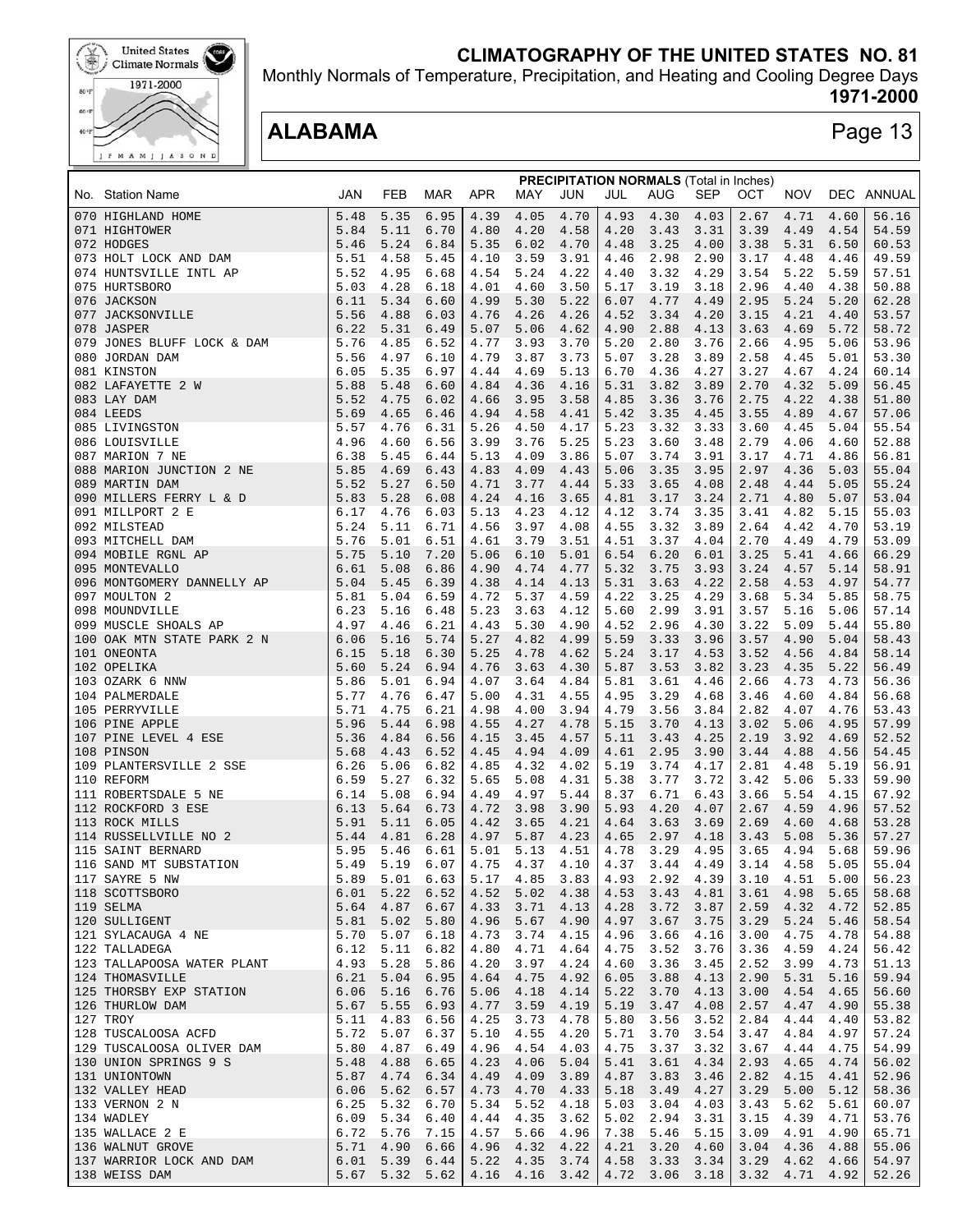# CLIMATOGRAPHY OF THE UNITED STATES NO. 81

Monthly Normals of Temperature, Precipitation, and Heating and Cooling Degree Days

**1971-2000**

## ALABAMA

| No. | Station Name | JAN | FEB | MAR | APR | MAY | JUN | JUL | AUG | SEP | OCT | NOV | DEC | ANNUAL |
|---|---|---|---|---|---|---|---|---|---|---|---|---|---|---|
| | **PRECIPITATION NORMALS** (Total in Inches) | | | | | | | | | | | | | |
| 070 | HIGHLAND HOME | 5.48 | 5.35 | 6.95 | 4.39 | 4.05 | 4.70 | 4.93 | 4.30 | 4.03 | 2.67 | 4.71 | 4.60 | 56.16 |
| 071 | HIGHTOWER | 5.84 | 5.11 | 6.70 | 4.80 | 4.20 | 4.58 | 4.20 | 3.43 | 3.31 | 3.39 | 4.49 | 4.54 | 54.59 |
| 072 | HODGES | 5.46 | 5.24 | 6.84 | 5.35 | 6.02 | 4.70 | 4.48 | 3.25 | 4.00 | 3.38 | 5.31 | 6.50 | 60.53 |
| 073 | HOLT LOCK AND DAM | 5.51 | 4.58 | 5.45 | 4.10 | 3.59 | 3.91 | 4.46 | 2.98 | 2.90 | 3.17 | 4.48 | 4.46 | 49.59 |
| 074 | HUNTSVILLE INTL AP | 5.52 | 4.95 | 6.68 | 4.54 | 5.24 | 4.22 | 4.40 | 3.32 | 4.29 | 3.54 | 5.22 | 5.59 | 57.51 |
| 075 | HURTSBORO | 5.03 | 4.28 | 6.18 | 4.01 | 4.60 | 3.50 | 5.17 | 3.19 | 3.18 | 2.96 | 4.40 | 4.38 | 50.88 |
| 076 | JACKSON | 6.11 | 5.34 | 6.60 | 4.99 | 5.30 | 5.22 | 6.07 | 4.77 | 4.49 | 2.95 | 5.24 | 5.20 | 62.28 |
| 077 | JACKSONVILLE | 5.56 | 4.88 | 6.03 | 4.76 | 4.26 | 4.26 | 4.52 | 3.34 | 4.20 | 3.15 | 4.21 | 4.40 | 53.57 |
| 078 | JASPER | 6.22 | 5.31 | 6.49 | 5.07 | 5.06 | 4.62 | 4.90 | 2.88 | 4.13 | 3.63 | 4.69 | 5.72 | 58.72 |
| 079 | JONES BLUFF LOCK & DAM | 5.76 | 4.85 | 6.52 | 4.77 | 3.93 | 3.70 | 5.20 | 2.80 | 3.76 | 2.66 | 4.95 | 5.06 | 53.96 |
| 080 | JORDAN DAM | 5.56 | 4.97 | 6.10 | 4.79 | 3.87 | 3.73 | 5.07 | 3.28 | 3.89 | 2.58 | 4.45 | 5.01 | 53.30 |
| 081 | KINSTON | 6.05 | 5.35 | 6.97 | 4.44 | 4.69 | 5.13 | 6.70 | 4.36 | 4.27 | 3.27 | 4.67 | 4.24 | 60.14 |
| 082 | LAFAYETTE 2 W | 5.88 | 5.48 | 6.60 | 4.84 | 4.36 | 4.16 | 5.31 | 3.82 | 3.89 | 2.70 | 4.32 | 5.09 | 56.45 |
| 083 | LAY DAM | 5.52 | 4.75 | 6.02 | 4.66 | 3.95 | 3.58 | 4.85 | 3.36 | 3.76 | 2.75 | 4.22 | 4.38 | 51.80 |
| 084 | LEEDS | 5.69 | 4.65 | 6.46 | 4.94 | 4.58 | 4.41 | 5.42 | 3.35 | 4.45 | 3.55 | 4.89 | 4.67 | 57.06 |
| 085 | LIVINGSTON | 5.57 | 4.76 | 6.31 | 5.26 | 4.50 | 4.17 | 5.23 | 3.32 | 3.33 | 3.60 | 4.45 | 5.04 | 55.54 |
| 086 | LOUISVILLE | 4.96 | 4.60 | 6.56 | 3.99 | 3.76 | 5.25 | 5.23 | 3.60 | 3.48 | 2.79 | 4.06 | 4.60 | 52.88 |
| 087 | MARION 7 NE | 6.38 | 5.45 | 6.44 | 5.13 | 4.09 | 3.86 | 5.07 | 3.74 | 3.91 | 3.17 | 4.71 | 4.86 | 56.81 |
| 088 | MARION JUNCTION 2 NE | 5.85 | 4.69 | 6.43 | 4.83 | 4.09 | 4.43 | 5.06 | 3.35 | 3.95 | 2.97 | 4.36 | 5.03 | 55.04 |
| 089 | MARTIN DAM | 5.52 | 5.27 | 6.50 | 4.71 | 3.77 | 4.44 | 5.33 | 3.65 | 4.08 | 2.48 | 4.44 | 5.05 | 55.24 |
| 090 | MILLERS FERRY L & D | 5.83 | 5.28 | 6.08 | 4.24 | 4.16 | 3.65 | 4.81 | 3.17 | 3.24 | 2.71 | 4.80 | 5.07 | 53.04 |
| 091 | MILLPORT 2 E | 6.17 | 4.76 | 6.03 | 5.13 | 4.23 | 4.12 | 4.12 | 3.74 | 3.35 | 3.41 | 4.82 | 5.15 | 55.03 |
| 092 | MILSTEAD | 5.24 | 5.11 | 6.71 | 4.56 | 3.97 | 4.08 | 4.55 | 3.32 | 3.89 | 2.64 | 4.42 | 4.70 | 53.19 |
| 093 | MITCHELL DAM | 5.76 | 5.01 | 6.51 | 4.61 | 3.79 | 3.51 | 4.51 | 3.37 | 4.04 | 2.70 | 4.49 | 4.79 | 53.09 |
| 094 | MOBILE RGNL AP | 5.75 | 5.10 | 7.20 | 5.06 | 6.10 | 5.01 | 6.54 | 6.20 | 6.01 | 3.25 | 5.41 | 4.66 | 66.29 |
| 095 | MONTEVALLO | 6.61 | 5.08 | 6.86 | 4.90 | 4.74 | 4.77 | 5.32 | 3.75 | 3.93 | 3.24 | 4.57 | 5.14 | 58.91 |
| 096 | MONTGOMERY DANNELLY AP | 5.04 | 5.45 | 6.39 | 4.38 | 4.14 | 4.13 | 5.31 | 3.63 | 4.22 | 2.58 | 4.53 | 4.97 | 54.77 |
| 097 | MOULTON 2 | 5.81 | 5.04 | 6.59 | 4.72 | 5.37 | 4.59 | 4.22 | 3.25 | 4.29 | 3.68 | 5.34 | 5.85 | 58.75 |
| 098 | MOUNDVILLE | 6.23 | 5.16 | 6.48 | 5.23 | 3.63 | 4.12 | 5.60 | 2.99 | 3.91 | 3.57 | 5.16 | 5.06 | 57.14 |
| 099 | MUSCLE SHOALS AP | 4.97 | 4.46 | 6.21 | 4.43 | 5.30 | 4.90 | 4.52 | 2.96 | 4.30 | 3.22 | 5.09 | 5.44 | 55.80 |
| 100 | OAK MTN STATE PARK 2 N | 6.06 | 5.16 | 5.74 | 5.27 | 4.82 | 4.99 | 5.59 | 3.33 | 3.96 | 3.57 | 4.90 | 5.04 | 58.43 |
| 101 | ONEONTA | 6.15 | 5.18 | 6.30 | 5.25 | 4.78 | 4.62 | 5.24 | 3.17 | 4.53 | 3.52 | 4.56 | 4.84 | 58.14 |
| 102 | OPELIKA | 5.60 | 5.24 | 6.94 | 4.76 | 3.63 | 4.30 | 5.87 | 3.53 | 3.82 | 3.23 | 4.35 | 5.22 | 56.49 |
| 103 | OZARK 6 NNW | 5.86 | 5.01 | 6.94 | 4.07 | 3.64 | 4.84 | 5.81 | 3.61 | 4.46 | 2.66 | 4.73 | 4.73 | 56.36 |
| 104 | PALMERDALE | 5.77 | 4.76 | 6.47 | 5.00 | 4.31 | 4.55 | 4.95 | 3.29 | 4.68 | 3.46 | 4.60 | 4.84 | 56.68 |
| 105 | PERRYVILLE | 5.71 | 4.75 | 6.21 | 4.98 | 4.00 | 3.94 | 4.79 | 3.56 | 3.84 | 2.82 | 4.07 | 4.76 | 53.43 |
| 106 | PINE APPLE | 5.96 | 5.44 | 6.98 | 4.55 | 4.27 | 4.78 | 5.15 | 3.70 | 4.13 | 3.02 | 5.06 | 4.95 | 57.99 |
| 107 | PINE LEVEL 4 ESE | 5.36 | 4.84 | 6.56 | 4.15 | 3.45 | 4.57 | 5.11 | 3.43 | 4.25 | 2.19 | 3.92 | 4.69 | 52.52 |
| 108 | PINSON | 5.68 | 4.43 | 6.52 | 4.45 | 4.94 | 4.09 | 4.61 | 2.95 | 3.90 | 3.44 | 4.88 | 4.56 | 54.45 |
| 109 | PLANTERSVILLE 2 SSE | 6.26 | 5.06 | 6.82 | 4.85 | 4.32 | 4.02 | 5.19 | 3.74 | 4.17 | 2.81 | 4.48 | 5.19 | 56.91 |
| 110 | REFORM | 6.59 | 5.27 | 6.32 | 5.65 | 5.08 | 4.31 | 5.38 | 3.77 | 3.72 | 3.42 | 5.06 | 5.33 | 59.90 |
| 111 | ROBERTSDALE 5 NE | 6.14 | 5.08 | 6.94 | 4.49 | 4.97 | 5.44 | 8.37 | 6.71 | 6.43 | 3.66 | 5.54 | 4.15 | 67.92 |
| 112 | ROCKFORD 3 ESE | 6.13 | 5.64 | 6.73 | 4.72 | 3.98 | 3.90 | 5.93 | 4.20 | 4.07 | 2.67 | 4.59 | 4.96 | 57.52 |
| 113 | ROCK MILLS | 5.91 | 5.11 | 6.05 | 4.42 | 3.65 | 4.21 | 4.64 | 3.63 | 3.69 | 2.69 | 4.60 | 4.68 | 53.28 |
| 114 | RUSSELLVILLE NO 2 | 5.44 | 4.81 | 6.28 | 4.97 | 5.87 | 4.23 | 4.65 | 2.97 | 4.18 | 3.43 | 5.08 | 5.36 | 57.27 |
| 115 | SAINT BERNARD | 5.95 | 5.46 | 6.61 | 5.01 | 5.13 | 4.51 | 4.78 | 3.29 | 4.95 | 3.65 | 4.94 | 5.68 | 59.96 |
| 116 | SAND MT SUBSTATION | 5.49 | 5.19 | 6.07 | 4.75 | 4.37 | 4.10 | 4.37 | 3.44 | 4.49 | 3.14 | 4.58 | 5.05 | 55.04 |
| 117 | SAYRE 5 NW | 5.89 | 5.01 | 6.63 | 5.17 | 4.85 | 3.83 | 4.93 | 2.92 | 4.39 | 3.10 | 4.51 | 5.00 | 56.23 |
| 118 | SCOTTSBORO | 6.01 | 5.22 | 6.52 | 4.52 | 5.02 | 4.38 | 4.53 | 3.43 | 4.81 | 3.61 | 4.98 | 5.65 | 58.68 |
| 119 | SELMA | 5.64 | 4.87 | 6.67 | 4.33 | 3.71 | 4.13 | 4.28 | 3.72 | 3.87 | 2.59 | 4.32 | 4.72 | 52.85 |
| 120 | SULLIGENT | 5.81 | 5.02 | 5.80 | 4.96 | 5.67 | 4.90 | 4.97 | 3.67 | 3.75 | 3.29 | 5.24 | 5.46 | 58.54 |
| 121 | SYLACAUGA 4 NE | 5.70 | 5.07 | 6.18 | 4.73 | 3.74 | 4.15 | 4.96 | 3.66 | 4.16 | 3.00 | 4.75 | 4.78 | 54.88 |
| 122 | TALLADEGA | 6.12 | 5.11 | 6.82 | 4.80 | 4.71 | 4.64 | 4.75 | 3.52 | 3.76 | 3.36 | 4.59 | 4.24 | 56.42 |
| 123 | TALLAPOOSA WATER PLANT | 4.93 | 5.28 | 5.86 | 4.20 | 3.97 | 4.24 | 4.60 | 3.36 | 3.45 | 2.52 | 3.99 | 4.73 | 51.13 |
| 124 | THOMASVILLE | 6.21 | 5.04 | 6.95 | 4.64 | 4.75 | 4.92 | 6.05 | 3.88 | 4.13 | 2.90 | 5.31 | 5.16 | 59.94 |
| 125 | THORSBY EXP STATION | 6.06 | 5.16 | 6.76 | 5.06 | 4.18 | 4.14 | 5.22 | 3.70 | 4.13 | 3.00 | 4.54 | 4.65 | 56.60 |
| 126 | THURLOW DAM | 5.67 | 5.55 | 6.93 | 4.77 | 3.59 | 4.19 | 5.19 | 3.47 | 4.08 | 2.57 | 4.47 | 4.90 | 55.38 |
| 127 | TROY | 5.11 | 4.83 | 6.56 | 4.25 | 3.73 | 4.78 | 5.80 | 3.56 | 3.52 | 2.84 | 4.44 | 4.40 | 53.82 |
| 128 | TUSCALOOSA ACFD | 5.72 | 5.07 | 6.37 | 5.10 | 4.55 | 4.20 | 5.71 | 3.70 | 3.54 | 3.47 | 4.84 | 4.97 | 57.24 |
| 129 | TUSCALOOSA OLIVER DAM | 5.80 | 4.87 | 6.49 | 4.96 | 4.54 | 4.03 | 4.75 | 3.37 | 3.32 | 3.67 | 4.44 | 4.75 | 54.99 |
| 130 | UNION SPRINGS 9 S | 5.48 | 4.88 | 6.65 | 4.23 | 4.06 | 5.04 | 5.41 | 3.61 | 4.34 | 2.93 | 4.65 | 4.74 | 56.02 |
| 131 | UNIONTOWN | 5.87 | 4.74 | 6.34 | 4.49 | 4.09 | 3.89 | 4.87 | 3.83 | 3.46 | 2.82 | 4.15 | 4.41 | 52.96 |
| 132 | VALLEY HEAD | 6.06 | 5.62 | 6.57 | 4.73 | 4.70 | 4.33 | 5.18 | 3.49 | 4.27 | 3.29 | 5.00 | 5.12 | 58.36 |
| 133 | VERNON 2 N | 6.25 | 5.32 | 6.70 | 5.34 | 5.52 | 4.18 | 5.03 | 3.04 | 4.03 | 3.43 | 5.62 | 5.61 | 60.07 |
| 134 | WADLEY | 6.09 | 5.34 | 6.40 | 4.44 | 4.35 | 3.62 | 5.02 | 2.94 | 3.31 | 3.15 | 4.39 | 4.71 | 53.76 |
| 135 | WALLACE 2 E | 6.72 | 5.76 | 7.15 | 4.57 | 5.66 | 4.96 | 7.38 | 5.46 | 5.15 | 3.09 | 4.91 | 4.90 | 65.71 |
| 136 | WALNUT GROVE | 5.71 | 4.90 | 6.66 | 4.96 | 4.32 | 4.22 | 4.21 | 3.20 | 4.60 | 3.04 | 4.36 | 4.88 | 55.06 |
| 137 | WARRIOR LOCK AND DAM | 6.01 | 5.39 | 6.44 | 5.22 | 4.35 | 3.74 | 4.58 | 3.33 | 3.34 | 3.29 | 4.62 | 4.66 | 54.97 |
| 138 | WEISS DAM | 5.67 | 5.32 | 5.62 | 4.16 | 4.16 | 3.42 | 4.72 | 3.06 | 3.18 | 3.32 | 4.71 | 4.92 | 52.26 |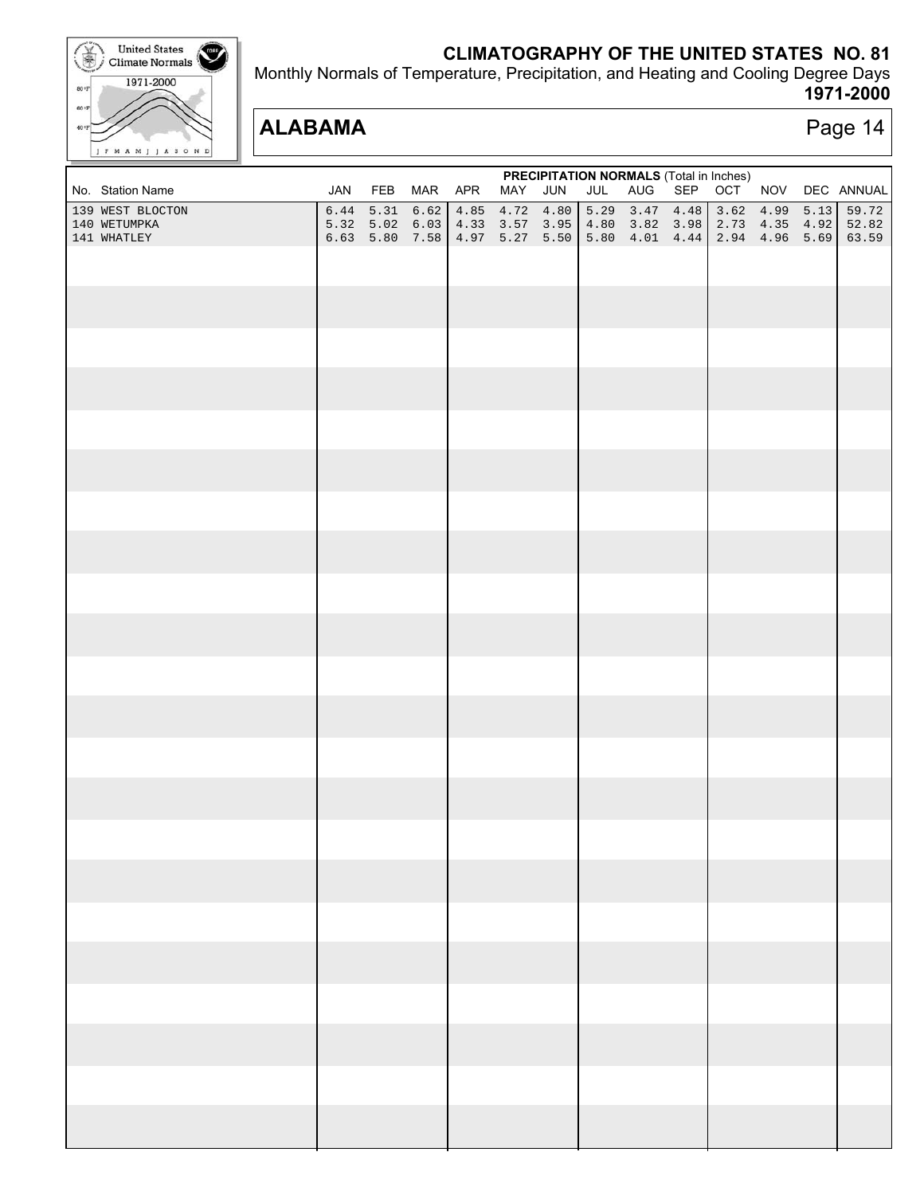# CLIMATOGRAPHY OF THE UNITED STATES NO. 81

Monthly Normals of Temperature, Precipitation, and Heating and Cooling Degree Days

**1971-2000**

## ALABAMA

**PRECIPITATION NORMALS** (Total in Inches)

| No. | Station Name | JAN | FEB | MAR | APR | MAY | JUN | JUL | AUG | SEP | OCT | NOV | DEC | ANNUAL |
|---|---|---|---|---|---|---|---|---|---|---|---|---|---|---|
| 139 | WEST BLOCTON | 6.44 | 5.31 | 6.62 | 4.85 | 4.72 | 4.80 | 5.29 | 3.47 | 4.48 | 3.62 | 4.99 | 5.13 | 59.72 |
| 140 | WETUMPKA | 5.32 | 5.02 | 6.03 | 4.33 | 3.57 | 3.95 | 4.80 | 3.82 | 3.98 | 2.73 | 4.35 | 4.92 | 52.82 |
| 141 | WHATLEY | 6.63 | 5.80 | 7.58 | 4.97 | 5.27 | 5.50 | 5.80 | 4.01 | 4.44 | 2.94 | 4.96 | 5.69 | 63.59 |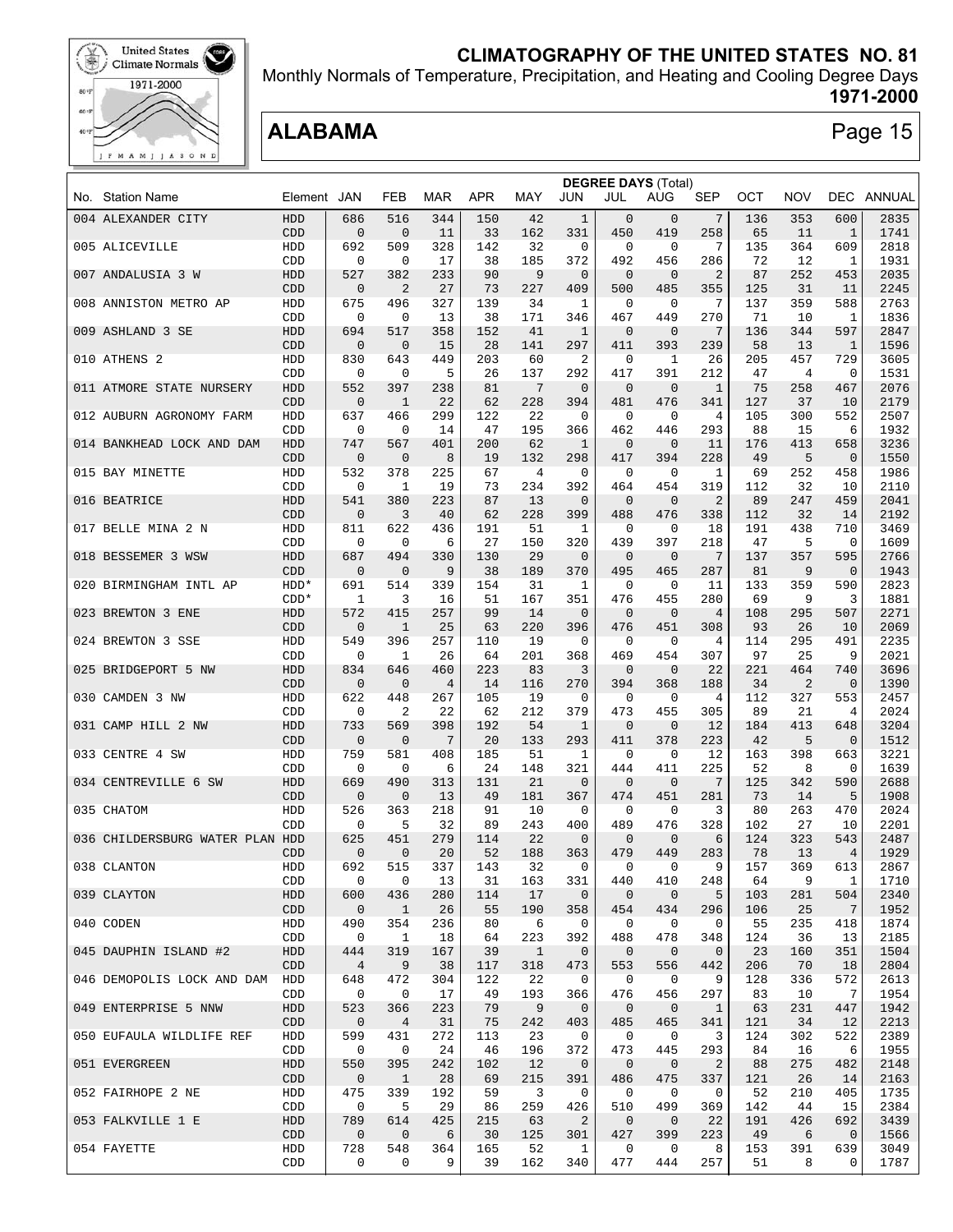# CLIMATOGRAPHY OF THE UNITED STATES NO. 81

Monthly Normals of Temperature, Precipitation, and Heating and Cooling Degree Days

**1971-2000**

## ALABAMA

**DEGREE DAYS (Total)**

| No. | Station Name | Element | JAN | FEB | MAR | APR | MAY | JUN | JUL | AUG | SEP | OCT | NOV | DEC | ANNUAL |
|---|---|---|---|---|---|---|---|---|---|---|---|---|---|---|---|
| 004 | ALEXANDER CITY | HDD | 686 | 516 | 344 | 150 | 42 | 1 | 0 | 0 | 7 | 136 | 353 | 600 | 2835 |
| | | CDD | 0 | 0 | 11 | 33 | 162 | 331 | 450 | 419 | 258 | 65 | 11 | 1 | 1741 |
| 005 | ALICEVILLE | HDD | 692 | 509 | 328 | 142 | 32 | 0 | 0 | 0 | 7 | 135 | 364 | 609 | 2818 |
| | | CDD | 0 | 0 | 17 | 38 | 185 | 372 | 492 | 456 | 286 | 72 | 12 | 1 | 1931 |
| 007 | ANDALUSIA 3 W | HDD | 527 | 382 | 233 | 90 | 9 | 0 | 0 | 0 | 2 | 87 | 252 | 453 | 2035 |
| | | CDD | 0 | 2 | 27 | 73 | 227 | 409 | 500 | 485 | 355 | 125 | 31 | 11 | 2245 |
| 008 | ANNISTON METRO AP | HDD | 675 | 496 | 327 | 139 | 34 | 1 | 0 | 0 | 7 | 137 | 359 | 588 | 2763 |
| | | CDD | 0 | 0 | 13 | 38 | 171 | 346 | 467 | 449 | 270 | 71 | 10 | 1 | 1836 |
| 009 | ASHLAND 3 SE | HDD | 694 | 517 | 358 | 152 | 41 | 1 | 0 | 0 | 7 | 136 | 344 | 597 | 2847 |
| | | CDD | 0 | 0 | 15 | 28 | 141 | 297 | 411 | 393 | 239 | 58 | 13 | 1 | 1596 |
| 010 | ATHENS 2 | HDD | 830 | 643 | 449 | 203 | 60 | 2 | 0 | 1 | 26 | 205 | 457 | 729 | 3605 |
| | | CDD | 0 | 0 | 5 | 26 | 137 | 292 | 417 | 391 | 212 | 47 | 4 | 0 | 1531 |
| 011 | ATMORE STATE NURSERY | HDD | 552 | 397 | 238 | 81 | 7 | 0 | 0 | 0 | 1 | 75 | 258 | 467 | 2076 |
| | | CDD | 0 | 1 | 22 | 62 | 228 | 394 | 481 | 476 | 341 | 127 | 37 | 10 | 2179 |
| 012 | AUBURN AGRONOMY FARM | HDD | 637 | 466 | 299 | 122 | 22 | 0 | 0 | 0 | 4 | 105 | 300 | 552 | 2507 |
| | | CDD | 0 | 0 | 14 | 47 | 195 | 366 | 462 | 446 | 293 | 88 | 15 | 6 | 1932 |
| 014 | BANKHEAD LOCK AND DAM | HDD | 747 | 567 | 401 | 200 | 62 | 1 | 0 | 0 | 11 | 176 | 413 | 658 | 3236 |
| | | CDD | 0 | 0 | 8 | 19 | 132 | 298 | 417 | 394 | 228 | 49 | 5 | 0 | 1550 |
| 015 | BAY MINETTE | HDD | 532 | 378 | 225 | 67 | 4 | 0 | 0 | 0 | 1 | 69 | 252 | 458 | 1986 |
| | | CDD | 0 | 1 | 19 | 73 | 234 | 392 | 464 | 454 | 319 | 112 | 32 | 10 | 2110 |
| 016 | BEATRICE | HDD | 541 | 380 | 223 | 87 | 13 | 0 | 0 | 0 | 2 | 89 | 247 | 459 | 2041 |
| | | CDD | 0 | 3 | 40 | 62 | 228 | 399 | 488 | 476 | 338 | 112 | 32 | 14 | 2192 |
| 017 | BELLE MINA 2 N | HDD | 811 | 622 | 436 | 191 | 51 | 1 | 0 | 0 | 18 | 191 | 438 | 710 | 3469 |
| | | CDD | 0 | 0 | 6 | 27 | 150 | 320 | 439 | 397 | 218 | 47 | 5 | 0 | 1609 |
| 018 | BESSEMER 3 WSW | HDD | 687 | 494 | 330 | 130 | 29 | 0 | 0 | 0 | 7 | 137 | 357 | 595 | 2766 |
| | | CDD | 0 | 0 | 9 | 38 | 189 | 370 | 495 | 465 | 287 | 81 | 9 | 0 | 1943 |
| 020 | BIRMINGHAM INTL AP | HDD* | 691 | 514 | 339 | 154 | 31 | 1 | 0 | 0 | 11 | 133 | 359 | 590 | 2823 |
| | | CDD* | 1 | 3 | 16 | 51 | 167 | 351 | 476 | 455 | 280 | 69 | 9 | 3 | 1881 |
| 023 | BREWTON 3 ENE | HDD | 572 | 415 | 257 | 99 | 14 | 0 | 0 | 0 | 4 | 108 | 295 | 507 | 2271 |
| | | CDD | 0 | 1 | 25 | 63 | 220 | 396 | 476 | 451 | 308 | 93 | 26 | 10 | 2069 |
| 024 | BREWTON 3 SSE | HDD | 549 | 396 | 257 | 110 | 19 | 0 | 0 | 0 | 4 | 114 | 295 | 491 | 2235 |
| | | CDD | 0 | 1 | 26 | 64 | 201 | 368 | 469 | 454 | 307 | 97 | 25 | 9 | 2021 |
| 025 | BRIDGEPORT 5 NW | HDD | 834 | 646 | 460 | 223 | 83 | 3 | 0 | 0 | 22 | 221 | 464 | 740 | 3696 |
| | | CDD | 0 | 0 | 4 | 14 | 116 | 270 | 394 | 368 | 188 | 34 | 2 | 0 | 1390 |
| 030 | CAMDEN 3 NW | HDD | 622 | 448 | 267 | 105 | 19 | 0 | 0 | 0 | 4 | 112 | 327 | 553 | 2457 |
| | | CDD | 0 | 2 | 22 | 62 | 212 | 379 | 473 | 455 | 305 | 89 | 21 | 4 | 2024 |
| 031 | CAMP HILL 2 NW | HDD | 733 | 569 | 398 | 192 | 54 | 1 | 0 | 0 | 12 | 184 | 413 | 648 | 3204 |
| | | CDD | 0 | 0 | 7 | 20 | 133 | 293 | 411 | 378 | 223 | 42 | 5 | 0 | 1512 |
| 033 | CENTRE 4 SW | HDD | 759 | 581 | 408 | 185 | 51 | 1 | 0 | 0 | 12 | 163 | 398 | 663 | 3221 |
| | | CDD | 0 | 0 | 6 | 24 | 148 | 321 | 444 | 411 | 225 | 52 | 8 | 0 | 1639 |
| 034 | CENTREVILLE 6 SW | HDD | 669 | 490 | 313 | 131 | 21 | 0 | 0 | 0 | 7 | 125 | 342 | 590 | 2688 |
| | | CDD | 0 | 0 | 13 | 49 | 181 | 367 | 474 | 451 | 281 | 73 | 14 | 5 | 1908 |
| 035 | CHATOM | HDD | 526 | 363 | 218 | 91 | 10 | 0 | 0 | 0 | 3 | 80 | 263 | 470 | 2024 |
| | | CDD | 0 | 5 | 32 | 89 | 243 | 400 | 489 | 476 | 328 | 102 | 27 | 10 | 2201 |
| 036 | CHILDERSBURG WATER PLAN | HDD | 625 | 451 | 279 | 114 | 22 | 0 | 0 | 0 | 6 | 124 | 323 | 543 | 2487 |
| | | CDD | 0 | 0 | 20 | 52 | 188 | 363 | 479 | 449 | 283 | 78 | 13 | 4 | 1929 |
| 038 | CLANTON | HDD | 692 | 515 | 337 | 143 | 32 | 0 | 0 | 0 | 9 | 157 | 369 | 613 | 2867 |
| | | CDD | 0 | 0 | 13 | 31 | 163 | 331 | 440 | 410 | 248 | 64 | 9 | 1 | 1710 |
| 039 | CLAYTON | HDD | 600 | 436 | 280 | 114 | 17 | 0 | 0 | 0 | 5 | 103 | 281 | 504 | 2340 |
| | | CDD | 0 | 1 | 26 | 55 | 190 | 358 | 454 | 434 | 296 | 106 | 25 | 7 | 1952 |
| 040 | CODEN | HDD | 490 | 354 | 236 | 80 | 6 | 0 | 0 | 0 | 0 | 55 | 235 | 418 | 1874 |
| | | CDD | 0 | 1 | 18 | 64 | 223 | 392 | 488 | 478 | 348 | 124 | 36 | 13 | 2185 |
| 045 | DAUPHIN ISLAND #2 | HDD | 444 | 319 | 167 | 39 | 1 | 0 | 0 | 0 | 0 | 23 | 160 | 351 | 1504 |
| | | CDD | 4 | 9 | 38 | 117 | 318 | 473 | 553 | 556 | 442 | 206 | 70 | 18 | 2804 |
| 046 | DEMOPOLIS LOCK AND DAM | HDD | 648 | 472 | 304 | 122 | 22 | 0 | 0 | 0 | 9 | 128 | 336 | 572 | 2613 |
| | | CDD | 0 | 0 | 17 | 49 | 193 | 366 | 476 | 456 | 297 | 83 | 10 | 7 | 1954 |
| 049 | ENTERPRISE 5 NNW | HDD | 523 | 366 | 223 | 79 | 9 | 0 | 0 | 0 | 1 | 63 | 231 | 447 | 1942 |
| | | CDD | 0 | 4 | 31 | 75 | 242 | 403 | 485 | 465 | 341 | 121 | 34 | 12 | 2213 |
| 050 | EUFAULA WILDLIFE REF | HDD | 599 | 431 | 272 | 113 | 23 | 0 | 0 | 0 | 3 | 124 | 302 | 522 | 2389 |
| | | CDD | 0 | 0 | 24 | 46 | 196 | 372 | 473 | 445 | 293 | 84 | 16 | 6 | 1955 |
| 051 | EVERGREEN | HDD | 550 | 395 | 242 | 102 | 12 | 0 | 0 | 0 | 2 | 88 | 275 | 482 | 2148 |
| | | CDD | 0 | 1 | 28 | 69 | 215 | 391 | 486 | 475 | 337 | 121 | 26 | 14 | 2163 |
| 052 | FAIRHOPE 2 NE | HDD | 475 | 339 | 192 | 59 | 3 | 0 | 0 | 0 | 0 | 52 | 210 | 405 | 1735 |
| | | CDD | 0 | 5 | 29 | 86 | 259 | 426 | 510 | 499 | 369 | 142 | 44 | 15 | 2384 |
| 053 | FALKVILLE 1 E | HDD | 789 | 614 | 425 | 215 | 63 | 2 | 0 | 0 | 22 | 191 | 426 | 692 | 3439 |
| | | CDD | 0 | 0 | 6 | 30 | 125 | 301 | 427 | 399 | 223 | 49 | 6 | 0 | 1566 |
| 054 | FAYETTE | HDD | 728 | 548 | 364 | 165 | 52 | 1 | 0 | 0 | 8 | 153 | 391 | 639 | 3049 |
| | | CDD | 0 | 0 | 9 | 39 | 162 | 340 | 477 | 444 | 257 | 51 | 8 | 0 | 1787 |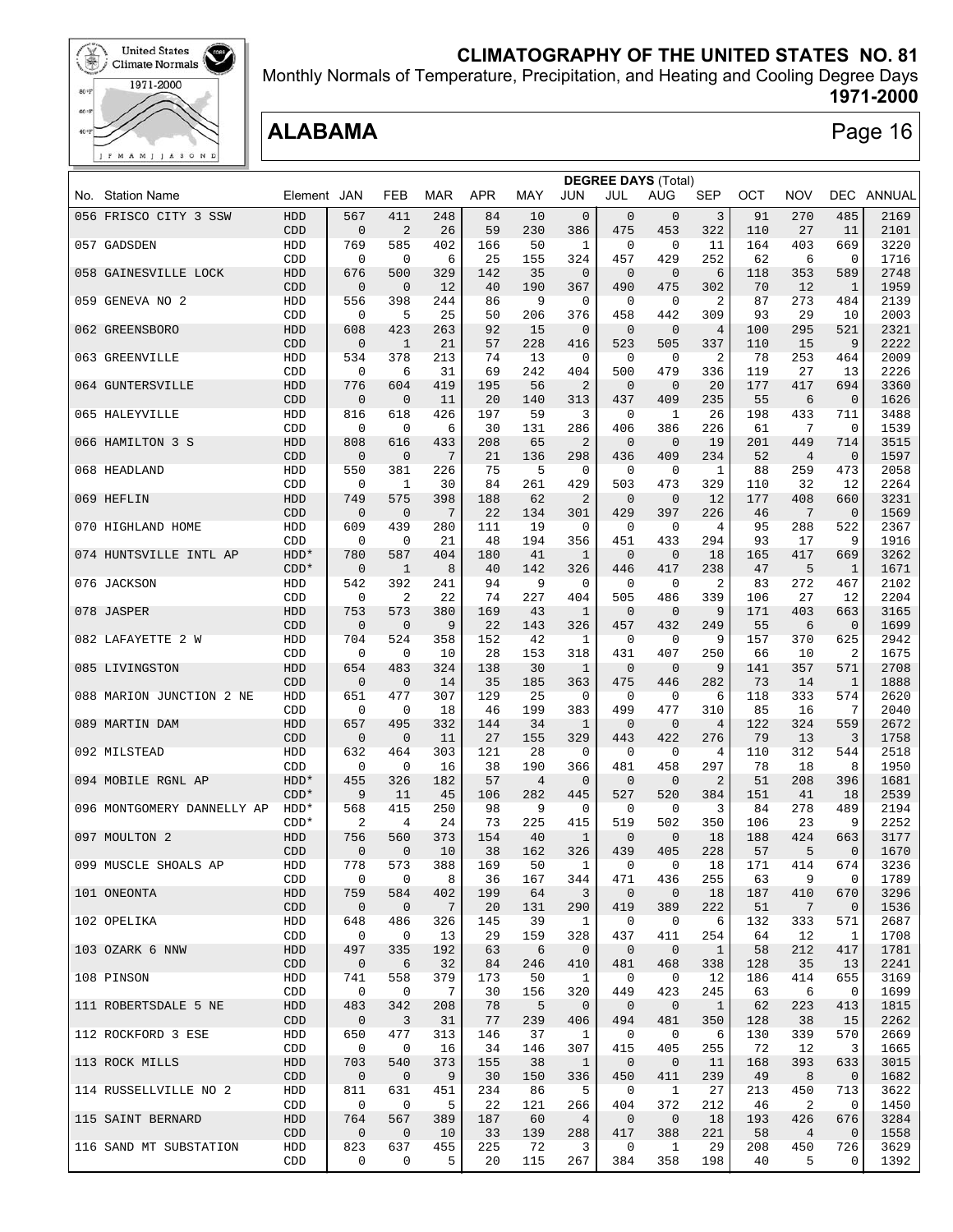## CLIMATOGRAPHY OF THE UNITED STATES NO. 81

Monthly Normals of Temperature, Precipitation, and Heating and Cooling Degree Days

**1971-2000**

# ALABAMA

Page 16

| No. Station Name | Element | JAN | FEB | MAR | APR | MAY | JUN | JUL | AUG | SEP | OCT | NOV | DEC | ANNUAL |
|---|---|---|---|---|---|---|---|---|---|---|---|---|---|---|
| | | **DEGREE DAYS (Total)** | | | | | | | | | | | | |
| 056 FRISCO CITY 3 SSW | HDD | 567 | 411 | 248 | 84 | 10 | 0 | 0 | 0 | 3 | 91 | 270 | 485 | 2169 |
| | CDD | 0 | 2 | 26 | 59 | 230 | 386 | 475 | 453 | 322 | 110 | 27 | 11 | 2101 |
| 057 GADSDEN | HDD | 769 | 585 | 402 | 166 | 50 | 1 | 0 | 0 | 11 | 164 | 403 | 669 | 3220 |
| | CDD | 0 | 0 | 6 | 25 | 155 | 324 | 457 | 429 | 252 | 62 | 6 | 0 | 1716 |
| 058 GAINESVILLE LOCK | HDD | 676 | 500 | 329 | 142 | 35 | 0 | 0 | 0 | 6 | 118 | 353 | 589 | 2748 |
| | CDD | 0 | 0 | 12 | 40 | 190 | 367 | 490 | 475 | 302 | 70 | 12 | 1 | 1959 |
| 059 GENEVA NO 2 | HDD | 556 | 398 | 244 | 86 | 9 | 0 | 0 | 0 | 2 | 87 | 273 | 484 | 2139 |
| | CDD | 0 | 5 | 25 | 50 | 206 | 376 | 458 | 442 | 309 | 93 | 29 | 10 | 2003 |
| 062 GREENSBORO | HDD | 608 | 423 | 263 | 92 | 15 | 0 | 0 | 0 | 4 | 100 | 295 | 521 | 2321 |
| | CDD | 0 | 1 | 21 | 57 | 228 | 416 | 523 | 505 | 337 | 110 | 15 | 9 | 2222 |
| 063 GREENVILLE | HDD | 534 | 378 | 213 | 74 | 13 | 0 | 0 | 0 | 2 | 78 | 253 | 464 | 2009 |
| | CDD | 0 | 6 | 31 | 69 | 242 | 404 | 500 | 479 | 336 | 119 | 27 | 13 | 2226 |
| 064 GUNTERSVILLE | HDD | 776 | 604 | 419 | 195 | 56 | 2 | 0 | 0 | 20 | 177 | 417 | 694 | 3360 |
| | CDD | 0 | 0 | 11 | 20 | 140 | 313 | 437 | 409 | 235 | 55 | 6 | 0 | 1626 |
| 065 HALEYVILLE | HDD | 816 | 618 | 426 | 197 | 59 | 3 | 0 | 1 | 26 | 198 | 433 | 711 | 3488 |
| | CDD | 0 | 0 | 6 | 30 | 131 | 286 | 406 | 386 | 226 | 61 | 7 | 0 | 1539 |
| 066 HAMILTON 3 S | HDD | 808 | 616 | 433 | 208 | 65 | 2 | 0 | 0 | 19 | 201 | 449 | 714 | 3515 |
| | CDD | 0 | 0 | 7 | 21 | 136 | 298 | 436 | 409 | 234 | 52 | 4 | 0 | 1597 |
| 068 HEADLAND | HDD | 550 | 381 | 226 | 75 | 5 | 0 | 0 | 0 | 1 | 88 | 259 | 473 | 2058 |
| | CDD | 0 | 1 | 30 | 84 | 261 | 429 | 503 | 473 | 329 | 110 | 32 | 12 | 2264 |
| 069 HEFLIN | HDD | 749 | 575 | 398 | 188 | 62 | 2 | 0 | 0 | 12 | 177 | 408 | 660 | 3231 |
| | CDD | 0 | 0 | 7 | 22 | 134 | 301 | 429 | 397 | 226 | 46 | 7 | 0 | 1569 |
| 070 HIGHLAND HOME | HDD | 609 | 439 | 280 | 111 | 19 | 0 | 0 | 0 | 4 | 95 | 288 | 522 | 2367 |
| | CDD | 0 | 0 | 21 | 48 | 194 | 356 | 451 | 433 | 294 | 93 | 17 | 9 | 1916 |
| 074 HUNTSVILLE INTL AP | HDD* | 780 | 587 | 404 | 180 | 41 | 1 | 0 | 0 | 18 | 165 | 417 | 669 | 3262 |
| | CDD* | 0 | 1 | 8 | 40 | 142 | 326 | 446 | 417 | 238 | 47 | 5 | 1 | 1671 |
| 076 JACKSON | HDD | 542 | 392 | 241 | 94 | 9 | 0 | 0 | 0 | 2 | 83 | 272 | 467 | 2102 |
| | CDD | 0 | 2 | 22 | 74 | 227 | 404 | 505 | 486 | 339 | 106 | 27 | 12 | 2204 |
| 078 JASPER | HDD | 753 | 573 | 380 | 169 | 43 | 1 | 0 | 0 | 9 | 171 | 403 | 663 | 3165 |
| | CDD | 0 | 0 | 9 | 22 | 143 | 326 | 457 | 432 | 249 | 55 | 6 | 0 | 1699 |
| 082 LAFAYETTE 2 W | HDD | 704 | 524 | 358 | 152 | 42 | 1 | 0 | 0 | 9 | 157 | 370 | 625 | 2942 |
| | CDD | 0 | 0 | 10 | 28 | 153 | 318 | 431 | 407 | 250 | 66 | 10 | 2 | 1675 |
| 085 LIVINGSTON | HDD | 654 | 483 | 324 | 138 | 30 | 1 | 0 | 0 | 9 | 141 | 357 | 571 | 2708 |
| | CDD | 0 | 0 | 14 | 35 | 185 | 363 | 475 | 446 | 282 | 73 | 14 | 1 | 1888 |
| 088 MARION JUNCTION 2 NE | HDD | 651 | 477 | 307 | 129 | 25 | 0 | 0 | 0 | 6 | 118 | 333 | 574 | 2620 |
| | CDD | 0 | 0 | 18 | 46 | 199 | 383 | 499 | 477 | 310 | 85 | 16 | 7 | 2040 |
| 089 MARTIN DAM | HDD | 657 | 495 | 332 | 144 | 34 | 1 | 0 | 0 | 4 | 122 | 324 | 559 | 2672 |
| | CDD | 0 | 0 | 11 | 27 | 155 | 329 | 443 | 422 | 276 | 79 | 13 | 3 | 1758 |
| 092 MILSTEAD | HDD | 632 | 464 | 303 | 121 | 28 | 0 | 0 | 0 | 4 | 110 | 312 | 544 | 2518 |
| | CDD | 0 | 0 | 16 | 38 | 190 | 366 | 481 | 458 | 297 | 78 | 18 | 8 | 1950 |
| 094 MOBILE RGNL AP | HDD* | 455 | 326 | 182 | 57 | 4 | 0 | 0 | 0 | 2 | 51 | 208 | 396 | 1681 |
| | CDD* | 9 | 11 | 45 | 106 | 282 | 445 | 527 | 520 | 384 | 151 | 41 | 18 | 2539 |
| 096 MONTGOMERY DANNELLY AP | HDD* | 568 | 415 | 250 | 98 | 9 | 0 | 0 | 0 | 3 | 84 | 278 | 489 | 2194 |
| | CDD* | 2 | 4 | 24 | 73 | 225 | 415 | 519 | 502 | 350 | 106 | 23 | 9 | 2252 |
| 097 MOULTON 2 | HDD | 756 | 560 | 373 | 154 | 40 | 1 | 0 | 0 | 18 | 188 | 424 | 663 | 3177 |
| | CDD | 0 | 0 | 10 | 38 | 162 | 326 | 439 | 405 | 228 | 57 | 5 | 0 | 1670 |
| 099 MUSCLE SHOALS AP | HDD | 778 | 573 | 388 | 169 | 50 | 1 | 0 | 0 | 18 | 171 | 414 | 674 | 3236 |
| | CDD | 0 | 0 | 8 | 36 | 167 | 344 | 471 | 436 | 255 | 63 | 9 | 0 | 1789 |
| 101 ONEONTA | HDD | 759 | 584 | 402 | 199 | 64 | 3 | 0 | 0 | 18 | 187 | 410 | 670 | 3296 |
| | CDD | 0 | 0 | 7 | 20 | 131 | 290 | 419 | 389 | 222 | 51 | 7 | 0 | 1536 |
| 102 OPELIKA | HDD | 648 | 486 | 326 | 145 | 39 | 1 | 0 | 0 | 6 | 132 | 333 | 571 | 2687 |
| | CDD | 0 | 0 | 13 | 29 | 159 | 328 | 437 | 411 | 254 | 64 | 12 | 1 | 1708 |
| 103 OZARK 6 NNW | HDD | 497 | 335 | 192 | 63 | 6 | 0 | 0 | 0 | 1 | 58 | 212 | 417 | 1781 |
| | CDD | 0 | 6 | 32 | 84 | 246 | 410 | 481 | 468 | 338 | 128 | 35 | 13 | 2241 |
| 108 PINSON | HDD | 741 | 558 | 379 | 173 | 50 | 1 | 0 | 0 | 12 | 186 | 414 | 655 | 3169 |
| | CDD | 0 | 0 | 7 | 30 | 156 | 320 | 449 | 423 | 245 | 63 | 6 | 0 | 1699 |
| 111 ROBERTSDALE 5 NE | HDD | 483 | 342 | 208 | 78 | 5 | 0 | 0 | 0 | 1 | 62 | 223 | 413 | 1815 |
| | CDD | 0 | 3 | 31 | 77 | 239 | 406 | 494 | 481 | 350 | 128 | 38 | 15 | 2262 |
| 112 ROCKFORD 3 ESE | HDD | 650 | 477 | 313 | 146 | 37 | 1 | 0 | 0 | 6 | 130 | 339 | 570 | 2669 |
| | CDD | 0 | 0 | 16 | 34 | 146 | 307 | 415 | 405 | 255 | 72 | 12 | 3 | 1665 |
| 113 ROCK MILLS | HDD | 703 | 540 | 373 | 155 | 38 | 1 | 0 | 0 | 11 | 168 | 393 | 633 | 3015 |
| | CDD | 0 | 0 | 9 | 30 | 150 | 336 | 450 | 411 | 239 | 49 | 8 | 0 | 1682 |
| 114 RUSSELLVILLE NO 2 | HDD | 811 | 631 | 451 | 234 | 86 | 5 | 0 | 1 | 27 | 213 | 450 | 713 | 3622 |
| | CDD | 0 | 0 | 5 | 22 | 121 | 266 | 404 | 372 | 212 | 46 | 2 | 0 | 1450 |
| 115 SAINT BERNARD | HDD | 764 | 567 | 389 | 187 | 60 | 4 | 0 | 0 | 18 | 193 | 426 | 676 | 3284 |
| | CDD | 0 | 0 | 10 | 33 | 139 | 288 | 417 | 388 | 221 | 58 | 4 | 0 | 1558 |
| 116 SAND MT SUBSTATION | HDD | 823 | 637 | 455 | 225 | 72 | 3 | 0 | 1 | 29 | 208 | 450 | 726 | 3629 |
| | CDD | 0 | 0 | 5 | 20 | 115 | 267 | 384 | 358 | 198 | 40 | 5 | 0 | 1392 |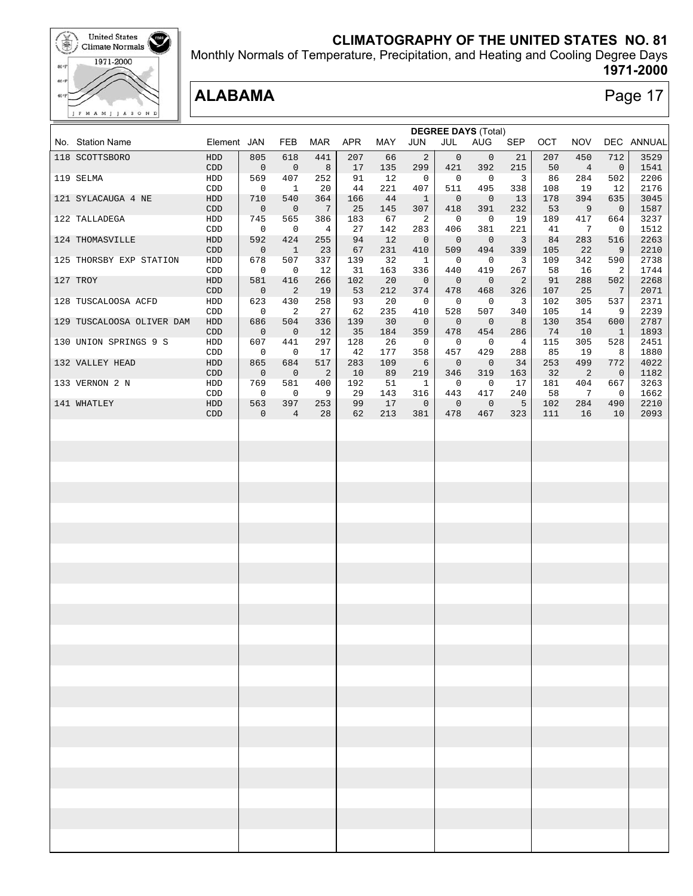# CLIMATOGRAPHY OF THE UNITED STATES NO. 81

Monthly Normals of Temperature, Precipitation, and Heating and Cooling Degree Days

**1971-2000**

## ALABAMA

**DEGREE DAYS (Total)**

| No. | Station Name | Element | JAN | FEB | MAR | APR | MAY | JUN | JUL | AUG | SEP | OCT | NOV | DEC | ANNUAL |
|---|---|---|---|---|---|---|---|---|---|---|---|---|---|---|---|
| 118 | SCOTTSBORO | HDD | 805 | 618 | 441 | 207 | 66 | 2 | 0 | 0 | 21 | 207 | 450 | 712 | 3529 |
| | | CDD | 0 | 0 | 8 | 17 | 135 | 299 | 421 | 392 | 215 | 50 | 4 | 0 | 1541 |
| 119 | SELMA | HDD | 569 | 407 | 252 | 91 | 12 | 0 | 0 | 0 | 3 | 86 | 284 | 502 | 2206 |
| | | CDD | 0 | 1 | 20 | 44 | 221 | 407 | 511 | 495 | 338 | 108 | 19 | 12 | 2176 |
| 121 | SYLACAUGA 4 NE | HDD | 710 | 540 | 364 | 166 | 44 | 1 | 0 | 0 | 13 | 178 | 394 | 635 | 3045 |
| | | CDD | 0 | 0 | 7 | 25 | 145 | 307 | 418 | 391 | 232 | 53 | 9 | 0 | 1587 |
| 122 | TALLADEGA | HDD | 745 | 565 | 386 | 183 | 67 | 2 | 0 | 0 | 19 | 189 | 417 | 664 | 3237 |
| | | CDD | 0 | 0 | 4 | 27 | 142 | 283 | 406 | 381 | 221 | 41 | 7 | 0 | 1512 |
| 124 | THOMASVILLE | HDD | 592 | 424 | 255 | 94 | 12 | 0 | 0 | 0 | 3 | 84 | 283 | 516 | 2263 |
| | | CDD | 0 | 1 | 23 | 67 | 231 | 410 | 509 | 494 | 339 | 105 | 22 | 9 | 2210 |
| 125 | THORSBY EXP STATION | HDD | 678 | 507 | 337 | 139 | 32 | 1 | 0 | 0 | 3 | 109 | 342 | 590 | 2738 |
| | | CDD | 0 | 0 | 12 | 31 | 163 | 336 | 440 | 419 | 267 | 58 | 16 | 2 | 1744 |
| 127 | TROY | HDD | 581 | 416 | 266 | 102 | 20 | 0 | 0 | 0 | 2 | 91 | 288 | 502 | 2268 |
| | | CDD | 0 | 2 | 19 | 53 | 212 | 374 | 478 | 468 | 326 | 107 | 25 | 7 | 2071 |
| 128 | TUSCALOOSA ACFD | HDD | 623 | 430 | 258 | 93 | 20 | 0 | 0 | 0 | 3 | 102 | 305 | 537 | 2371 |
| | | CDD | 0 | 2 | 27 | 62 | 235 | 410 | 528 | 507 | 340 | 105 | 14 | 9 | 2239 |
| 129 | TUSCALOOSA OLIVER DAM | HDD | 686 | 504 | 336 | 139 | 30 | 0 | 0 | 0 | 8 | 130 | 354 | 600 | 2787 |
| | | CDD | 0 | 0 | 12 | 35 | 184 | 359 | 478 | 454 | 286 | 74 | 10 | 1 | 1893 |
| 130 | UNION SPRINGS 9 S | HDD | 607 | 441 | 297 | 128 | 26 | 0 | 0 | 0 | 4 | 115 | 305 | 528 | 2451 |
| | | CDD | 0 | 0 | 17 | 42 | 177 | 358 | 457 | 429 | 288 | 85 | 19 | 8 | 1880 |
| 132 | VALLEY HEAD | HDD | 865 | 684 | 517 | 283 | 109 | 6 | 0 | 0 | 34 | 253 | 499 | 772 | 4022 |
| | | CDD | 0 | 0 | 2 | 10 | 89 | 219 | 346 | 319 | 163 | 32 | 2 | 0 | 1182 |
| 133 | VERNON 2 N | HDD | 769 | 581 | 400 | 192 | 51 | 1 | 0 | 0 | 17 | 181 | 404 | 667 | 3263 |
| | | CDD | 0 | 0 | 9 | 29 | 143 | 316 | 443 | 417 | 240 | 58 | 7 | 0 | 1662 |
| 141 | WHATLEY | HDD | 563 | 397 | 253 | 99 | 17 | 0 | 0 | 0 | 5 | 102 | 284 | 490 | 2210 |
| | | CDD | 0 | 4 | 28 | 62 | 213 | 381 | 478 | 467 | 323 | 111 | 16 | 10 | 2093 |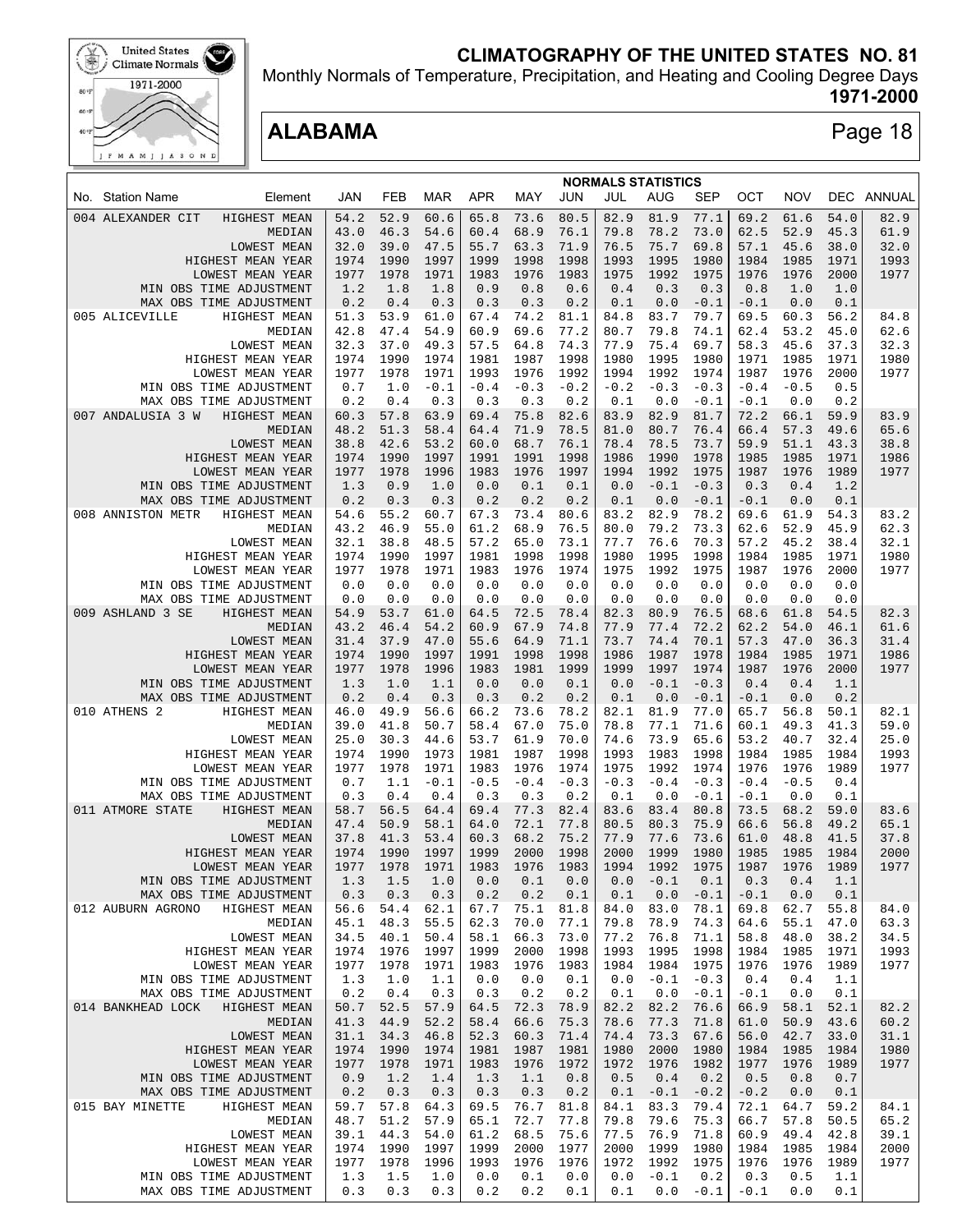# CLIMATOGRAPHY OF THE UNITED STATES NO. 81

Monthly Normals of Temperature, Precipitation, and Heating and Cooling Degree Days

**1971-2000**

## ALABAMA

| No. Station Name | Element | JAN | FEB | MAR | APR | MAY | JUN | JUL | AUG | SEP | OCT | NOV | DEC | ANNUAL |
|---|---|---|---|---|---|---|---|---|---|---|---|---|---|---|
| | | **NORMALS STATISTICS** | | | | | | | | | | | | |
| 004 ALEXANDER CIT | HIGHEST MEAN | 54.2 | 52.9 | 60.6 | 65.8 | 73.6 | 80.5 | 82.9 | 81.9 | 77.1 | 69.2 | 61.6 | 54.0 | 82.9 |
| | MEDIAN | 43.0 | 46.3 | 54.6 | 60.4 | 68.9 | 76.1 | 79.8 | 78.2 | 73.0 | 62.5 | 52.9 | 45.3 | 61.9 |
| | LOWEST MEAN | 32.0 | 39.0 | 47.5 | 55.7 | 63.3 | 71.9 | 76.5 | 75.7 | 69.8 | 57.1 | 45.6 | 38.0 | 32.0 |
| | HIGHEST MEAN YEAR | 1974 | 1990 | 1997 | 1999 | 1998 | 1998 | 1993 | 1995 | 1980 | 1984 | 1985 | 1971 | 1993 |
| | LOWEST MEAN YEAR | 1977 | 1978 | 1971 | 1983 | 1976 | 1983 | 1975 | 1992 | 1975 | 1976 | 1976 | 2000 | 1977 |
| | MIN OBS TIME ADJUSTMENT | 1.2 | 1.8 | 1.8 | 0.9 | 0.8 | 0.6 | 0.4 | 0.3 | 0.3 | 0.8 | 1.0 | 1.0 | |
| | MAX OBS TIME ADJUSTMENT | 0.2 | 0.4 | 0.3 | 0.3 | 0.3 | 0.2 | 0.1 | 0.0 | -0.1 | -0.1 | 0.0 | 0.1 | |
| 005 ALICEVILLE | HIGHEST MEAN | 51.3 | 53.9 | 61.0 | 67.4 | 74.2 | 81.1 | 84.8 | 83.7 | 79.7 | 69.5 | 60.3 | 56.2 | 84.8 |
| | MEDIAN | 42.8 | 47.4 | 54.9 | 60.9 | 69.6 | 77.2 | 80.7 | 79.8 | 74.3 | 62.4 | 53.2 | 45.0 | 62.6 |
| | LOWEST MEAN | 32.3 | 37.0 | 49.3 | 57.5 | 64.8 | 74.3 | 77.9 | 75.4 | 69.7 | 58.3 | 45.6 | 37.3 | 32.3 |
| | HIGHEST MEAN YEAR | 1974 | 1990 | 1974 | 1981 | 1987 | 1998 | 1980 | 1995 | 1980 | 1971 | 1985 | 1971 | 1980 |
| | LOWEST MEAN YEAR | 1977 | 1978 | 1971 | 1993 | 1976 | 1992 | 1994 | 1992 | 1974 | 1987 | 1976 | 2000 | 1977 |
| | MIN OBS TIME ADJUSTMENT | 0.7 | 1.0 | -0.1 | -0.4 | -0.3 | -0.2 | -0.2 | -0.3 | -0.3 | -0.4 | -0.5 | 0.5 | |
| | MAX OBS TIME ADJUSTMENT | 0.2 | 0.4 | 0.3 | 0.3 | 0.3 | 0.2 | 0.1 | 0.0 | -0.1 | -0.1 | 0.0 | 0.2 | |
| 007 ANDALUSIA 3 W | HIGHEST MEAN | 60.3 | 57.8 | 63.9 | 69.4 | 75.8 | 82.6 | 83.9 | 82.9 | 81.7 | 72.2 | 66.1 | 59.9 | 83.9 |
| | MEDIAN | 48.2 | 51.3 | 58.4 | 64.4 | 71.9 | 78.5 | 81.0 | 80.7 | 76.4 | 66.4 | 57.3 | 49.6 | 65.6 |
| | LOWEST MEAN | 38.8 | 42.6 | 53.2 | 60.0 | 68.7 | 76.1 | 78.4 | 78.5 | 73.7 | 59.9 | 51.1 | 43.3 | 38.8 |
| | HIGHEST MEAN YEAR | 1974 | 1990 | 1997 | 1991 | 1991 | 1998 | 1986 | 1990 | 1978 | 1985 | 1985 | 1971 | 1986 |
| | LOWEST MEAN YEAR | 1977 | 1978 | 1996 | 1983 | 1976 | 1997 | 1994 | 1992 | 1975 | 1987 | 1976 | 1989 | 1977 |
| | MIN OBS TIME ADJUSTMENT | 1.3 | 0.9 | 1.0 | 0.0 | 0.1 | 0.1 | 0.0 | -0.1 | -0.3 | 0.3 | 0.4 | 1.2 | |
| | MAX OBS TIME ADJUSTMENT | 0.2 | 0.3 | 0.3 | 0.2 | 0.2 | 0.2 | 0.1 | 0.0 | -0.1 | -0.1 | 0.0 | 0.1 | |
| 008 ANNISTON METR | HIGHEST MEAN | 54.6 | 55.2 | 60.7 | 67.3 | 73.4 | 80.6 | 83.2 | 82.9 | 78.2 | 69.6 | 61.9 | 54.3 | 83.2 |
| | MEDIAN | 43.2 | 46.9 | 55.0 | 61.2 | 68.9 | 76.5 | 80.0 | 79.2 | 73.3 | 62.6 | 52.9 | 45.9 | 62.3 |
| | LOWEST MEAN | 32.1 | 38.8 | 48.5 | 57.2 | 65.0 | 73.1 | 77.7 | 76.6 | 70.3 | 57.2 | 45.2 | 38.4 | 32.1 |
| | HIGHEST MEAN YEAR | 1974 | 1990 | 1997 | 1981 | 1998 | 1998 | 1980 | 1995 | 1998 | 1984 | 1985 | 1971 | 1980 |
| | LOWEST MEAN YEAR | 1977 | 1978 | 1971 | 1983 | 1976 | 1974 | 1975 | 1992 | 1975 | 1987 | 1976 | 2000 | 1977 |
| | MIN OBS TIME ADJUSTMENT | 0.0 | 0.0 | 0.0 | 0.0 | 0.0 | 0.0 | 0.0 | 0.0 | 0.0 | 0.0 | 0.0 | 0.0 | |
| | MAX OBS TIME ADJUSTMENT | 0.0 | 0.0 | 0.0 | 0.0 | 0.0 | 0.0 | 0.0 | 0.0 | 0.0 | 0.0 | 0.0 | 0.0 | |
| 009 ASHLAND 3 SE | HIGHEST MEAN | 54.9 | 53.7 | 61.0 | 64.5 | 72.5 | 78.4 | 82.3 | 80.9 | 76.5 | 68.6 | 61.8 | 54.5 | 82.3 |
| | MEDIAN | 43.2 | 46.4 | 54.2 | 60.9 | 67.9 | 74.8 | 77.9 | 77.4 | 72.2 | 62.2 | 54.0 | 46.1 | 61.6 |
| | LOWEST MEAN | 31.4 | 37.9 | 47.0 | 55.6 | 64.9 | 71.1 | 73.7 | 74.4 | 70.1 | 57.3 | 47.0 | 36.3 | 31.4 |
| | HIGHEST MEAN YEAR | 1974 | 1990 | 1997 | 1991 | 1998 | 1998 | 1986 | 1987 | 1978 | 1984 | 1985 | 1971 | 1986 |
| | LOWEST MEAN YEAR | 1977 | 1978 | 1996 | 1983 | 1981 | 1999 | 1999 | 1997 | 1974 | 1987 | 1976 | 2000 | 1977 |
| | MIN OBS TIME ADJUSTMENT | 1.3 | 1.0 | 1.1 | 0.0 | 0.0 | 0.1 | 0.0 | -0.1 | -0.3 | 0.4 | 0.4 | 1.1 | |
| | MAX OBS TIME ADJUSTMENT | 0.2 | 0.4 | 0.3 | 0.3 | 0.2 | 0.2 | 0.1 | 0.0 | -0.1 | -0.1 | 0.0 | 0.2 | |
| 010 ATHENS 2 | HIGHEST MEAN | 46.0 | 49.9 | 56.6 | 66.2 | 73.6 | 78.2 | 82.1 | 81.9 | 77.0 | 65.7 | 56.8 | 50.1 | 82.1 |
| | MEDIAN | 39.0 | 41.8 | 50.7 | 58.4 | 67.0 | 75.0 | 78.8 | 77.1 | 71.6 | 60.1 | 49.3 | 41.3 | 59.0 |
| | LOWEST MEAN | 25.0 | 30.3 | 44.6 | 53.7 | 61.9 | 70.0 | 74.6 | 73.9 | 65.6 | 53.2 | 40.7 | 32.4 | 25.0 |
| | HIGHEST MEAN YEAR | 1974 | 1990 | 1973 | 1981 | 1987 | 1998 | 1993 | 1983 | 1998 | 1984 | 1985 | 1984 | 1993 |
| | LOWEST MEAN YEAR | 1977 | 1978 | 1971 | 1983 | 1976 | 1974 | 1975 | 1992 | 1974 | 1976 | 1976 | 1989 | 1977 |
| | MIN OBS TIME ADJUSTMENT | 0.7 | 1.1 | -0.1 | -0.5 | -0.4 | -0.3 | -0.3 | -0.4 | -0.3 | -0.4 | -0.5 | 0.4 | |
| | MAX OBS TIME ADJUSTMENT | 0.3 | 0.4 | 0.4 | 0.3 | 0.3 | 0.2 | 0.1 | 0.0 | -0.1 | -0.1 | 0.0 | 0.1 | |
| 011 ATMORE STATE | HIGHEST MEAN | 58.7 | 56.5 | 64.4 | 69.4 | 77.3 | 82.4 | 83.6 | 83.4 | 80.8 | 73.5 | 68.2 | 59.0 | 83.6 |
| | MEDIAN | 47.4 | 50.9 | 58.1 | 64.0 | 72.1 | 77.8 | 80.5 | 80.3 | 75.9 | 66.6 | 56.8 | 49.2 | 65.1 |
| | LOWEST MEAN | 37.8 | 41.3 | 53.4 | 60.3 | 68.2 | 75.2 | 77.9 | 77.6 | 73.6 | 61.0 | 48.8 | 41.5 | 37.8 |
| | HIGHEST MEAN YEAR | 1974 | 1990 | 1997 | 1999 | 2000 | 1998 | 2000 | 1999 | 1980 | 1985 | 1985 | 1984 | 2000 |
| | LOWEST MEAN YEAR | 1977 | 1978 | 1971 | 1983 | 1976 | 1983 | 1994 | 1992 | 1975 | 1987 | 1976 | 1989 | 1977 |
| | MIN OBS TIME ADJUSTMENT | 1.3 | 1.5 | 1.0 | 0.0 | 0.1 | 0.0 | 0.0 | -0.1 | 0.1 | 0.3 | 0.4 | 1.1 | |
| | MAX OBS TIME ADJUSTMENT | 0.3 | 0.3 | 0.3 | 0.2 | 0.2 | 0.1 | 0.1 | 0.0 | -0.1 | -0.1 | 0.0 | 0.1 | |
| 012 AUBURN AGRONO | HIGHEST MEAN | 56.6 | 54.4 | 62.1 | 67.7 | 75.1 | 81.8 | 84.0 | 83.0 | 78.1 | 69.8 | 62.7 | 55.8 | 84.0 |
| | MEDIAN | 45.1 | 48.3 | 55.5 | 62.3 | 70.0 | 77.1 | 79.8 | 78.9 | 74.3 | 64.6 | 55.1 | 47.0 | 63.3 |
| | LOWEST MEAN | 34.5 | 40.1 | 50.4 | 58.1 | 66.3 | 73.0 | 77.2 | 76.8 | 71.1 | 58.8 | 48.0 | 38.2 | 34.5 |
| | HIGHEST MEAN YEAR | 1974 | 1976 | 1997 | 1999 | 2000 | 1998 | 1993 | 1995 | 1998 | 1984 | 1985 | 1971 | 1993 |
| | LOWEST MEAN YEAR | 1977 | 1978 | 1971 | 1983 | 1976 | 1983 | 1984 | 1984 | 1975 | 1976 | 1976 | 1989 | 1977 |
| | MIN OBS TIME ADJUSTMENT | 1.3 | 1.0 | 1.1 | 0.0 | 0.0 | 0.1 | 0.0 | -0.1 | -0.3 | 0.4 | 0.4 | 1.1 | |
| | MAX OBS TIME ADJUSTMENT | 0.2 | 0.4 | 0.3 | 0.3 | 0.2 | 0.2 | 0.1 | 0.0 | -0.1 | -0.1 | 0.0 | 0.1 | |
| 014 BANKHEAD LOCK | HIGHEST MEAN | 50.7 | 52.5 | 57.9 | 64.5 | 72.3 | 78.9 | 82.2 | 82.2 | 76.6 | 66.9 | 58.1 | 52.1 | 82.2 |
| | MEDIAN | 41.3 | 44.9 | 52.2 | 58.4 | 66.6 | 75.3 | 78.6 | 77.3 | 71.8 | 61.0 | 50.9 | 43.6 | 60.2 |
| | LOWEST MEAN | 31.1 | 34.3 | 46.8 | 52.3 | 60.3 | 71.4 | 74.4 | 73.3 | 67.6 | 56.0 | 42.7 | 33.0 | 31.1 |
| | HIGHEST MEAN YEAR | 1974 | 1990 | 1974 | 1981 | 1987 | 1981 | 1980 | 2000 | 1980 | 1984 | 1985 | 1984 | 1980 |
| | LOWEST MEAN YEAR | 1977 | 1978 | 1971 | 1983 | 1976 | 1972 | 1972 | 1976 | 1982 | 1977 | 1976 | 1989 | 1977 |
| | MIN OBS TIME ADJUSTMENT | 0.9 | 1.2 | 1.4 | 1.3 | 1.1 | 0.8 | 0.5 | 0.4 | 0.2 | 0.5 | 0.8 | 0.7 | |
| | MAX OBS TIME ADJUSTMENT | 0.2 | 0.3 | 0.3 | 0.3 | 0.3 | 0.2 | 0.1 | -0.1 | -0.2 | -0.2 | 0.0 | 0.1 | |
| 015 BAY MINETTE | HIGHEST MEAN | 59.7 | 57.8 | 64.3 | 69.5 | 76.7 | 81.8 | 84.1 | 83.3 | 79.4 | 72.1 | 64.7 | 59.2 | 84.1 |
| | MEDIAN | 48.7 | 51.2 | 57.9 | 65.1 | 72.7 | 77.8 | 79.8 | 79.6 | 75.3 | 66.7 | 57.8 | 50.5 | 65.2 |
| | LOWEST MEAN | 39.1 | 44.3 | 54.0 | 61.2 | 68.5 | 75.6 | 77.5 | 76.9 | 71.8 | 60.9 | 49.4 | 42.8 | 39.1 |
| | HIGHEST MEAN YEAR | 1974 | 1990 | 1997 | 1999 | 2000 | 1977 | 2000 | 1999 | 1980 | 1984 | 1985 | 1984 | 2000 |
| | LOWEST MEAN YEAR | 1977 | 1978 | 1996 | 1993 | 1976 | 1976 | 1972 | 1992 | 1975 | 1976 | 1976 | 1989 | 1977 |
| | MIN OBS TIME ADJUSTMENT | 1.3 | 1.5 | 1.0 | 0.0 | 0.1 | 0.0 | 0.0 | -0.1 | 0.2 | 0.3 | 0.5 | 1.1 | |
| | MAX OBS TIME ADJUSTMENT | 0.3 | 0.3 | 0.3 | 0.2 | 0.2 | 0.1 | 0.1 | 0.0 | -0.1 | -0.1 | 0.0 | 0.1 | |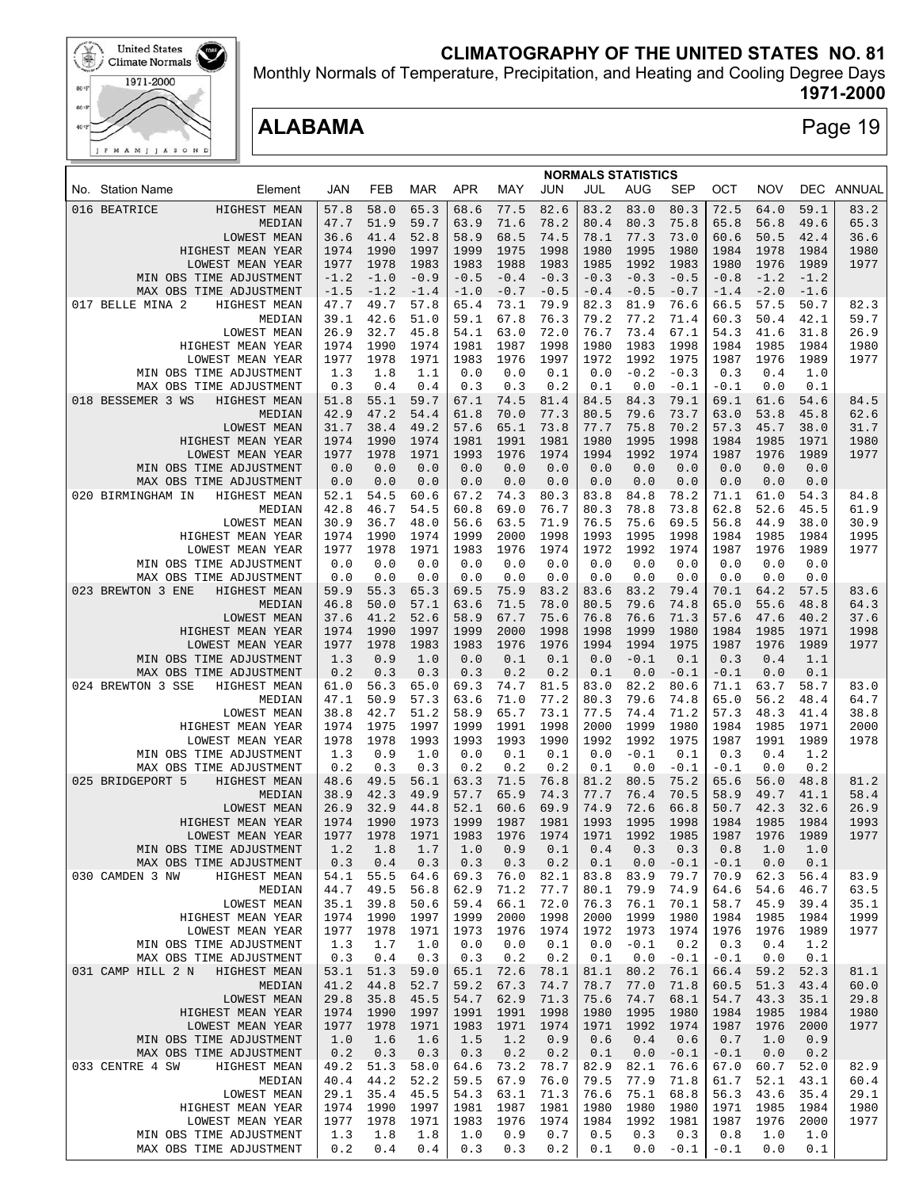# CLIMATOGRAPHY OF THE UNITED STATES NO. 81

Monthly Normals of Temperature, Precipitation, and Heating and Cooling Degree Days

**1971-2000**

## ALABAMA

**NORMALS STATISTICS**

| No. | Station Name | Element | JAN | FEB | MAR | APR | MAY | JUN | JUL | AUG | SEP | OCT | NOV | DEC | ANNUAL |
|---|---|---|---|---|---|---|---|---|---|---|---|---|---|---|---|
| 016 | BEATRICE | HIGHEST MEAN | 57.8 | 58.0 | 65.3 | 68.6 | 77.5 | 82.6 | 83.2 | 83.0 | 80.3 | 72.5 | 64.0 | 59.1 | 83.2 |
| | | MEDIAN | 47.7 | 51.9 | 59.7 | 63.9 | 71.6 | 78.2 | 80.4 | 80.3 | 75.8 | 65.8 | 56.8 | 49.6 | 65.3 |
| | | LOWEST MEAN | 36.6 | 41.4 | 52.8 | 58.9 | 68.5 | 74.5 | 78.1 | 77.3 | 73.0 | 60.6 | 50.5 | 42.4 | 36.6 |
| | | HIGHEST MEAN YEAR | 1974 | 1990 | 1997 | 1999 | 1975 | 1998 | 1980 | 1995 | 1980 | 1984 | 1978 | 1984 | 1980 |
| | | LOWEST MEAN YEAR | 1977 | 1978 | 1983 | 1983 | 1988 | 1983 | 1985 | 1992 | 1983 | 1980 | 1976 | 1989 | 1977 |
| | | MIN OBS TIME ADJUSTMENT | -1.2 | -1.0 | -0.9 | -0.5 | -0.4 | -0.3 | -0.3 | -0.3 | -0.5 | -0.8 | -1.2 | -1.2 | |
| | | MAX OBS TIME ADJUSTMENT | -1.5 | -1.2 | -1.4 | -1.0 | -0.7 | -0.5 | -0.4 | -0.5 | -0.7 | -1.4 | -2.0 | -1.6 | |
| 017 | BELLE MINA 2 | HIGHEST MEAN | 47.7 | 49.7 | 57.8 | 65.4 | 73.1 | 79.9 | 82.3 | 81.9 | 76.6 | 66.5 | 57.5 | 50.7 | 82.3 |
| | | MEDIAN | 39.1 | 42.6 | 51.0 | 59.1 | 67.8 | 76.3 | 79.2 | 77.2 | 71.4 | 60.3 | 50.4 | 42.1 | 59.7 |
| | | LOWEST MEAN | 26.9 | 32.7 | 45.8 | 54.1 | 63.0 | 72.0 | 76.7 | 73.4 | 67.1 | 54.3 | 41.6 | 31.8 | 26.9 |
| | | HIGHEST MEAN YEAR | 1974 | 1990 | 1974 | 1981 | 1987 | 1998 | 1980 | 1983 | 1998 | 1984 | 1985 | 1984 | 1980 |
| | | LOWEST MEAN YEAR | 1977 | 1978 | 1971 | 1983 | 1976 | 1997 | 1972 | 1992 | 1975 | 1987 | 1976 | 1989 | 1977 |
| | | MIN OBS TIME ADJUSTMENT | 1.3 | 1.8 | 1.1 | 0.0 | 0.0 | 0.1 | 0.0 | -0.2 | -0.3 | 0.3 | 0.4 | 1.0 | |
| | | MAX OBS TIME ADJUSTMENT | 0.3 | 0.4 | 0.4 | 0.3 | 0.3 | 0.2 | 0.1 | 0.0 | -0.1 | -0.1 | 0.0 | 0.1 | |
| 018 | BESSEMER 3 WS | HIGHEST MEAN | 51.8 | 55.1 | 59.7 | 67.1 | 74.5 | 81.4 | 84.5 | 84.3 | 79.1 | 69.1 | 61.6 | 54.6 | 84.5 |
| | | MEDIAN | 42.9 | 47.2 | 54.4 | 61.8 | 70.0 | 77.3 | 80.5 | 79.6 | 73.7 | 63.0 | 53.8 | 45.8 | 62.6 |
| | | LOWEST MEAN | 31.7 | 38.4 | 49.2 | 57.6 | 65.1 | 73.8 | 77.7 | 75.8 | 70.2 | 57.3 | 45.7 | 38.0 | 31.7 |
| | | HIGHEST MEAN YEAR | 1974 | 1990 | 1974 | 1981 | 1991 | 1981 | 1980 | 1995 | 1998 | 1984 | 1985 | 1971 | 1980 |
| | | LOWEST MEAN YEAR | 1977 | 1978 | 1971 | 1993 | 1976 | 1974 | 1994 | 1992 | 1974 | 1987 | 1976 | 1989 | 1977 |
| | | MIN OBS TIME ADJUSTMENT | 0.0 | 0.0 | 0.0 | 0.0 | 0.0 | 0.0 | 0.0 | 0.0 | 0.0 | 0.0 | 0.0 | 0.0 | |
| | | MAX OBS TIME ADJUSTMENT | 0.0 | 0.0 | 0.0 | 0.0 | 0.0 | 0.0 | 0.0 | 0.0 | 0.0 | 0.0 | 0.0 | 0.0 | |
| 020 | BIRMINGHAM IN | HIGHEST MEAN | 52.1 | 54.5 | 60.6 | 67.2 | 74.3 | 80.3 | 83.8 | 84.8 | 78.2 | 71.1 | 61.0 | 54.3 | 84.8 |
| | | MEDIAN | 42.8 | 46.7 | 54.5 | 60.8 | 69.0 | 76.7 | 80.3 | 78.8 | 73.8 | 62.8 | 52.6 | 45.5 | 61.9 |
| | | LOWEST MEAN | 30.9 | 36.7 | 48.0 | 56.6 | 63.5 | 71.9 | 76.5 | 75.6 | 69.5 | 56.8 | 44.9 | 38.0 | 30.9 |
| | | HIGHEST MEAN YEAR | 1974 | 1990 | 1974 | 1999 | 2000 | 1998 | 1993 | 1995 | 1998 | 1984 | 1985 | 1984 | 1995 |
| | | LOWEST MEAN YEAR | 1977 | 1978 | 1971 | 1983 | 1976 | 1974 | 1972 | 1992 | 1974 | 1987 | 1976 | 1989 | 1977 |
| | | MIN OBS TIME ADJUSTMENT | 0.0 | 0.0 | 0.0 | 0.0 | 0.0 | 0.0 | 0.0 | 0.0 | 0.0 | 0.0 | 0.0 | 0.0 | |
| | | MAX OBS TIME ADJUSTMENT | 0.0 | 0.0 | 0.0 | 0.0 | 0.0 | 0.0 | 0.0 | 0.0 | 0.0 | 0.0 | 0.0 | 0.0 | |
| 023 | BREWTON 3 ENE | HIGHEST MEAN | 59.9 | 55.3 | 65.3 | 69.5 | 75.9 | 83.2 | 83.6 | 83.2 | 79.4 | 70.1 | 64.2 | 57.5 | 83.6 |
| | | MEDIAN | 46.8 | 50.0 | 57.1 | 63.6 | 71.5 | 78.0 | 80.5 | 79.6 | 74.8 | 65.0 | 55.6 | 48.8 | 64.3 |
| | | LOWEST MEAN | 37.6 | 41.2 | 52.6 | 58.9 | 67.7 | 75.6 | 76.8 | 76.6 | 71.3 | 57.6 | 47.6 | 40.2 | 37.6 |
| | | HIGHEST MEAN YEAR | 1974 | 1990 | 1997 | 1999 | 2000 | 1998 | 1998 | 1999 | 1980 | 1984 | 1985 | 1971 | 1998 |
| | | LOWEST MEAN YEAR | 1977 | 1978 | 1983 | 1983 | 1976 | 1976 | 1994 | 1994 | 1975 | 1987 | 1976 | 1989 | 1977 |
| | | MIN OBS TIME ADJUSTMENT | 1.3 | 0.9 | 1.0 | 0.0 | 0.1 | 0.1 | 0.0 | -0.1 | 0.1 | 0.3 | 0.4 | 1.1 | |
| | | MAX OBS TIME ADJUSTMENT | 0.2 | 0.3 | 0.3 | 0.3 | 0.2 | 0.2 | 0.1 | 0.0 | -0.1 | -0.1 | 0.0 | 0.1 | |
| 024 | BREWTON 3 SSE | HIGHEST MEAN | 61.0 | 56.3 | 65.0 | 69.3 | 74.7 | 81.5 | 83.0 | 82.2 | 80.6 | 71.1 | 63.7 | 58.7 | 83.0 |
| | | MEDIAN | 47.1 | 50.9 | 57.3 | 63.6 | 71.0 | 77.2 | 80.3 | 79.6 | 74.8 | 65.0 | 56.2 | 48.4 | 64.7 |
| | | LOWEST MEAN | 38.8 | 42.7 | 51.2 | 58.9 | 65.7 | 73.1 | 77.5 | 74.4 | 71.2 | 57.3 | 48.3 | 41.4 | 38.8 |
| | | HIGHEST MEAN YEAR | 1974 | 1975 | 1997 | 1999 | 1991 | 1998 | 2000 | 1999 | 1980 | 1984 | 1985 | 1971 | 2000 |
| | | LOWEST MEAN YEAR | 1978 | 1978 | 1993 | 1993 | 1993 | 1990 | 1992 | 1992 | 1975 | 1987 | 1991 | 1989 | 1978 |
| | | MIN OBS TIME ADJUSTMENT | 1.3 | 0.9 | 1.0 | 0.0 | 0.1 | 0.1 | 0.0 | -0.1 | 0.1 | 0.3 | 0.4 | 1.2 | |
| | | MAX OBS TIME ADJUSTMENT | 0.2 | 0.3 | 0.3 | 0.2 | 0.2 | 0.2 | 0.1 | 0.0 | -0.1 | -0.1 | 0.0 | 0.2 | |
| 025 | BRIDGEPORT 5 | HIGHEST MEAN | 48.6 | 49.5 | 56.1 | 63.3 | 71.5 | 76.8 | 81.2 | 80.5 | 75.2 | 65.6 | 56.0 | 48.8 | 81.2 |
| | | MEDIAN | 38.9 | 42.3 | 49.9 | 57.7 | 65.9 | 74.3 | 77.7 | 76.4 | 70.5 | 58.9 | 49.7 | 41.1 | 58.4 |
| | | LOWEST MEAN | 26.9 | 32.9 | 44.8 | 52.1 | 60.6 | 69.9 | 74.9 | 72.6 | 66.8 | 50.7 | 42.3 | 32.6 | 26.9 |
| | | HIGHEST MEAN YEAR | 1974 | 1990 | 1973 | 1999 | 1987 | 1981 | 1993 | 1995 | 1998 | 1984 | 1985 | 1984 | 1993 |
| | | LOWEST MEAN YEAR | 1977 | 1978 | 1971 | 1983 | 1976 | 1974 | 1971 | 1992 | 1985 | 1987 | 1976 | 1989 | 1977 |
| | | MIN OBS TIME ADJUSTMENT | 1.2 | 1.8 | 1.7 | 1.0 | 0.9 | 0.1 | 0.4 | 0.3 | 0.3 | 0.8 | 1.0 | 1.0 | |
| | | MAX OBS TIME ADJUSTMENT | 0.3 | 0.4 | 0.3 | 0.3 | 0.3 | 0.2 | 0.1 | 0.0 | -0.1 | -0.1 | 0.0 | 0.1 | |
| 030 | CAMDEN 3 NW | HIGHEST MEAN | 54.1 | 55.5 | 64.6 | 69.3 | 76.0 | 82.1 | 83.8 | 83.9 | 79.7 | 70.9 | 62.3 | 56.4 | 83.9 |
| | | MEDIAN | 44.7 | 49.5 | 56.8 | 62.9 | 71.2 | 77.7 | 80.1 | 79.9 | 74.9 | 64.6 | 54.6 | 46.7 | 63.5 |
| | | LOWEST MEAN | 35.1 | 39.8 | 50.6 | 59.4 | 66.1 | 72.0 | 76.3 | 76.1 | 70.1 | 58.7 | 45.9 | 39.4 | 35.1 |
| | | HIGHEST MEAN YEAR | 1974 | 1990 | 1997 | 1999 | 2000 | 1998 | 2000 | 1999 | 1980 | 1984 | 1985 | 1984 | 1999 |
| | | LOWEST MEAN YEAR | 1977 | 1978 | 1971 | 1973 | 1976 | 1974 | 1972 | 1973 | 1974 | 1976 | 1976 | 1989 | 1977 |
| | | MIN OBS TIME ADJUSTMENT | 1.3 | 1.7 | 1.0 | 0.0 | 0.0 | 0.1 | 0.0 | -0.1 | 0.2 | 0.3 | 0.4 | 1.2 | |
| | | MAX OBS TIME ADJUSTMENT | 0.3 | 0.4 | 0.3 | 0.3 | 0.2 | 0.2 | 0.1 | 0.0 | -0.1 | -0.1 | 0.0 | 0.1 | |
| 031 | CAMP HILL 2 N | HIGHEST MEAN | 53.1 | 51.3 | 59.0 | 65.1 | 72.6 | 78.1 | 81.1 | 80.2 | 76.1 | 66.4 | 59.2 | 52.3 | 81.1 |
| | | MEDIAN | 41.2 | 44.8 | 52.7 | 59.2 | 67.3 | 74.7 | 78.7 | 77.0 | 71.8 | 60.5 | 51.3 | 43.4 | 60.0 |
| | | LOWEST MEAN | 29.8 | 35.8 | 45.5 | 54.7 | 62.9 | 71.3 | 75.6 | 74.7 | 68.1 | 54.7 | 43.3 | 35.1 | 29.8 |
| | | HIGHEST MEAN YEAR | 1974 | 1990 | 1997 | 1991 | 1991 | 1998 | 1980 | 1995 | 1980 | 1984 | 1985 | 1984 | 1980 |
| | | LOWEST MEAN YEAR | 1977 | 1978 | 1971 | 1983 | 1971 | 1974 | 1971 | 1992 | 1974 | 1987 | 1976 | 2000 | 1977 |
| | | MIN OBS TIME ADJUSTMENT | 1.0 | 1.6 | 1.6 | 1.5 | 1.2 | 0.9 | 0.6 | 0.4 | 0.6 | 0.7 | 1.0 | 0.9 | |
| | | MAX OBS TIME ADJUSTMENT | 0.2 | 0.3 | 0.3 | 0.3 | 0.2 | 0.2 | 0.1 | 0.0 | -0.1 | -0.1 | 0.0 | 0.2 | |
| 033 | CENTRE 4 SW | HIGHEST MEAN | 49.2 | 51.3 | 58.0 | 64.6 | 73.2 | 78.7 | 82.9 | 82.1 | 76.6 | 67.0 | 60.7 | 52.0 | 82.9 |
| | | MEDIAN | 40.4 | 44.2 | 52.2 | 59.5 | 67.9 | 76.0 | 79.5 | 77.9 | 71.8 | 61.7 | 52.1 | 43.1 | 60.4 |
| | | LOWEST MEAN | 29.1 | 35.4 | 45.5 | 54.3 | 63.1 | 71.3 | 76.6 | 75.1 | 68.8 | 56.3 | 43.6 | 35.4 | 29.1 |
| | | HIGHEST MEAN YEAR | 1974 | 1990 | 1997 | 1981 | 1987 | 1981 | 1980 | 1980 | 1980 | 1971 | 1985 | 1984 | 1980 |
| | | LOWEST MEAN YEAR | 1977 | 1978 | 1971 | 1983 | 1976 | 1974 | 1984 | 1992 | 1981 | 1987 | 1976 | 2000 | 1977 |
| | | MIN OBS TIME ADJUSTMENT | 1.3 | 1.8 | 1.8 | 1.0 | 0.9 | 0.7 | 0.5 | 0.3 | 0.3 | 0.8 | 1.0 | 1.0 | |
| | | MAX OBS TIME ADJUSTMENT | 0.2 | 0.4 | 0.4 | 0.3 | 0.3 | 0.2 | 0.1 | 0.0 | -0.1 | -0.1 | 0.0 | 0.1 | |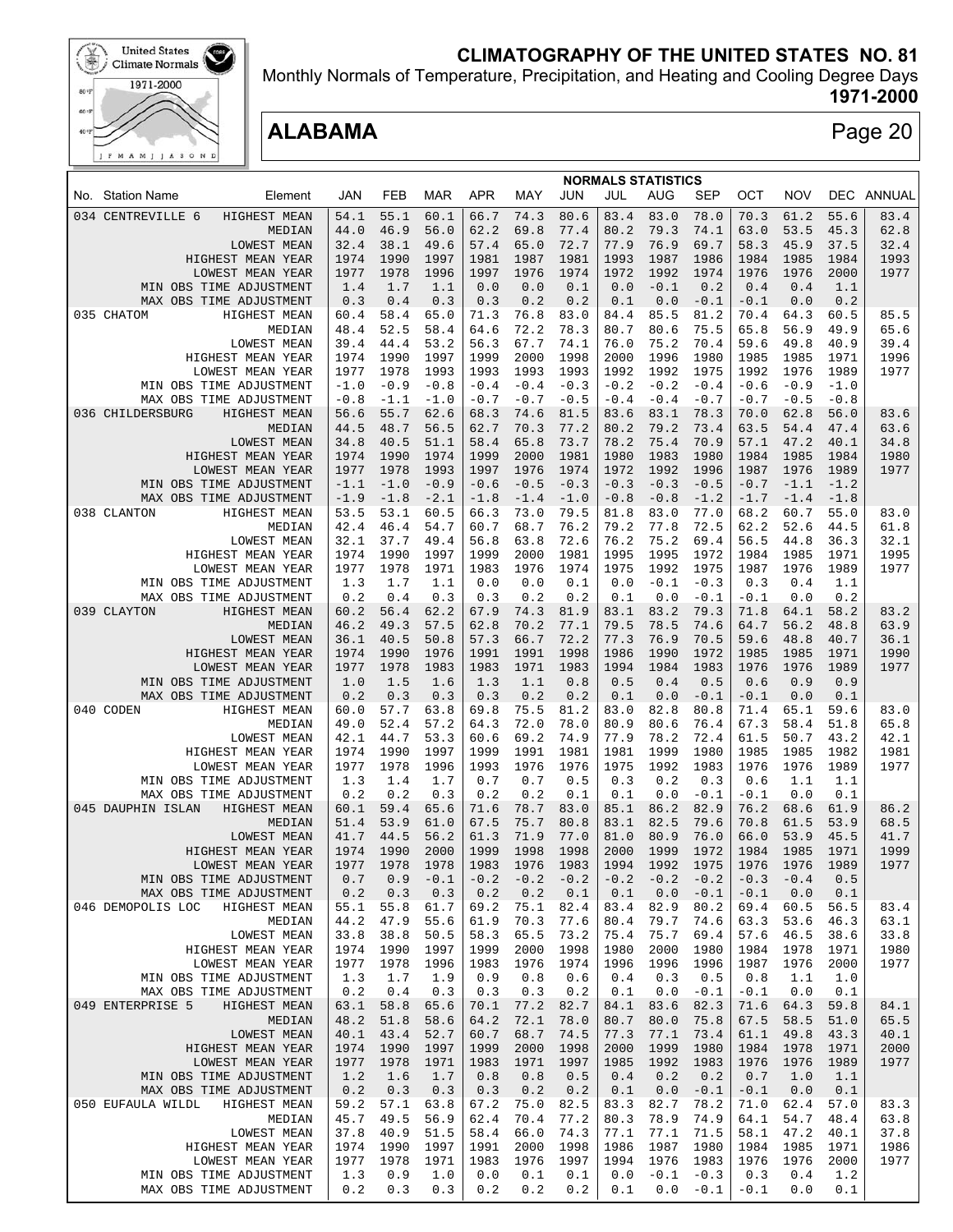# CLIMATOGRAPHY OF THE UNITED STATES NO. 81

Monthly Normals of Temperature, Precipitation, and Heating and Cooling Degree Days

**1971-2000**

## ALABAMA

### NORMALS STATISTICS

| No. | Station Name | Element | JAN | FEB | MAR | APR | MAY | JUN | JUL | AUG | SEP | OCT | NOV | DEC | ANNUAL |
|---|---|---|---|---|---|---|---|---|---|---|---|---|---|---|---|
| 034 | CENTREVILLE 6 | HIGHEST MEAN | 54.1 | 55.1 | 60.1 | 66.7 | 74.3 | 80.6 | 83.4 | 83.0 | 78.0 | 70.3 | 61.2 | 55.6 | 83.4 |
| | | MEDIAN | 44.0 | 46.9 | 56.0 | 62.2 | 69.8 | 77.4 | 80.2 | 79.3 | 74.1 | 63.0 | 53.5 | 45.3 | 62.8 |
| | | LOWEST MEAN | 32.4 | 38.1 | 49.6 | 57.4 | 65.0 | 72.7 | 77.9 | 76.9 | 69.7 | 58.3 | 45.9 | 37.5 | 32.4 |
| | | HIGHEST MEAN YEAR | 1974 | 1990 | 1997 | 1981 | 1987 | 1981 | 1993 | 1987 | 1986 | 1984 | 1985 | 1984 | 1993 |
| | | LOWEST MEAN YEAR | 1977 | 1978 | 1996 | 1997 | 1976 | 1974 | 1972 | 1992 | 1974 | 1976 | 1976 | 2000 | 1977 |
| | | MIN OBS TIME ADJUSTMENT | 1.4 | 1.7 | 1.1 | 0.0 | 0.0 | 0.1 | 0.0 | -0.1 | 0.2 | 0.4 | 0.4 | 1.1 | |
| | | MAX OBS TIME ADJUSTMENT | 0.3 | 0.4 | 0.3 | 0.3 | 0.2 | 0.2 | 0.1 | 0.0 | -0.1 | -0.1 | 0.0 | 0.2 | |
| 035 | CHATOM | HIGHEST MEAN | 60.4 | 58.4 | 65.0 | 71.3 | 76.8 | 83.0 | 84.4 | 85.5 | 81.2 | 70.4 | 64.3 | 60.5 | 85.5 |
| | | MEDIAN | 48.4 | 52.5 | 58.4 | 64.6 | 72.2 | 78.3 | 80.7 | 80.6 | 75.5 | 65.8 | 56.9 | 49.9 | 65.6 |
| | | LOWEST MEAN | 39.4 | 44.4 | 53.2 | 56.3 | 67.7 | 74.1 | 76.0 | 75.2 | 70.4 | 59.6 | 49.8 | 40.9 | 39.4 |
| | | HIGHEST MEAN YEAR | 1974 | 1990 | 1997 | 1999 | 2000 | 1998 | 2000 | 1996 | 1980 | 1985 | 1985 | 1971 | 1996 |
| | | LOWEST MEAN YEAR | 1977 | 1978 | 1993 | 1993 | 1993 | 1993 | 1992 | 1992 | 1975 | 1992 | 1976 | 1989 | 1977 |
| | | MIN OBS TIME ADJUSTMENT | -1.0 | -0.9 | -0.8 | -0.4 | -0.4 | -0.3 | -0.2 | -0.2 | -0.4 | -0.6 | -0.9 | -1.0 | |
| | | MAX OBS TIME ADJUSTMENT | -0.8 | -1.1 | -1.0 | -0.7 | -0.7 | -0.5 | -0.4 | -0.4 | -0.7 | -0.7 | -0.5 | -0.8 | |
| 036 | CHILDERSBURG | HIGHEST MEAN | 56.6 | 55.7 | 62.6 | 68.3 | 74.6 | 81.5 | 83.6 | 83.1 | 78.3 | 70.0 | 62.8 | 56.0 | 83.6 |
| | | MEDIAN | 44.5 | 48.7 | 56.5 | 62.7 | 70.3 | 77.2 | 80.2 | 79.2 | 73.4 | 63.5 | 54.4 | 47.4 | 63.6 |
| | | LOWEST MEAN | 34.8 | 40.5 | 51.1 | 58.4 | 65.8 | 73.7 | 78.2 | 75.4 | 70.9 | 57.1 | 47.2 | 40.1 | 34.8 |
| | | HIGHEST MEAN YEAR | 1974 | 1990 | 1974 | 1999 | 2000 | 1981 | 1980 | 1983 | 1980 | 1984 | 1985 | 1984 | 1980 |
| | | LOWEST MEAN YEAR | 1977 | 1978 | 1993 | 1997 | 1976 | 1974 | 1972 | 1992 | 1996 | 1987 | 1976 | 1989 | 1977 |
| | | MIN OBS TIME ADJUSTMENT | -1.1 | -1.0 | -0.9 | -0.6 | -0.5 | -0.3 | -0.3 | -0.3 | -0.5 | -0.7 | -1.1 | -1.2 | |
| | | MAX OBS TIME ADJUSTMENT | -1.9 | -1.8 | -2.1 | -1.8 | -1.4 | -1.0 | -0.8 | -0.8 | -1.2 | -1.7 | -1.4 | -1.8 | |
| 038 | CLANTON | HIGHEST MEAN | 53.5 | 53.1 | 60.5 | 66.3 | 73.0 | 79.5 | 81.8 | 83.0 | 77.0 | 68.2 | 60.7 | 55.0 | 83.0 |
| | | MEDIAN | 42.4 | 46.4 | 54.7 | 60.7 | 68.7 | 76.2 | 79.2 | 77.8 | 72.5 | 62.2 | 52.6 | 44.5 | 61.8 |
| | | LOWEST MEAN | 32.1 | 37.7 | 49.4 | 56.8 | 63.8 | 72.6 | 76.2 | 75.2 | 69.4 | 56.5 | 44.8 | 36.3 | 32.1 |
| | | HIGHEST MEAN YEAR | 1974 | 1990 | 1997 | 1999 | 2000 | 1981 | 1995 | 1995 | 1972 | 1984 | 1985 | 1971 | 1995 |
| | | LOWEST MEAN YEAR | 1977 | 1978 | 1971 | 1983 | 1976 | 1974 | 1975 | 1992 | 1975 | 1987 | 1976 | 1989 | 1977 |
| | | MIN OBS TIME ADJUSTMENT | 1.3 | 1.7 | 1.1 | 0.0 | 0.0 | 0.1 | 0.0 | -0.1 | -0.3 | 0.3 | 0.4 | 1.1 | |
| | | MAX OBS TIME ADJUSTMENT | 0.2 | 0.4 | 0.3 | 0.3 | 0.2 | 0.2 | 0.1 | 0.0 | -0.1 | -0.1 | 0.0 | 0.2 | |
| 039 | CLAYTON | HIGHEST MEAN | 60.2 | 56.4 | 62.2 | 67.9 | 74.3 | 81.9 | 83.1 | 83.2 | 79.3 | 71.8 | 64.1 | 58.2 | 83.2 |
| | | MEDIAN | 46.2 | 49.3 | 57.5 | 62.8 | 70.2 | 77.1 | 79.5 | 78.5 | 74.6 | 64.7 | 56.2 | 48.8 | 63.9 |
| | | LOWEST MEAN | 36.1 | 40.5 | 50.8 | 57.3 | 66.7 | 72.2 | 77.3 | 76.9 | 70.5 | 59.6 | 48.8 | 40.7 | 36.1 |
| | | HIGHEST MEAN YEAR | 1974 | 1990 | 1976 | 1991 | 1991 | 1998 | 1986 | 1990 | 1972 | 1985 | 1985 | 1971 | 1990 |
| | | LOWEST MEAN YEAR | 1977 | 1978 | 1983 | 1983 | 1971 | 1983 | 1994 | 1984 | 1983 | 1976 | 1976 | 1989 | 1977 |
| | | MIN OBS TIME ADJUSTMENT | 1.0 | 1.5 | 1.6 | 1.3 | 1.1 | 0.8 | 0.5 | 0.4 | 0.5 | 0.6 | 0.9 | 0.9 | |
| | | MAX OBS TIME ADJUSTMENT | 0.2 | 0.3 | 0.3 | 0.3 | 0.2 | 0.2 | 0.1 | 0.0 | -0.1 | -0.1 | 0.0 | 0.1 | |
| 040 | CODEN | HIGHEST MEAN | 60.0 | 57.7 | 63.8 | 69.8 | 75.5 | 81.2 | 83.0 | 82.8 | 80.8 | 71.4 | 65.1 | 59.6 | 83.0 |
| | | MEDIAN | 49.0 | 52.4 | 57.2 | 64.3 | 72.0 | 78.0 | 80.9 | 80.6 | 76.4 | 67.3 | 58.4 | 51.8 | 65.8 |
| | | LOWEST MEAN | 42.1 | 44.7 | 53.3 | 60.6 | 69.2 | 74.9 | 77.9 | 78.2 | 72.4 | 61.5 | 50.7 | 43.2 | 42.1 |
| | | HIGHEST MEAN YEAR | 1974 | 1990 | 1997 | 1999 | 1991 | 1981 | 1981 | 1999 | 1980 | 1985 | 1985 | 1982 | 1981 |
| | | LOWEST MEAN YEAR | 1977 | 1978 | 1996 | 1993 | 1976 | 1976 | 1975 | 1992 | 1983 | 1976 | 1976 | 1989 | 1977 |
| | | MIN OBS TIME ADJUSTMENT | 1.3 | 1.4 | 1.7 | 0.7 | 0.7 | 0.5 | 0.3 | 0.2 | 0.3 | 0.6 | 1.1 | 1.1 | |
| | | MAX OBS TIME ADJUSTMENT | 0.2 | 0.2 | 0.3 | 0.2 | 0.2 | 0.1 | 0.1 | 0.0 | -0.1 | -0.1 | 0.0 | 0.1 | |
| 045 | DAUPHIN ISLAN | HIGHEST MEAN | 60.1 | 59.4 | 65.6 | 71.6 | 78.7 | 83.0 | 85.1 | 86.2 | 82.9 | 76.2 | 68.6 | 61.9 | 86.2 |
| | | MEDIAN | 51.4 | 53.9 | 61.0 | 67.5 | 75.7 | 80.8 | 83.1 | 82.5 | 79.6 | 70.8 | 61.5 | 53.9 | 68.5 |
| | | LOWEST MEAN | 41.7 | 44.5 | 56.2 | 61.3 | 71.9 | 77.0 | 81.0 | 80.9 | 76.0 | 66.0 | 53.9 | 45.5 | 41.7 |
| | | HIGHEST MEAN YEAR | 1974 | 1990 | 2000 | 1999 | 1998 | 1998 | 2000 | 1999 | 1972 | 1984 | 1985 | 1971 | 1999 |
| | | LOWEST MEAN YEAR | 1977 | 1978 | 1978 | 1983 | 1976 | 1983 | 1994 | 1992 | 1975 | 1976 | 1976 | 1989 | 1977 |
| | | MIN OBS TIME ADJUSTMENT | 0.7 | 0.9 | -0.1 | -0.2 | -0.2 | -0.2 | -0.2 | -0.2 | -0.2 | -0.3 | -0.4 | 0.5 | |
| | | MAX OBS TIME ADJUSTMENT | 0.2 | 0.3 | 0.3 | 0.2 | 0.2 | 0.1 | 0.1 | 0.0 | -0.1 | -0.1 | 0.0 | 0.1 | |
| 046 | DEMOPOLIS LOC | HIGHEST MEAN | 55.1 | 55.8 | 61.7 | 69.2 | 75.1 | 82.4 | 83.4 | 82.9 | 80.2 | 69.4 | 60.5 | 56.5 | 83.4 |
| | | MEDIAN | 44.2 | 47.9 | 55.6 | 61.9 | 70.3 | 77.6 | 80.4 | 79.7 | 74.6 | 63.3 | 53.6 | 46.3 | 63.1 |
| | | LOWEST MEAN | 33.8 | 38.8 | 50.5 | 58.3 | 65.5 | 73.2 | 75.4 | 75.7 | 69.4 | 57.6 | 46.5 | 38.6 | 33.8 |
| | | HIGHEST MEAN YEAR | 1974 | 1990 | 1997 | 1999 | 2000 | 1998 | 1980 | 2000 | 1980 | 1984 | 1978 | 1971 | 1980 |
| | | LOWEST MEAN YEAR | 1977 | 1978 | 1996 | 1983 | 1976 | 1974 | 1996 | 1996 | 1996 | 1987 | 1976 | 2000 | 1977 |
| | | MIN OBS TIME ADJUSTMENT | 1.3 | 1.7 | 1.9 | 0.9 | 0.8 | 0.6 | 0.4 | 0.3 | 0.5 | 0.8 | 1.1 | 1.0 | |
| | | MAX OBS TIME ADJUSTMENT | 0.2 | 0.4 | 0.3 | 0.3 | 0.3 | 0.2 | 0.1 | 0.0 | -0.1 | -0.1 | 0.0 | 0.1 | |
| 049 | ENTERPRISE 5 | HIGHEST MEAN | 63.1 | 58.8 | 65.6 | 70.1 | 77.2 | 82.7 | 84.1 | 83.6 | 82.3 | 71.6 | 64.3 | 59.8 | 84.1 |
| | | MEDIAN | 48.2 | 51.8 | 58.6 | 64.2 | 72.1 | 78.0 | 80.7 | 80.0 | 75.8 | 67.5 | 58.5 | 51.0 | 65.5 |
| | | LOWEST MEAN | 40.1 | 43.4 | 52.7 | 60.7 | 68.7 | 74.5 | 77.3 | 77.1 | 73.4 | 61.1 | 49.8 | 43.3 | 40.1 |
| | | HIGHEST MEAN YEAR | 1974 | 1990 | 1997 | 1999 | 2000 | 1998 | 2000 | 1999 | 1980 | 1984 | 1978 | 1971 | 2000 |
| | | LOWEST MEAN YEAR | 1977 | 1978 | 1971 | 1983 | 1971 | 1997 | 1985 | 1992 | 1983 | 1976 | 1976 | 1989 | 1977 |
| | | MIN OBS TIME ADJUSTMENT | 1.2 | 1.6 | 1.7 | 0.8 | 0.8 | 0.5 | 0.4 | 0.2 | 0.2 | 0.7 | 1.0 | 1.1 | |
| | | MAX OBS TIME ADJUSTMENT | 0.2 | 0.3 | 0.3 | 0.3 | 0.2 | 0.2 | 0.1 | 0.0 | -0.1 | -0.1 | 0.0 | 0.1 | |
| 050 | EUFAULA WILDL | HIGHEST MEAN | 59.2 | 57.1 | 63.8 | 67.2 | 75.0 | 82.5 | 83.3 | 82.7 | 78.2 | 71.0 | 62.4 | 57.0 | 83.3 |
| | | MEDIAN | 45.7 | 49.5 | 56.9 | 62.4 | 70.4 | 77.2 | 80.3 | 78.9 | 74.9 | 64.1 | 54.7 | 48.4 | 63.8 |
| | | LOWEST MEAN | 37.8 | 40.9 | 51.5 | 58.4 | 66.0 | 74.3 | 77.1 | 77.1 | 71.5 | 58.1 | 47.2 | 40.1 | 37.8 |
| | | HIGHEST MEAN YEAR | 1974 | 1990 | 1997 | 1991 | 2000 | 1998 | 1986 | 1987 | 1980 | 1984 | 1985 | 1971 | 1986 |
| | | LOWEST MEAN YEAR | 1977 | 1978 | 1971 | 1983 | 1976 | 1997 | 1994 | 1976 | 1983 | 1976 | 1976 | 2000 | 1977 |
| | | MIN OBS TIME ADJUSTMENT | 1.3 | 0.9 | 1.0 | 0.0 | 0.1 | 0.1 | 0.0 | -0.1 | -0.3 | 0.3 | 0.4 | 1.2 | |
| | | MAX OBS TIME ADJUSTMENT | 0.2 | 0.3 | 0.3 | 0.2 | 0.2 | 0.2 | 0.1 | 0.0 | -0.1 | -0.1 | 0.0 | 0.1 | |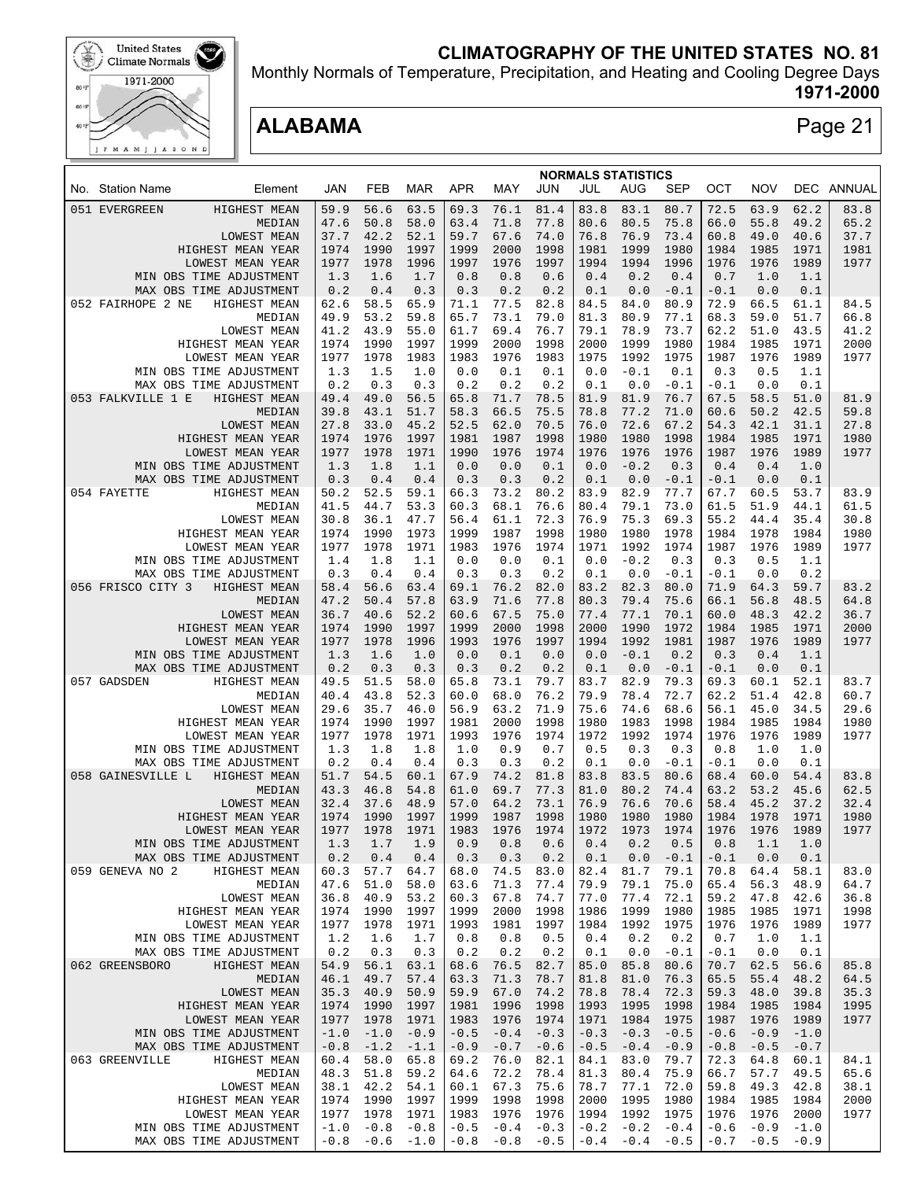# CLIMATOGRAPHY OF THE UNITED STATES NO. 81

Monthly Normals of Temperature, Precipitation, and Heating and Cooling Degree Days

**1971-2000**

## ALABAMA

### NORMALS STATISTICS

| No. | Station Name | Element | JAN | FEB | MAR | APR | MAY | JUN | JUL | AUG | SEP | OCT | NOV | DEC | ANNUAL |
|---|---|---|---|---|---|---|---|---|---|---|---|---|---|---|---|
| 051 | EVERGREEN | HIGHEST MEAN | 59.9 | 56.6 | 63.5 | 69.3 | 76.1 | 81.4 | 83.8 | 83.1 | 80.7 | 72.5 | 63.9 | 62.2 | 83.8 |
| | | MEDIAN | 47.6 | 50.8 | 58.0 | 63.4 | 71.8 | 77.8 | 80.6 | 80.5 | 75.8 | 66.0 | 55.8 | 49.2 | 65.2 |
| | | LOWEST MEAN | 37.7 | 42.2 | 52.1 | 59.7 | 67.6 | 74.0 | 76.8 | 76.9 | 73.4 | 60.8 | 49.0 | 40.6 | 37.7 |
| | | HIGHEST MEAN YEAR | 1974 | 1990 | 1997 | 1999 | 2000 | 1998 | 1981 | 1999 | 1980 | 1984 | 1985 | 1971 | 1981 |
| | | LOWEST MEAN YEAR | 1977 | 1978 | 1996 | 1997 | 1976 | 1997 | 1994 | 1994 | 1996 | 1976 | 1976 | 1989 | 1977 |
| | | MIN OBS TIME ADJUSTMENT | 1.3 | 1.6 | 1.7 | 0.8 | 0.8 | 0.6 | 0.4 | 0.2 | 0.4 | 0.7 | 1.0 | 1.1 | |
| | | MAX OBS TIME ADJUSTMENT | 0.2 | 0.4 | 0.3 | 0.3 | 0.2 | 0.2 | 0.1 | 0.0 | -0.1 | -0.1 | 0.0 | 0.1 | |
| 052 | FAIRHOPE 2 NE | HIGHEST MEAN | 62.6 | 58.5 | 65.9 | 71.1 | 77.5 | 82.8 | 84.5 | 84.0 | 80.9 | 72.9 | 66.5 | 61.1 | 84.5 |
| | | MEDIAN | 49.9 | 53.2 | 59.8 | 65.7 | 73.1 | 79.0 | 81.3 | 80.9 | 77.1 | 68.3 | 59.0 | 51.7 | 66.8 |
| | | LOWEST MEAN | 41.2 | 43.9 | 55.0 | 61.7 | 69.4 | 76.7 | 79.1 | 78.9 | 73.7 | 62.2 | 51.0 | 43.5 | 41.2 |
| | | HIGHEST MEAN YEAR | 1974 | 1990 | 1997 | 1999 | 2000 | 1998 | 2000 | 1999 | 1980 | 1984 | 1985 | 1971 | 2000 |
| | | LOWEST MEAN YEAR | 1977 | 1978 | 1983 | 1983 | 1976 | 1983 | 1975 | 1992 | 1975 | 1987 | 1976 | 1989 | 1977 |
| | | MIN OBS TIME ADJUSTMENT | 1.3 | 1.5 | 1.0 | 0.0 | 0.1 | 0.1 | 0.0 | -0.1 | 0.1 | 0.3 | 0.5 | 1.1 | |
| | | MAX OBS TIME ADJUSTMENT | 0.2 | 0.3 | 0.3 | 0.2 | 0.2 | 0.2 | 0.1 | 0.0 | -0.1 | -0.1 | 0.0 | 0.1 | |
| 053 | FALKVILLE 1 E | HIGHEST MEAN | 49.4 | 49.0 | 56.5 | 65.8 | 71.7 | 78.5 | 81.9 | 81.9 | 76.7 | 67.5 | 58.5 | 51.0 | 81.9 |
| | | MEDIAN | 39.8 | 43.1 | 51.7 | 58.3 | 66.5 | 75.5 | 78.8 | 77.2 | 71.0 | 60.6 | 50.2 | 42.5 | 59.8 |
| | | LOWEST MEAN | 27.8 | 33.0 | 45.2 | 52.5 | 62.0 | 70.5 | 76.0 | 72.6 | 67.2 | 54.3 | 42.1 | 31.1 | 27.8 |
| | | HIGHEST MEAN YEAR | 1974 | 1976 | 1997 | 1981 | 1987 | 1998 | 1980 | 1980 | 1998 | 1984 | 1985 | 1971 | 1980 |
| | | LOWEST MEAN YEAR | 1977 | 1978 | 1971 | 1990 | 1976 | 1974 | 1976 | 1976 | 1976 | 1987 | 1976 | 1989 | 1977 |
| | | MIN OBS TIME ADJUSTMENT | 1.3 | 1.8 | 1.1 | 0.0 | 0.0 | 0.1 | 0.0 | -0.2 | 0.3 | 0.4 | 0.4 | 1.0 | |
| | | MAX OBS TIME ADJUSTMENT | 0.3 | 0.4 | 0.4 | 0.3 | 0.3 | 0.2 | 0.1 | 0.0 | -0.1 | -0.1 | 0.0 | 0.1 | |
| 054 | FAYETTE | HIGHEST MEAN | 50.2 | 52.5 | 59.1 | 66.3 | 73.2 | 80.2 | 83.9 | 82.9 | 77.7 | 67.7 | 60.5 | 53.7 | 83.9 |
| | | MEDIAN | 41.5 | 44.7 | 53.3 | 60.3 | 68.1 | 76.6 | 80.4 | 79.1 | 73.0 | 61.5 | 51.9 | 44.1 | 61.5 |
| | | LOWEST MEAN | 30.8 | 36.1 | 47.7 | 56.4 | 61.1 | 72.3 | 76.9 | 75.3 | 69.3 | 55.2 | 44.4 | 35.4 | 30.8 |
| | | HIGHEST MEAN YEAR | 1974 | 1990 | 1973 | 1999 | 1987 | 1998 | 1980 | 1980 | 1978 | 1984 | 1978 | 1984 | 1980 |
| | | LOWEST MEAN YEAR | 1977 | 1978 | 1971 | 1983 | 1976 | 1974 | 1971 | 1992 | 1974 | 1987 | 1976 | 1989 | 1977 |
| | | MIN OBS TIME ADJUSTMENT | 1.4 | 1.8 | 1.1 | 0.0 | 0.0 | 0.1 | 0.0 | -0.2 | 0.3 | 0.3 | 0.5 | 1.1 | |
| | | MAX OBS TIME ADJUSTMENT | 0.3 | 0.4 | 0.4 | 0.3 | 0.3 | 0.2 | 0.1 | 0.0 | -0.1 | -0.1 | 0.0 | 0.2 | |
| 056 | FRISCO CITY 3 | HIGHEST MEAN | 58.4 | 56.6 | 63.4 | 69.1 | 76.2 | 82.0 | 83.2 | 82.3 | 80.0 | 71.9 | 64.3 | 59.7 | 83.2 |
| | | MEDIAN | 47.2 | 50.4 | 57.8 | 63.9 | 71.6 | 77.8 | 80.3 | 79.4 | 75.6 | 66.1 | 56.8 | 48.5 | 64.8 |
| | | LOWEST MEAN | 36.7 | 40.6 | 52.2 | 60.6 | 67.5 | 75.0 | 77.4 | 77.1 | 70.1 | 60.0 | 48.3 | 42.2 | 36.7 |
| | | HIGHEST MEAN YEAR | 1974 | 1990 | 1997 | 1999 | 2000 | 1998 | 2000 | 1990 | 1972 | 1984 | 1985 | 1971 | 2000 |
| | | LOWEST MEAN YEAR | 1977 | 1978 | 1996 | 1993 | 1976 | 1997 | 1994 | 1992 | 1981 | 1987 | 1976 | 1989 | 1977 |
| | | MIN OBS TIME ADJUSTMENT | 1.3 | 1.6 | 1.0 | 0.0 | 0.1 | 0.0 | 0.0 | -0.1 | 0.2 | 0.3 | 0.4 | 1.1 | |
| | | MAX OBS TIME ADJUSTMENT | 0.2 | 0.3 | 0.3 | 0.3 | 0.2 | 0.2 | 0.1 | 0.0 | -0.1 | -0.1 | 0.0 | 0.1 | |
| 057 | GADSDEN | HIGHEST MEAN | 49.5 | 51.5 | 58.0 | 65.8 | 73.1 | 79.7 | 83.7 | 82.9 | 79.3 | 69.3 | 60.1 | 52.1 | 83.7 |
| | | MEDIAN | 40.4 | 43.8 | 52.3 | 60.0 | 68.0 | 76.2 | 79.9 | 78.4 | 72.7 | 62.2 | 51.4 | 42.8 | 60.7 |
| | | LOWEST MEAN | 29.6 | 35.7 | 46.0 | 56.9 | 63.2 | 71.9 | 75.6 | 74.6 | 68.6 | 56.1 | 45.0 | 34.5 | 29.6 |
| | | HIGHEST MEAN YEAR | 1974 | 1990 | 1997 | 1981 | 2000 | 1998 | 1980 | 1983 | 1998 | 1984 | 1985 | 1984 | 1980 |
| | | LOWEST MEAN YEAR | 1977 | 1978 | 1971 | 1993 | 1976 | 1974 | 1972 | 1992 | 1974 | 1976 | 1976 | 1989 | 1977 |
| | | MIN OBS TIME ADJUSTMENT | 1.3 | 1.8 | 1.8 | 1.0 | 0.9 | 0.7 | 0.5 | 0.3 | 0.3 | 0.8 | 1.0 | 1.0 | |
| | | MAX OBS TIME ADJUSTMENT | 0.2 | 0.4 | 0.4 | 0.3 | 0.3 | 0.2 | 0.1 | 0.0 | -0.1 | -0.1 | 0.0 | 0.1 | |
| 058 | GAINESVILLE L | HIGHEST MEAN | 51.7 | 54.5 | 60.1 | 67.9 | 74.2 | 81.8 | 83.8 | 83.5 | 80.6 | 68.4 | 60.0 | 54.4 | 83.8 |
| | | MEDIAN | 43.3 | 46.8 | 54.8 | 61.0 | 69.7 | 77.3 | 81.0 | 80.2 | 74.4 | 63.2 | 53.2 | 45.6 | 62.5 |
| | | LOWEST MEAN | 32.4 | 37.6 | 48.9 | 57.0 | 64.2 | 73.1 | 76.9 | 76.6 | 70.6 | 58.4 | 45.2 | 37.2 | 32.4 |
| | | HIGHEST MEAN YEAR | 1974 | 1990 | 1997 | 1999 | 1987 | 1998 | 1980 | 1980 | 1980 | 1984 | 1978 | 1971 | 1980 |
| | | LOWEST MEAN YEAR | 1977 | 1978 | 1971 | 1983 | 1976 | 1974 | 1972 | 1973 | 1974 | 1976 | 1976 | 1989 | 1977 |
| | | MIN OBS TIME ADJUSTMENT | 1.3 | 1.7 | 1.9 | 0.9 | 0.8 | 0.6 | 0.4 | 0.2 | 0.5 | 0.8 | 1.1 | 1.0 | |
| | | MAX OBS TIME ADJUSTMENT | 0.2 | 0.4 | 0.4 | 0.3 | 0.3 | 0.2 | 0.1 | 0.0 | -0.1 | -0.1 | 0.0 | 0.1 | |
| 059 | GENEVA NO 2 | HIGHEST MEAN | 60.3 | 57.7 | 64.7 | 68.0 | 74.5 | 83.0 | 82.4 | 81.7 | 79.1 | 70.8 | 64.4 | 58.1 | 83.0 |
| | | MEDIAN | 47.6 | 51.0 | 58.0 | 63.6 | 71.3 | 77.4 | 79.9 | 79.1 | 75.0 | 65.4 | 56.3 | 48.9 | 64.7 |
| | | LOWEST MEAN | 36.8 | 40.9 | 53.2 | 60.3 | 67.8 | 74.7 | 77.0 | 77.4 | 72.1 | 59.2 | 47.8 | 42.6 | 36.8 |
| | | HIGHEST MEAN YEAR | 1974 | 1990 | 1997 | 1999 | 2000 | 1998 | 1986 | 1999 | 1980 | 1985 | 1985 | 1971 | 1998 |
| | | LOWEST MEAN YEAR | 1977 | 1978 | 1971 | 1993 | 1981 | 1997 | 1984 | 1992 | 1975 | 1976 | 1976 | 1989 | 1977 |
| | | MIN OBS TIME ADJUSTMENT | 1.2 | 1.6 | 1.7 | 0.8 | 0.8 | 0.5 | 0.4 | 0.2 | 0.2 | 0.7 | 1.0 | 1.1 | |
| | | MAX OBS TIME ADJUSTMENT | 0.2 | 0.3 | 0.3 | 0.2 | 0.2 | 0.2 | 0.1 | 0.0 | -0.1 | -0.1 | 0.0 | 0.1 | |
| 062 | GREENSBORO | HIGHEST MEAN | 54.9 | 56.1 | 63.1 | 68.6 | 76.5 | 82.7 | 85.0 | 85.8 | 80.6 | 70.7 | 62.5 | 56.6 | 85.8 |
| | | MEDIAN | 46.1 | 49.7 | 57.4 | 63.3 | 71.3 | 78.7 | 81.8 | 81.0 | 76.3 | 65.5 | 55.4 | 48.2 | 64.5 |
| | | LOWEST MEAN | 35.3 | 40.9 | 50.9 | 59.9 | 67.0 | 74.2 | 78.8 | 78.4 | 72.3 | 59.3 | 48.0 | 39.8 | 35.3 |
| | | HIGHEST MEAN YEAR | 1974 | 1990 | 1997 | 1981 | 1996 | 1998 | 1993 | 1995 | 1998 | 1984 | 1985 | 1984 | 1995 |
| | | LOWEST MEAN YEAR | 1977 | 1978 | 1971 | 1983 | 1976 | 1974 | 1971 | 1984 | 1975 | 1987 | 1976 | 1989 | 1977 |
| | | MIN OBS TIME ADJUSTMENT | -1.0 | -1.0 | -0.9 | -0.5 | -0.4 | -0.3 | -0.3 | -0.3 | -0.5 | -0.6 | -0.9 | -1.0 | |
| | | MAX OBS TIME ADJUSTMENT | -0.8 | -1.2 | -1.1 | -0.9 | -0.7 | -0.6 | -0.5 | -0.4 | -0.9 | -0.8 | -0.5 | -0.7 | |
| 063 | GREENVILLE | HIGHEST MEAN | 60.4 | 58.0 | 65.8 | 69.2 | 76.0 | 82.1 | 84.1 | 83.0 | 79.7 | 72.3 | 64.8 | 60.1 | 84.1 |
| | | MEDIAN | 48.3 | 51.8 | 59.2 | 64.6 | 72.2 | 78.4 | 81.3 | 80.4 | 75.9 | 66.7 | 57.7 | 49.5 | 65.6 |
| | | LOWEST MEAN | 38.1 | 42.2 | 54.1 | 60.1 | 67.3 | 75.6 | 78.7 | 77.1 | 72.0 | 59.8 | 49.3 | 42.8 | 38.1 |
| | | HIGHEST MEAN YEAR | 1974 | 1990 | 1997 | 1999 | 1998 | 1998 | 2000 | 1995 | 1980 | 1984 | 1985 | 1984 | 2000 |
| | | LOWEST MEAN YEAR | 1977 | 1978 | 1971 | 1983 | 1976 | 1976 | 1994 | 1992 | 1975 | 1976 | 1976 | 2000 | 1977 |
| | | MIN OBS TIME ADJUSTMENT | -1.0 | -0.8 | -0.8 | -0.5 | -0.4 | -0.3 | -0.2 | -0.2 | -0.4 | -0.6 | -0.9 | -1.0 | |
| | | MAX OBS TIME ADJUSTMENT | -0.8 | -0.6 | -1.0 | -0.8 | -0.8 | -0.5 | -0.4 | -0.4 | -0.5 | -0.7 | -0.5 | -0.9 | |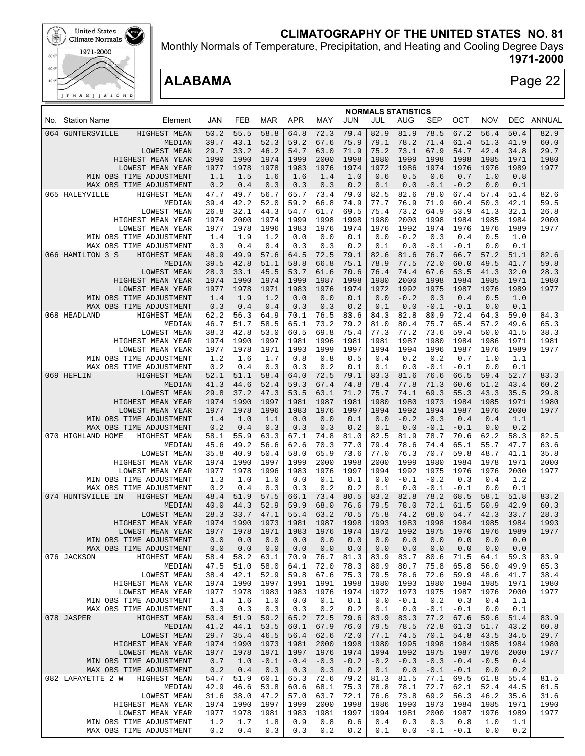# CLIMATOGRAPHY OF THE UNITED STATES NO. 81

Monthly Normals of Temperature, Precipitation, and Heating and Cooling Degree Days

**1971-2000**

## ALABAMA

**NORMALS STATISTICS**

| No. Station Name | Element | JAN | FEB | MAR | APR | MAY | JUN | JUL | AUG | SEP | OCT | NOV | DEC | ANNUAL |
|---|---|---|---|---|---|---|---|---|---|---|---|---|---|---|
| 064 GUNTERSVILLE | HIGHEST MEAN | 50.2 | 55.5 | 58.8 | 64.8 | 72.3 | 79.4 | 82.9 | 81.9 | 78.5 | 67.2 | 56.4 | 50.4 | 82.9 |
| | MEDIAN | 39.7 | 43.1 | 52.3 | 59.2 | 67.6 | 75.9 | 79.1 | 78.2 | 71.4 | 61.4 | 51.3 | 41.9 | 60.0 |
| | LOWEST MEAN | 29.7 | 33.2 | 46.2 | 54.7 | 63.0 | 71.9 | 75.2 | 73.1 | 67.9 | 54.7 | 42.4 | 34.8 | 29.7 |
| | HIGHEST MEAN YEAR | 1990 | 1990 | 1974 | 1999 | 2000 | 1998 | 1980 | 1999 | 1998 | 1998 | 1985 | 1971 | 1980 |
| | LOWEST MEAN YEAR | 1977 | 1978 | 1978 | 1983 | 1976 | 1974 | 1972 | 1986 | 1974 | 1976 | 1976 | 1989 | 1977 |
| | MIN OBS TIME ADJUSTMENT | 1.1 | 1.5 | 1.6 | 1.6 | 1.4 | 1.0 | 0.6 | 0.5 | 0.6 | 0.7 | 1.0 | 0.8 | |
| | MAX OBS TIME ADJUSTMENT | 0.2 | 0.4 | 0.3 | 0.3 | 0.3 | 0.2 | 0.1 | 0.0 | -0.1 | -0.2 | 0.0 | 0.1 | |
| 065 HALEYVILLE | HIGHEST MEAN | 47.7 | 49.7 | 56.7 | 65.7 | 73.4 | 79.0 | 82.5 | 82.6 | 78.0 | 67.4 | 57.4 | 51.4 | 82.6 |
| | MEDIAN | 39.4 | 42.2 | 52.0 | 59.2 | 66.8 | 74.9 | 77.7 | 76.9 | 71.9 | 60.4 | 50.3 | 42.1 | 59.5 |
| | LOWEST MEAN | 26.8 | 32.1 | 44.3 | 54.7 | 61.7 | 69.5 | 75.4 | 73.2 | 64.9 | 53.9 | 41.3 | 32.1 | 26.8 |
| | HIGHEST MEAN YEAR | 1974 | 2000 | 1974 | 1999 | 1998 | 1998 | 1980 | 2000 | 1998 | 1984 | 1985 | 1984 | 2000 |
| | LOWEST MEAN YEAR | 1977 | 1978 | 1996 | 1983 | 1976 | 1974 | 1976 | 1992 | 1974 | 1976 | 1976 | 1989 | 1977 |
| | MIN OBS TIME ADJUSTMENT | 1.4 | 1.9 | 1.2 | 0.0 | 0.0 | 0.1 | 0.0 | -0.2 | 0.3 | 0.4 | 0.5 | 1.0 | |
| | MAX OBS TIME ADJUSTMENT | 0.3 | 0.4 | 0.4 | 0.3 | 0.3 | 0.2 | 0.1 | 0.0 | -0.1 | -0.1 | 0.0 | 0.1 | |
| 066 HAMILTON 3 S | HIGHEST MEAN | 48.9 | 49.9 | 57.6 | 64.5 | 72.5 | 79.1 | 82.6 | 81.6 | 76.7 | 66.7 | 57.2 | 51.1 | 82.6 |
| | MEDIAN | 39.5 | 42.8 | 51.1 | 58.8 | 66.8 | 75.1 | 78.9 | 77.5 | 72.0 | 60.0 | 49.5 | 41.7 | 59.8 |
| | LOWEST MEAN | 28.3 | 33.1 | 45.5 | 53.7 | 61.6 | 70.6 | 76.4 | 74.4 | 67.6 | 53.5 | 41.3 | 32.0 | 28.3 |
| | HIGHEST MEAN YEAR | 1974 | 1990 | 1974 | 1999 | 1987 | 1998 | 1980 | 2000 | 1998 | 1984 | 1985 | 1971 | 1980 |
| | LOWEST MEAN YEAR | 1977 | 1978 | 1971 | 1983 | 1976 | 1974 | 1972 | 1992 | 1975 | 1987 | 1976 | 1989 | 1977 |
| | MIN OBS TIME ADJUSTMENT | 1.4 | 1.9 | 1.2 | 0.0 | 0.0 | 0.1 | 0.0 | -0.2 | 0.3 | 0.4 | 0.5 | 1.0 | |
| | MAX OBS TIME ADJUSTMENT | 0.3 | 0.4 | 0.4 | 0.3 | 0.3 | 0.2 | 0.1 | 0.0 | -0.1 | -0.1 | 0.0 | 0.1 | |
| 068 HEADLAND | HIGHEST MEAN | 62.2 | 56.3 | 64.9 | 70.1 | 76.5 | 83.6 | 84.3 | 82.8 | 80.9 | 72.4 | 64.3 | 59.0 | 84.3 |
| | MEDIAN | 46.7 | 51.7 | 58.5 | 65.1 | 73.2 | 79.2 | 81.0 | 80.4 | 75.7 | 65.4 | 57.2 | 49.6 | 65.3 |
| | LOWEST MEAN | 38.3 | 42.8 | 53.0 | 60.5 | 69.8 | 75.4 | 77.3 | 77.2 | 73.6 | 59.4 | 50.0 | 41.5 | 38.3 |
| | HIGHEST MEAN YEAR | 1974 | 1990 | 1997 | 1981 | 1996 | 1981 | 1981 | 1987 | 1980 | 1984 | 1986 | 1971 | 1981 |
| | LOWEST MEAN YEAR | 1977 | 1978 | 1971 | 1993 | 1999 | 1997 | 1994 | 1994 | 1996 | 1987 | 1976 | 1989 | 1977 |
| | MIN OBS TIME ADJUSTMENT | 1.2 | 1.6 | 1.7 | 0.8 | 0.8 | 0.5 | 0.4 | 0.2 | 0.2 | 0.7 | 1.0 | 1.1 | |
| | MAX OBS TIME ADJUSTMENT | 0.2 | 0.4 | 0.3 | 0.3 | 0.2 | 0.1 | 0.1 | 0.0 | -0.1 | -0.1 | 0.0 | 0.1 | |
| 069 HEFLIN | HIGHEST MEAN | 52.1 | 51.1 | 58.4 | 64.0 | 72.5 | 79.1 | 83.3 | 81.6 | 76.6 | 66.5 | 59.4 | 52.7 | 83.3 |
| | MEDIAN | 41.3 | 44.6 | 52.4 | 59.3 | 67.4 | 74.8 | 78.4 | 77.8 | 71.3 | 60.6 | 51.2 | 43.4 | 60.2 |
| | LOWEST MEAN | 29.8 | 37.2 | 47.3 | 53.5 | 63.1 | 71.2 | 75.7 | 74.1 | 69.3 | 55.3 | 43.3 | 35.5 | 29.8 |
| | HIGHEST MEAN YEAR | 1974 | 1990 | 1997 | 1981 | 1987 | 1981 | 1980 | 1980 | 1973 | 1984 | 1985 | 1971 | 1980 |
| | LOWEST MEAN YEAR | 1977 | 1978 | 1996 | 1983 | 1976 | 1997 | 1994 | 1992 | 1994 | 1987 | 1976 | 2000 | 1977 |
| | MIN OBS TIME ADJUSTMENT | 1.4 | 1.0 | 1.1 | 0.0 | 0.0 | 0.1 | 0.0 | -0.2 | -0.3 | 0.4 | 0.4 | 1.1 | |
| | MAX OBS TIME ADJUSTMENT | 0.2 | 0.4 | 0.3 | 0.3 | 0.3 | 0.2 | 0.1 | 0.0 | -0.1 | -0.1 | 0.0 | 0.2 | |
| 070 HIGHLAND HOME | HIGHEST MEAN | 58.1 | 55.9 | 63.3 | 67.1 | 74.8 | 81.0 | 82.5 | 81.9 | 78.7 | 70.6 | 62.2 | 58.3 | 82.5 |
| | MEDIAN | 45.6 | 49.2 | 56.6 | 62.6 | 70.3 | 77.0 | 79.4 | 78.6 | 74.4 | 65.1 | 55.7 | 47.7 | 63.6 |
| | LOWEST MEAN | 35.8 | 40.9 | 50.4 | 58.0 | 65.9 | 73.6 | 77.0 | 76.3 | 70.7 | 59.8 | 48.7 | 41.1 | 35.8 |
| | HIGHEST MEAN YEAR | 1974 | 1990 | 1997 | 1999 | 2000 | 1998 | 2000 | 1999 | 1980 | 1984 | 1978 | 1971 | 2000 |
| | LOWEST MEAN YEAR | 1977 | 1978 | 1996 | 1983 | 1976 | 1997 | 1994 | 1992 | 1975 | 1976 | 1976 | 2000 | 1977 |
| | MIN OBS TIME ADJUSTMENT | 1.3 | 1.0 | 1.0 | 0.0 | 0.1 | 0.1 | 0.0 | -0.1 | -0.2 | 0.3 | 0.4 | 1.2 | |
| | MAX OBS TIME ADJUSTMENT | 0.2 | 0.4 | 0.3 | 0.3 | 0.2 | 0.2 | 0.1 | 0.0 | -0.1 | -0.1 | 0.0 | 0.1 | |
| 074 HUNTSVILLE IN | HIGHEST MEAN | 48.4 | 51.9 | 57.5 | 66.1 | 73.4 | 80.5 | 83.2 | 82.8 | 78.2 | 68.5 | 58.1 | 51.8 | 83.2 |
| | MEDIAN | 40.0 | 44.3 | 52.9 | 59.9 | 68.0 | 76.6 | 79.5 | 78.0 | 72.1 | 61.5 | 50.9 | 42.9 | 60.3 |
| | LOWEST MEAN | 28.3 | 33.7 | 47.1 | 55.4 | 63.2 | 70.5 | 75.8 | 74.2 | 68.0 | 54.7 | 42.3 | 33.7 | 28.3 |
| | HIGHEST MEAN YEAR | 1974 | 1990 | 1973 | 1981 | 1987 | 1998 | 1993 | 1983 | 1998 | 1984 | 1985 | 1984 | 1993 |
| | LOWEST MEAN YEAR | 1977 | 1978 | 1971 | 1983 | 1976 | 1974 | 1972 | 1992 | 1975 | 1976 | 1976 | 1989 | 1977 |
| | MIN OBS TIME ADJUSTMENT | 0.0 | 0.0 | 0.0 | 0.0 | 0.0 | 0.0 | 0.0 | 0.0 | 0.0 | 0.0 | 0.0 | 0.0 | |
| | MAX OBS TIME ADJUSTMENT | 0.0 | 0.0 | 0.0 | 0.0 | 0.0 | 0.0 | 0.0 | 0.0 | 0.0 | 0.0 | 0.0 | 0.0 | |
| 076 JACKSON | HIGHEST MEAN | 58.4 | 58.2 | 63.1 | 70.9 | 76.7 | 81.3 | 83.9 | 83.7 | 80.6 | 71.5 | 64.1 | 59.3 | 83.9 |
| | MEDIAN | 47.5 | 51.0 | 58.0 | 64.1 | 72.0 | 78.3 | 80.9 | 80.7 | 75.8 | 65.8 | 56.0 | 49.9 | 65.3 |
| | LOWEST MEAN | 38.4 | 42.1 | 52.9 | 59.8 | 67.6 | 75.3 | 79.5 | 78.6 | 72.6 | 59.9 | 48.6 | 41.7 | 38.4 |
| | HIGHEST MEAN YEAR | 1974 | 1990 | 1997 | 1991 | 1991 | 1998 | 1980 | 1993 | 1980 | 1984 | 1985 | 1971 | 1980 |
| | LOWEST MEAN YEAR | 1977 | 1978 | 1983 | 1983 | 1976 | 1974 | 1972 | 1973 | 1975 | 1987 | 1976 | 2000 | 1977 |
| | MIN OBS TIME ADJUSTMENT | 1.4 | 1.6 | 1.0 | 0.0 | 0.1 | 0.1 | 0.0 | -0.1 | 0.2 | 0.3 | 0.4 | 1.1 | |
| | MAX OBS TIME ADJUSTMENT | 0.3 | 0.3 | 0.3 | 0.3 | 0.2 | 0.2 | 0.1 | 0.0 | -0.1 | -0.1 | 0.0 | 0.1 | |
| 078 JASPER | HIGHEST MEAN | 50.4 | 51.9 | 59.2 | 65.2 | 72.5 | 79.6 | 83.9 | 83.3 | 77.2 | 67.6 | 59.6 | 51.4 | 83.9 |
| | MEDIAN | 41.2 | 44.1 | 53.5 | 60.1 | 67.9 | 76.0 | 79.5 | 78.5 | 72.8 | 61.3 | 51.7 | 43.2 | 60.8 |
| | LOWEST MEAN | 29.7 | 35.4 | 46.5 | 56.4 | 62.6 | 72.0 | 77.1 | 74.5 | 70.1 | 54.8 | 43.5 | 34.5 | 29.7 |
| | HIGHEST MEAN YEAR | 1974 | 1990 | 1973 | 1981 | 2000 | 1998 | 1980 | 1995 | 1998 | 1984 | 1985 | 1984 | 1980 |
| | LOWEST MEAN YEAR | 1977 | 1978 | 1971 | 1997 | 1976 | 1974 | 1994 | 1992 | 1975 | 1987 | 1976 | 2000 | 1977 |
| | MIN OBS TIME ADJUSTMENT | 0.7 | 1.0 | -0.1 | -0.4 | -0.3 | -0.2 | -0.2 | -0.3 | -0.3 | -0.4 | -0.5 | 0.4 | |
| | MAX OBS TIME ADJUSTMENT | 0.2 | 0.4 | 0.3 | 0.3 | 0.3 | 0.2 | 0.1 | 0.0 | -0.1 | -0.1 | 0.0 | 0.2 | |
| 082 LAFAYETTE 2 W | HIGHEST MEAN | 54.7 | 51.9 | 60.1 | 65.3 | 72.6 | 79.2 | 81.3 | 81.5 | 77.1 | 69.5 | 61.8 | 55.4 | 81.5 |
| | MEDIAN | 42.9 | 46.6 | 53.8 | 60.6 | 68.1 | 75.3 | 78.8 | 78.1 | 72.7 | 62.1 | 52.4 | 44.5 | 61.5 |
| | LOWEST MEAN | 31.6 | 38.0 | 47.2 | 57.0 | 63.7 | 72.1 | 76.6 | 73.8 | 69.2 | 56.3 | 46.2 | 35.6 | 31.6 |
| | HIGHEST MEAN YEAR | 1974 | 1990 | 1997 | 1999 | 2000 | 1998 | 1986 | 1990 | 1973 | 1984 | 1985 | 1971 | 1990 |
| | LOWEST MEAN YEAR | 1977 | 1978 | 1981 | 1983 | 1981 | 1997 | 1994 | 1981 | 2000 | 1987 | 1976 | 1989 | 1977 |
| | MIN OBS TIME ADJUSTMENT | 1.2 | 1.7 | 1.8 | 0.9 | 0.8 | 0.6 | 0.4 | 0.3 | 0.3 | 0.8 | 1.0 | 1.1 | |
| | MAX OBS TIME ADJUSTMENT | 0.2 | 0.4 | 0.3 | 0.3 | 0.2 | 0.2 | 0.1 | 0.0 | -0.1 | -0.1 | 0.0 | 0.2 | |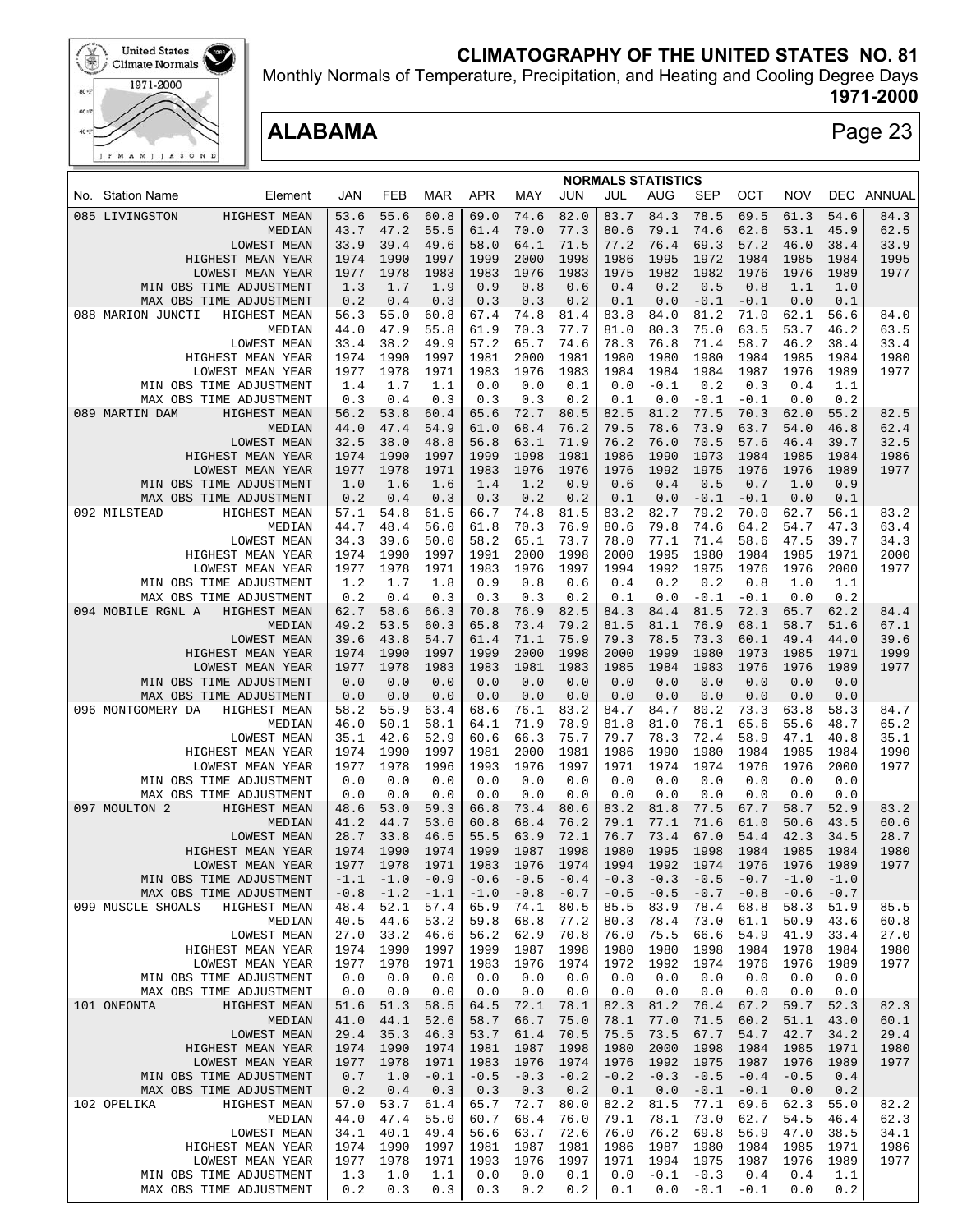# CLIMATOGRAPHY OF THE UNITED STATES NO. 81

Monthly Normals of Temperature, Precipitation, and Heating and Cooling Degree Days

**1971-2000**

## ALABAMA

| No. | Station Name | Element | JAN | FEB | MAR | APR | MAY | JUN | JUL | AUG | SEP | OCT | NOV | DEC | ANNUAL |
|---|---|---|---|---|---|---|---|---|---|---|---|---|---|---|---|
| | | | NORMALS STATISTICS | | | | | | | | | | | | |
| 085 | LIVINGSTON | HIGHEST MEAN | 53.6 | 55.6 | 60.8 | 69.0 | 74.6 | 82.0 | 83.7 | 84.3 | 78.5 | 69.5 | 61.3 | 54.6 | 84.3 |
| | | MEDIAN | 43.7 | 47.2 | 55.5 | 61.4 | 70.0 | 77.3 | 80.6 | 79.1 | 74.6 | 62.6 | 53.1 | 45.9 | 62.5 |
| | | LOWEST MEAN | 33.9 | 39.4 | 49.6 | 58.0 | 64.1 | 71.5 | 77.2 | 76.4 | 69.3 | 57.2 | 46.0 | 38.4 | 33.9 |
| | | HIGHEST MEAN YEAR | 1974 | 1990 | 1997 | 1999 | 2000 | 1998 | 1986 | 1995 | 1972 | 1984 | 1985 | 1984 | 1995 |
| | | LOWEST MEAN YEAR | 1977 | 1978 | 1983 | 1983 | 1976 | 1983 | 1975 | 1982 | 1982 | 1976 | 1976 | 1989 | 1977 |
| | | MIN OBS TIME ADJUSTMENT | 1.3 | 1.7 | 1.9 | 0.9 | 0.8 | 0.6 | 0.4 | 0.2 | 0.5 | 0.8 | 1.1 | 1.0 | |
| | | MAX OBS TIME ADJUSTMENT | 0.2 | 0.4 | 0.3 | 0.3 | 0.3 | 0.2 | 0.1 | 0.0 | -0.1 | -0.1 | 0.0 | 0.1 | |
| 088 | MARION JUNCTI | HIGHEST MEAN | 56.3 | 55.0 | 60.8 | 67.4 | 74.8 | 81.4 | 83.8 | 84.0 | 81.2 | 71.0 | 62.1 | 56.6 | 84.0 |
| | | MEDIAN | 44.0 | 47.9 | 55.8 | 61.9 | 70.3 | 77.7 | 81.0 | 80.3 | 75.0 | 63.5 | 53.7 | 46.2 | 63.5 |
| | | LOWEST MEAN | 33.4 | 38.2 | 49.9 | 57.2 | 65.7 | 74.6 | 78.3 | 76.8 | 71.4 | 58.7 | 46.2 | 38.4 | 33.4 |
| | | HIGHEST MEAN YEAR | 1974 | 1990 | 1997 | 1981 | 2000 | 1981 | 1980 | 1980 | 1980 | 1984 | 1985 | 1984 | 1980 |
| | | LOWEST MEAN YEAR | 1977 | 1978 | 1971 | 1983 | 1976 | 1983 | 1984 | 1984 | 1984 | 1987 | 1976 | 1989 | 1977 |
| | | MIN OBS TIME ADJUSTMENT | 1.4 | 1.7 | 1.1 | 0.0 | 0.0 | 0.1 | 0.0 | -0.1 | 0.2 | 0.3 | 0.4 | 1.1 | |
| | | MAX OBS TIME ADJUSTMENT | 0.3 | 0.4 | 0.3 | 0.3 | 0.3 | 0.2 | 0.1 | 0.0 | -0.1 | -0.1 | 0.0 | 0.2 | |
| 089 | MARTIN DAM | HIGHEST MEAN | 56.2 | 53.8 | 60.4 | 65.6 | 72.7 | 80.5 | 82.5 | 81.2 | 77.5 | 70.3 | 62.0 | 55.2 | 82.5 |
| | | MEDIAN | 44.0 | 47.4 | 54.9 | 61.0 | 68.4 | 76.2 | 79.5 | 78.6 | 73.9 | 63.7 | 54.0 | 46.8 | 62.4 |
| | | LOWEST MEAN | 32.5 | 38.0 | 48.8 | 56.8 | 63.1 | 71.9 | 76.2 | 76.0 | 70.5 | 57.6 | 46.4 | 39.7 | 32.5 |
| | | HIGHEST MEAN YEAR | 1974 | 1990 | 1997 | 1999 | 1998 | 1981 | 1986 | 1990 | 1973 | 1984 | 1985 | 1984 | 1986 |
| | | LOWEST MEAN YEAR | 1977 | 1978 | 1971 | 1983 | 1976 | 1976 | 1976 | 1992 | 1975 | 1976 | 1976 | 1989 | 1977 |
| | | MIN OBS TIME ADJUSTMENT | 1.0 | 1.6 | 1.6 | 1.4 | 1.2 | 0.9 | 0.6 | 0.4 | 0.5 | 0.7 | 1.0 | 0.9 | |
| | | MAX OBS TIME ADJUSTMENT | 0.2 | 0.4 | 0.3 | 0.3 | 0.2 | 0.2 | 0.1 | 0.0 | -0.1 | -0.1 | 0.0 | 0.1 | |
| 092 | MILSTEAD | HIGHEST MEAN | 57.1 | 54.8 | 61.5 | 66.7 | 74.8 | 81.5 | 83.2 | 82.7 | 79.2 | 70.0 | 62.7 | 56.1 | 83.2 |
| | | MEDIAN | 44.7 | 48.4 | 56.0 | 61.8 | 70.3 | 76.9 | 80.6 | 79.8 | 74.6 | 64.2 | 54.7 | 47.3 | 63.4 |
| | | LOWEST MEAN | 34.3 | 39.6 | 50.0 | 58.2 | 65.1 | 73.7 | 78.0 | 77.1 | 71.4 | 58.6 | 47.5 | 39.7 | 34.3 |
| | | HIGHEST MEAN YEAR | 1974 | 1990 | 1997 | 1991 | 2000 | 1998 | 2000 | 1995 | 1980 | 1984 | 1985 | 1971 | 2000 |
| | | LOWEST MEAN YEAR | 1977 | 1978 | 1971 | 1983 | 1976 | 1997 | 1994 | 1992 | 1975 | 1976 | 1976 | 2000 | 1977 |
| | | MIN OBS TIME ADJUSTMENT | 1.2 | 1.7 | 1.8 | 0.9 | 0.8 | 0.6 | 0.4 | 0.2 | 0.2 | 0.8 | 1.0 | 1.1 | |
| | | MAX OBS TIME ADJUSTMENT | 0.2 | 0.4 | 0.3 | 0.3 | 0.3 | 0.2 | 0.1 | 0.0 | -0.1 | -0.1 | 0.0 | 0.2 | |
| 094 | MOBILE RGNL A | HIGHEST MEAN | 62.7 | 58.6 | 66.3 | 70.8 | 76.9 | 82.5 | 84.3 | 84.4 | 81.5 | 72.3 | 65.7 | 62.2 | 84.4 |
| | | MEDIAN | 49.2 | 53.5 | 60.3 | 65.8 | 73.4 | 79.2 | 81.5 | 81.1 | 76.9 | 68.1 | 58.7 | 51.6 | 67.1 |
| | | LOWEST MEAN | 39.6 | 43.8 | 54.7 | 61.4 | 71.1 | 75.9 | 79.3 | 78.5 | 73.3 | 60.1 | 49.4 | 44.0 | 39.6 |
| | | HIGHEST MEAN YEAR | 1974 | 1990 | 1997 | 1999 | 2000 | 1998 | 2000 | 1999 | 1980 | 1973 | 1985 | 1971 | 1999 |
| | | LOWEST MEAN YEAR | 1977 | 1978 | 1983 | 1983 | 1981 | 1983 | 1985 | 1984 | 1983 | 1976 | 1976 | 1989 | 1977 |
| | | MIN OBS TIME ADJUSTMENT | 0.0 | 0.0 | 0.0 | 0.0 | 0.0 | 0.0 | 0.0 | 0.0 | 0.0 | 0.0 | 0.0 | 0.0 | |
| | | MAX OBS TIME ADJUSTMENT | 0.0 | 0.0 | 0.0 | 0.0 | 0.0 | 0.0 | 0.0 | 0.0 | 0.0 | 0.0 | 0.0 | 0.0 | |
| 096 | MONTGOMERY DA | HIGHEST MEAN | 58.2 | 55.9 | 63.4 | 68.6 | 76.1 | 83.2 | 84.7 | 84.7 | 80.2 | 73.3 | 63.8 | 58.3 | 84.7 |
| | | MEDIAN | 46.0 | 50.1 | 58.1 | 64.1 | 71.9 | 78.9 | 81.8 | 81.0 | 76.1 | 65.6 | 55.6 | 48.7 | 65.2 |
| | | LOWEST MEAN | 35.1 | 42.6 | 52.9 | 60.6 | 66.3 | 75.7 | 79.7 | 78.3 | 72.4 | 58.9 | 47.1 | 40.8 | 35.1 |
| | | HIGHEST MEAN YEAR | 1974 | 1990 | 1997 | 1981 | 2000 | 1981 | 1986 | 1990 | 1980 | 1984 | 1985 | 1984 | 1990 |
| | | LOWEST MEAN YEAR | 1977 | 1978 | 1996 | 1993 | 1976 | 1997 | 1971 | 1974 | 1974 | 1976 | 1976 | 2000 | 1977 |
| | | MIN OBS TIME ADJUSTMENT | 0.0 | 0.0 | 0.0 | 0.0 | 0.0 | 0.0 | 0.0 | 0.0 | 0.0 | 0.0 | 0.0 | 0.0 | |
| | | MAX OBS TIME ADJUSTMENT | 0.0 | 0.0 | 0.0 | 0.0 | 0.0 | 0.0 | 0.0 | 0.0 | 0.0 | 0.0 | 0.0 | 0.0 | |
| 097 | MOULTON 2 | HIGHEST MEAN | 48.6 | 53.0 | 59.3 | 66.8 | 73.4 | 80.6 | 83.2 | 81.8 | 77.5 | 67.7 | 58.7 | 52.9 | 83.2 |
| | | MEDIAN | 41.2 | 44.7 | 53.6 | 60.8 | 68.4 | 76.2 | 79.1 | 77.1 | 71.6 | 61.0 | 50.6 | 43.5 | 60.6 |
| | | LOWEST MEAN | 28.7 | 33.8 | 46.5 | 55.5 | 63.9 | 72.1 | 76.7 | 73.4 | 67.0 | 54.4 | 42.3 | 34.5 | 28.7 |
| | | HIGHEST MEAN YEAR | 1974 | 1990 | 1974 | 1999 | 1987 | 1998 | 1980 | 1995 | 1998 | 1984 | 1985 | 1984 | 1980 |
| | | LOWEST MEAN YEAR | 1977 | 1978 | 1971 | 1983 | 1976 | 1974 | 1994 | 1992 | 1974 | 1976 | 1976 | 1989 | 1977 |
| | | MIN OBS TIME ADJUSTMENT | -1.1 | -1.0 | -0.9 | -0.6 | -0.5 | -0.4 | -0.3 | -0.3 | -0.5 | -0.7 | -1.0 | -1.0 | |
| | | MAX OBS TIME ADJUSTMENT | -0.8 | -1.2 | -1.1 | -1.0 | -0.8 | -0.7 | -0.5 | -0.5 | -0.7 | -0.8 | -0.6 | -0.7 | |
| 099 | MUSCLE SHOALS | HIGHEST MEAN | 48.4 | 52.1 | 57.4 | 65.9 | 74.1 | 80.5 | 85.5 | 83.9 | 78.4 | 68.8 | 58.3 | 51.9 | 85.5 |
| | | MEDIAN | 40.5 | 44.6 | 53.2 | 59.8 | 68.8 | 77.2 | 80.3 | 78.4 | 73.0 | 61.1 | 50.9 | 43.6 | 60.8 |
| | | LOWEST MEAN | 27.0 | 33.2 | 46.6 | 56.2 | 62.9 | 70.8 | 76.0 | 75.5 | 66.6 | 54.9 | 41.9 | 33.4 | 27.0 |
| | | HIGHEST MEAN YEAR | 1974 | 1990 | 1997 | 1999 | 1987 | 1998 | 1980 | 1980 | 1998 | 1984 | 1978 | 1984 | 1980 |
| | | LOWEST MEAN YEAR | 1977 | 1978 | 1971 | 1983 | 1976 | 1974 | 1972 | 1992 | 1974 | 1976 | 1976 | 1989 | 1977 |
| | | MIN OBS TIME ADJUSTMENT | 0.0 | 0.0 | 0.0 | 0.0 | 0.0 | 0.0 | 0.0 | 0.0 | 0.0 | 0.0 | 0.0 | 0.0 | |
| | | MAX OBS TIME ADJUSTMENT | 0.0 | 0.0 | 0.0 | 0.0 | 0.0 | 0.0 | 0.0 | 0.0 | 0.0 | 0.0 | 0.0 | 0.0 | |
| 101 | ONEONTA | HIGHEST MEAN | 51.6 | 51.3 | 58.5 | 64.5 | 72.1 | 78.1 | 82.3 | 81.2 | 76.4 | 67.2 | 59.7 | 52.3 | 82.3 |
| | | MEDIAN | 41.0 | 44.1 | 52.6 | 58.7 | 66.7 | 75.0 | 78.1 | 77.0 | 71.5 | 60.2 | 51.1 | 43.0 | 60.1 |
| | | LOWEST MEAN | 29.4 | 35.3 | 46.3 | 53.7 | 61.4 | 70.5 | 75.5 | 73.5 | 67.7 | 54.7 | 42.7 | 34.2 | 29.4 |
| | | HIGHEST MEAN YEAR | 1974 | 1990 | 1974 | 1981 | 1987 | 1998 | 1980 | 2000 | 1998 | 1984 | 1985 | 1971 | 1980 |
| | | LOWEST MEAN YEAR | 1977 | 1978 | 1971 | 1983 | 1976 | 1974 | 1976 | 1992 | 1975 | 1987 | 1976 | 1989 | 1977 |
| | | MIN OBS TIME ADJUSTMENT | 0.7 | 1.0 | -0.1 | -0.5 | -0.3 | -0.2 | -0.2 | -0.3 | -0.5 | -0.4 | -0.5 | 0.4 | |
| | | MAX OBS TIME ADJUSTMENT | 0.2 | 0.4 | 0.3 | 0.3 | 0.3 | 0.2 | 0.1 | 0.0 | -0.1 | -0.1 | 0.0 | 0.2 | |
| 102 | OPELIKA | HIGHEST MEAN | 57.0 | 53.7 | 61.4 | 65.7 | 72.7 | 80.0 | 82.2 | 81.5 | 77.1 | 69.6 | 62.3 | 55.0 | 82.2 |
| | | MEDIAN | 44.0 | 47.4 | 55.0 | 60.7 | 68.4 | 76.0 | 79.1 | 78.1 | 73.0 | 62.7 | 54.5 | 46.4 | 62.3 |
| | | LOWEST MEAN | 34.1 | 40.1 | 49.4 | 56.6 | 63.7 | 72.6 | 76.0 | 76.2 | 69.8 | 56.9 | 47.0 | 38.5 | 34.1 |
| | | HIGHEST MEAN YEAR | 1974 | 1990 | 1997 | 1981 | 1987 | 1981 | 1986 | 1987 | 1980 | 1984 | 1985 | 1971 | 1986 |
| | | LOWEST MEAN YEAR | 1977 | 1978 | 1971 | 1993 | 1976 | 1997 | 1971 | 1994 | 1975 | 1987 | 1976 | 1989 | 1977 |
| | | MIN OBS TIME ADJUSTMENT | 1.3 | 1.0 | 1.1 | 0.0 | 0.0 | 0.1 | 0.0 | -0.1 | -0.3 | 0.4 | 0.4 | 1.1 | |
| | | MAX OBS TIME ADJUSTMENT | 0.2 | 0.3 | 0.3 | 0.3 | 0.2 | 0.2 | 0.1 | 0.0 | -0.1 | -0.1 | 0.0 | 0.2 | |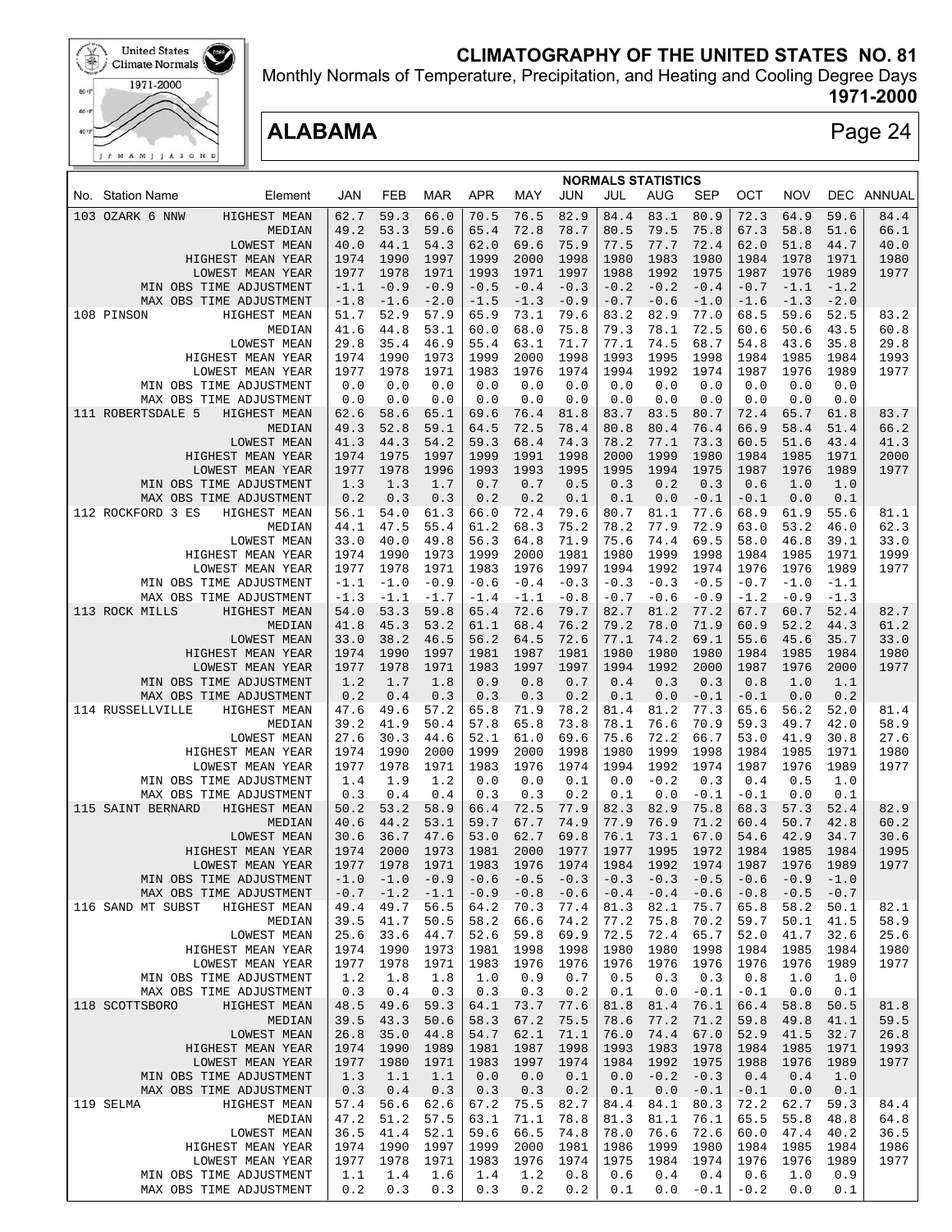# CLIMATOGRAPHY OF THE UNITED STATES NO. 81

Monthly Normals of Temperature, Precipitation, and Heating and Cooling Degree Days

**1971-2000**

## ALABAMA

**NORMALS STATISTICS**

| No. | Station Name | Element | JAN | FEB | MAR | APR | MAY | JUN | JUL | AUG | SEP | OCT | NOV | DEC | ANNUAL |
|---|---|---|---|---|---|---|---|---|---|---|---|---|---|---|---|
| 103 | OZARK 6 NNW | HIGHEST MEAN | 62.7 | 59.3 | 66.0 | 70.5 | 76.5 | 82.9 | 84.4 | 83.1 | 80.9 | 72.3 | 64.9 | 59.6 | 84.4 |
| | | MEDIAN | 49.2 | 53.3 | 59.6 | 65.4 | 72.8 | 78.7 | 80.5 | 79.5 | 75.8 | 67.3 | 58.8 | 51.6 | 66.1 |
| | | LOWEST MEAN | 40.0 | 44.1 | 54.3 | 62.0 | 69.6 | 75.9 | 77.5 | 77.7 | 72.4 | 62.0 | 51.8 | 44.7 | 40.0 |
| | | HIGHEST MEAN YEAR | 1974 | 1990 | 1997 | 1999 | 2000 | 1998 | 1980 | 1983 | 1980 | 1984 | 1978 | 1971 | 1980 |
| | | LOWEST MEAN YEAR | 1977 | 1978 | 1971 | 1993 | 1971 | 1997 | 1988 | 1992 | 1975 | 1987 | 1976 | 1989 | 1977 |
| | | MIN OBS TIME ADJUSTMENT | -1.1 | -0.9 | -0.9 | -0.5 | -0.4 | -0.3 | -0.2 | -0.2 | -0.4 | -0.7 | -1.1 | -1.2 | |
| | | MAX OBS TIME ADJUSTMENT | -1.8 | -1.6 | -2.0 | -1.5 | -1.3 | -0.9 | -0.7 | -0.6 | -1.0 | -1.6 | -1.3 | -2.0 | |
| 108 | PINSON | HIGHEST MEAN | 51.7 | 52.9 | 57.9 | 65.9 | 73.1 | 79.6 | 83.2 | 82.9 | 77.0 | 68.5 | 59.6 | 52.5 | 83.2 |
| | | MEDIAN | 41.6 | 44.8 | 53.1 | 60.0 | 68.0 | 75.8 | 79.3 | 78.1 | 72.5 | 60.6 | 50.6 | 43.5 | 60.8 |
| | | LOWEST MEAN | 29.8 | 35.4 | 46.9 | 55.4 | 63.1 | 71.7 | 77.1 | 74.5 | 68.7 | 54.8 | 43.6 | 35.8 | 29.8 |
| | | HIGHEST MEAN YEAR | 1974 | 1990 | 1973 | 1999 | 2000 | 1998 | 1993 | 1995 | 1998 | 1984 | 1985 | 1984 | 1993 |
| | | LOWEST MEAN YEAR | 1977 | 1978 | 1971 | 1983 | 1976 | 1974 | 1994 | 1992 | 1974 | 1987 | 1976 | 1989 | 1977 |
| | | MIN OBS TIME ADJUSTMENT | 0.0 | 0.0 | 0.0 | 0.0 | 0.0 | 0.0 | 0.0 | 0.0 | 0.0 | 0.0 | 0.0 | 0.0 | |
| | | MAX OBS TIME ADJUSTMENT | 0.0 | 0.0 | 0.0 | 0.0 | 0.0 | 0.0 | 0.0 | 0.0 | 0.0 | 0.0 | 0.0 | 0.0 | |
| 111 | ROBERTSDALE 5 | HIGHEST MEAN | 62.6 | 58.6 | 65.1 | 69.6 | 76.4 | 81.8 | 83.7 | 83.5 | 80.7 | 72.4 | 65.7 | 61.8 | 83.7 |
| | | MEDIAN | 49.3 | 52.8 | 59.1 | 64.5 | 72.5 | 78.4 | 80.8 | 80.4 | 76.4 | 66.9 | 58.4 | 51.4 | 66.2 |
| | | LOWEST MEAN | 41.3 | 44.3 | 54.2 | 59.3 | 68.4 | 74.3 | 78.2 | 77.1 | 73.3 | 60.5 | 51.6 | 43.4 | 41.3 |
| | | HIGHEST MEAN YEAR | 1974 | 1975 | 1997 | 1999 | 1991 | 1998 | 2000 | 1999 | 1980 | 1984 | 1985 | 1971 | 2000 |
| | | LOWEST MEAN YEAR | 1977 | 1978 | 1996 | 1993 | 1993 | 1995 | 1995 | 1994 | 1975 | 1987 | 1976 | 1989 | 1977 |
| | | MIN OBS TIME ADJUSTMENT | 1.3 | 1.3 | 1.7 | 0.7 | 0.7 | 0.5 | 0.3 | 0.2 | 0.3 | 0.6 | 1.0 | 1.0 | |
| | | MAX OBS TIME ADJUSTMENT | 0.2 | 0.3 | 0.3 | 0.2 | 0.2 | 0.1 | 0.1 | 0.0 | -0.1 | -0.1 | 0.0 | 0.1 | |
| 112 | ROCKFORD 3 ES | HIGHEST MEAN | 56.1 | 54.0 | 61.3 | 66.0 | 72.4 | 79.6 | 80.7 | 81.1 | 77.6 | 68.9 | 61.9 | 55.6 | 81.1 |
| | | MEDIAN | 44.1 | 47.5 | 55.4 | 61.2 | 68.3 | 75.2 | 78.2 | 77.9 | 72.9 | 63.0 | 53.2 | 46.0 | 62.3 |
| | | LOWEST MEAN | 33.0 | 40.0 | 49.8 | 56.3 | 64.8 | 71.9 | 75.6 | 74.4 | 69.5 | 58.0 | 46.8 | 39.1 | 33.0 |
| | | HIGHEST MEAN YEAR | 1974 | 1990 | 1973 | 1999 | 2000 | 1981 | 1980 | 1999 | 1998 | 1984 | 1985 | 1971 | 1999 |
| | | LOWEST MEAN YEAR | 1977 | 1978 | 1971 | 1983 | 1976 | 1997 | 1994 | 1992 | 1974 | 1976 | 1976 | 1989 | 1977 |
| | | MIN OBS TIME ADJUSTMENT | -1.1 | -1.0 | -0.9 | -0.6 | -0.4 | -0.3 | -0.3 | -0.3 | -0.5 | -0.7 | -1.0 | -1.1 | |
| | | MAX OBS TIME ADJUSTMENT | -1.3 | -1.1 | -1.7 | -1.4 | -1.1 | -0.8 | -0.7 | -0.6 | -0.9 | -1.2 | -0.9 | -1.3 | |
| 113 | ROCK MILLS | HIGHEST MEAN | 54.0 | 53.3 | 59.8 | 65.4 | 72.6 | 79.7 | 82.7 | 81.2 | 77.2 | 67.7 | 60.7 | 52.4 | 82.7 |
| | | MEDIAN | 41.8 | 45.3 | 53.2 | 61.1 | 68.4 | 76.2 | 79.2 | 78.0 | 71.9 | 60.9 | 52.2 | 44.3 | 61.2 |
| | | LOWEST MEAN | 33.0 | 38.2 | 46.5 | 56.2 | 64.5 | 72.6 | 77.1 | 74.2 | 69.1 | 55.6 | 45.6 | 35.7 | 33.0 |
| | | HIGHEST MEAN YEAR | 1974 | 1990 | 1997 | 1981 | 1987 | 1981 | 1980 | 1980 | 1980 | 1984 | 1985 | 1984 | 1980 |
| | | LOWEST MEAN YEAR | 1977 | 1978 | 1971 | 1983 | 1997 | 1997 | 1994 | 1992 | 2000 | 1987 | 1976 | 2000 | 1977 |
| | | MIN OBS TIME ADJUSTMENT | 1.2 | 1.7 | 1.8 | 0.9 | 0.8 | 0.7 | 0.4 | 0.3 | 0.3 | 0.8 | 1.0 | 1.1 | |
| | | MAX OBS TIME ADJUSTMENT | 0.2 | 0.4 | 0.3 | 0.3 | 0.3 | 0.2 | 0.1 | 0.0 | -0.1 | -0.1 | 0.0 | 0.2 | |
| 114 | RUSSELLVILLE | HIGHEST MEAN | 47.6 | 49.6 | 57.2 | 65.8 | 71.9 | 78.2 | 81.4 | 81.2 | 77.3 | 65.6 | 56.2 | 52.0 | 81.4 |
| | | MEDIAN | 39.2 | 41.9 | 50.4 | 57.8 | 65.8 | 73.8 | 78.1 | 76.6 | 70.9 | 59.3 | 49.7 | 42.0 | 58.9 |
| | | LOWEST MEAN | 27.6 | 30.3 | 44.6 | 52.1 | 61.0 | 69.6 | 75.6 | 72.2 | 66.7 | 53.0 | 41.9 | 30.8 | 27.6 |
| | | HIGHEST MEAN YEAR | 1974 | 1990 | 2000 | 1999 | 2000 | 1998 | 1980 | 1999 | 1998 | 1984 | 1985 | 1971 | 1980 |
| | | LOWEST MEAN YEAR | 1977 | 1978 | 1971 | 1983 | 1976 | 1974 | 1994 | 1992 | 1974 | 1987 | 1976 | 1989 | 1977 |
| | | MIN OBS TIME ADJUSTMENT | 1.4 | 1.9 | 1.2 | 0.0 | 0.0 | 0.1 | 0.0 | -0.2 | 0.3 | 0.4 | 0.5 | 1.0 | |
| | | MAX OBS TIME ADJUSTMENT | 0.3 | 0.4 | 0.4 | 0.3 | 0.3 | 0.2 | 0.1 | 0.0 | -0.1 | -0.1 | 0.0 | 0.1 | |
| 115 | SAINT BERNARD | HIGHEST MEAN | 50.2 | 53.2 | 58.9 | 66.4 | 72.5 | 77.9 | 82.3 | 82.9 | 75.8 | 68.3 | 57.3 | 52.4 | 82.9 |
| | | MEDIAN | 40.6 | 44.2 | 53.1 | 59.7 | 67.7 | 74.9 | 77.9 | 76.9 | 71.2 | 60.4 | 50.7 | 42.8 | 60.2 |
| | | LOWEST MEAN | 30.6 | 36.7 | 47.6 | 53.0 | 62.7 | 69.8 | 76.1 | 73.1 | 67.0 | 54.6 | 42.9 | 34.7 | 30.6 |
| | | HIGHEST MEAN YEAR | 1974 | 2000 | 1973 | 1981 | 2000 | 1977 | 1977 | 1995 | 1972 | 1984 | 1985 | 1984 | 1995 |
| | | LOWEST MEAN YEAR | 1977 | 1978 | 1971 | 1983 | 1976 | 1974 | 1984 | 1992 | 1974 | 1987 | 1976 | 1989 | 1977 |
| | | MIN OBS TIME ADJUSTMENT | -1.0 | -1.0 | -0.9 | -0.6 | -0.5 | -0.3 | -0.3 | -0.3 | -0.5 | -0.6 | -0.9 | -1.0 | |
| | | MAX OBS TIME ADJUSTMENT | -0.7 | -1.2 | -1.1 | -0.9 | -0.8 | -0.6 | -0.4 | -0.4 | -0.6 | -0.8 | -0.5 | -0.7 | |
| 116 | SAND MT SUBST | HIGHEST MEAN | 49.4 | 49.7 | 56.5 | 64.2 | 70.3 | 77.4 | 81.3 | 82.1 | 75.7 | 65.8 | 58.2 | 50.1 | 82.1 |
| | | MEDIAN | 39.5 | 41.7 | 50.5 | 58.2 | 66.6 | 74.2 | 77.2 | 75.8 | 70.2 | 59.7 | 50.1 | 41.5 | 58.9 |
| | | LOWEST MEAN | 25.6 | 33.6 | 44.7 | 52.6 | 59.8 | 69.9 | 72.5 | 72.4 | 65.7 | 52.0 | 41.7 | 32.6 | 25.6 |
| | | HIGHEST MEAN YEAR | 1974 | 1990 | 1973 | 1981 | 1998 | 1998 | 1980 | 1980 | 1998 | 1984 | 1985 | 1984 | 1980 |
| | | LOWEST MEAN YEAR | 1977 | 1978 | 1971 | 1983 | 1976 | 1976 | 1976 | 1976 | 1976 | 1976 | 1976 | 1989 | 1977 |
| | | MIN OBS TIME ADJUSTMENT | 1.2 | 1.8 | 1.8 | 1.0 | 0.9 | 0.7 | 0.5 | 0.3 | 0.3 | 0.8 | 1.0 | 1.0 | |
| | | MAX OBS TIME ADJUSTMENT | 0.3 | 0.4 | 0.3 | 0.3 | 0.3 | 0.2 | 0.1 | 0.0 | -0.1 | -0.1 | 0.0 | 0.1 | |
| 118 | SCOTTSBORO | HIGHEST MEAN | 48.5 | 49.6 | 59.3 | 64.1 | 73.7 | 77.6 | 81.8 | 81.4 | 76.1 | 66.4 | 58.8 | 50.5 | 81.8 |
| | | MEDIAN | 39.5 | 43.3 | 50.6 | 58.3 | 67.2 | 75.5 | 78.6 | 77.2 | 71.2 | 59.8 | 49.8 | 41.1 | 59.5 |
| | | LOWEST MEAN | 26.8 | 35.0 | 44.8 | 54.7 | 62.1 | 71.1 | 76.0 | 74.4 | 67.0 | 52.9 | 41.5 | 32.7 | 26.8 |
| | | HIGHEST MEAN YEAR | 1974 | 1990 | 1989 | 1981 | 1987 | 1998 | 1993 | 1983 | 1978 | 1984 | 1985 | 1971 | 1993 |
| | | LOWEST MEAN YEAR | 1977 | 1980 | 1971 | 1983 | 1997 | 1974 | 1984 | 1992 | 1975 | 1988 | 1976 | 1989 | 1977 |
| | | MIN OBS TIME ADJUSTMENT | 1.3 | 1.1 | 1.1 | 0.0 | 0.0 | 0.1 | 0.0 | -0.2 | -0.3 | 0.4 | 0.4 | 1.0 | |
| | | MAX OBS TIME ADJUSTMENT | 0.3 | 0.4 | 0.3 | 0.3 | 0.3 | 0.2 | 0.1 | 0.0 | -0.1 | -0.1 | 0.0 | 0.1 | |
| 119 | SELMA | HIGHEST MEAN | 57.4 | 56.6 | 62.6 | 67.2 | 75.5 | 82.7 | 84.4 | 84.1 | 80.3 | 72.2 | 62.7 | 59.3 | 84.4 |
| | | MEDIAN | 47.2 | 51.2 | 57.5 | 63.1 | 71.1 | 78.8 | 81.3 | 81.1 | 76.1 | 65.5 | 55.8 | 48.8 | 64.8 |
| | | LOWEST MEAN | 36.5 | 41.4 | 52.1 | 59.6 | 66.5 | 74.8 | 78.0 | 76.6 | 72.6 | 60.0 | 47.4 | 40.2 | 36.5 |
| | | HIGHEST MEAN YEAR | 1974 | 1990 | 1997 | 1999 | 2000 | 1981 | 1986 | 1999 | 1980 | 1984 | 1985 | 1984 | 1986 |
| | | LOWEST MEAN YEAR | 1977 | 1978 | 1971 | 1983 | 1976 | 1974 | 1975 | 1984 | 1974 | 1976 | 1976 | 1989 | 1977 |
| | | MIN OBS TIME ADJUSTMENT | 1.1 | 1.4 | 1.6 | 1.4 | 1.2 | 0.8 | 0.6 | 0.4 | 0.4 | 0.6 | 1.0 | 0.9 | |
| | | MAX OBS TIME ADJUSTMENT | 0.2 | 0.3 | 0.3 | 0.3 | 0.2 | 0.2 | 0.1 | 0.0 | -0.1 | -0.2 | 0.0 | 0.1 | |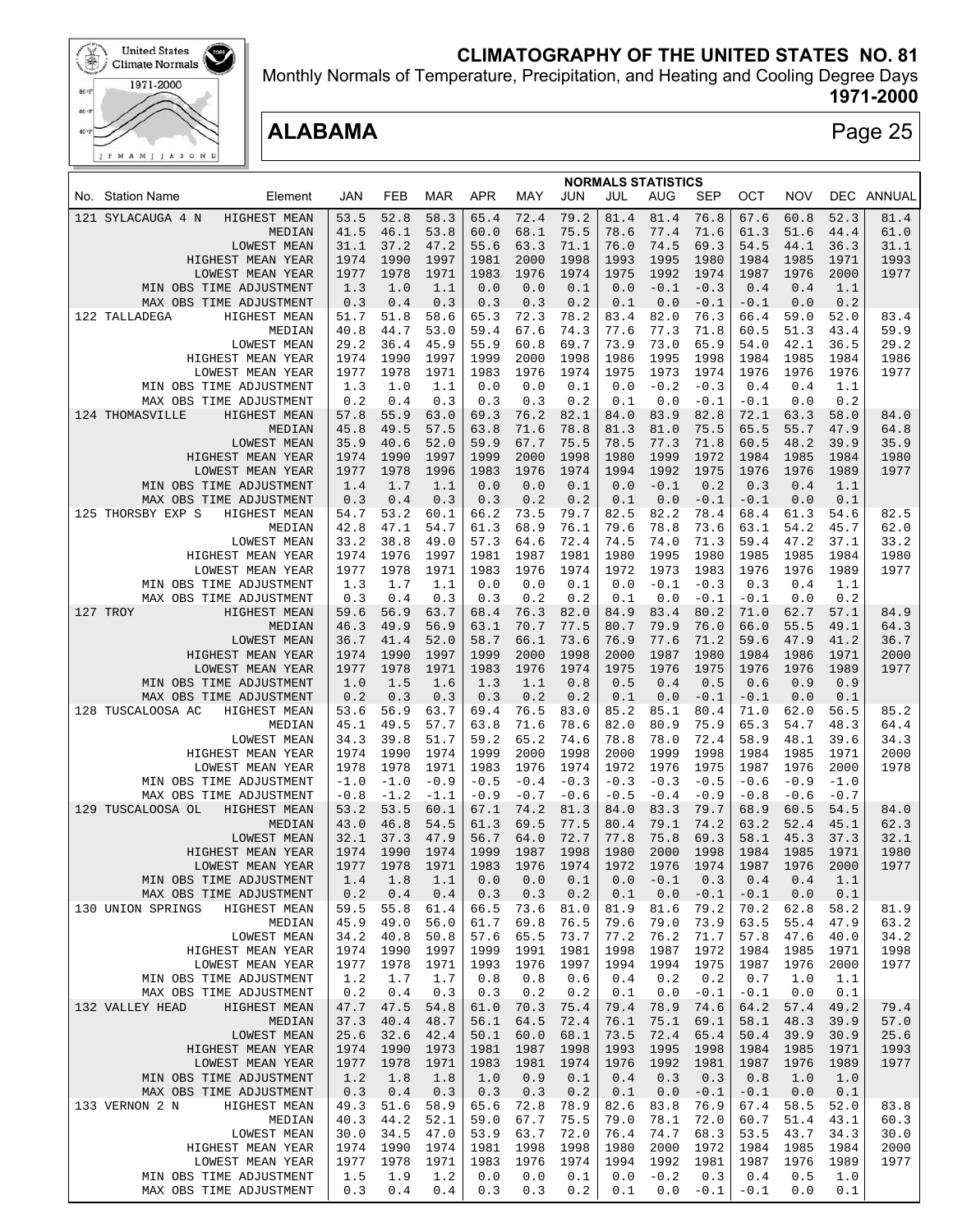# CLIMATOGRAPHY OF THE UNITED STATES NO. 81

Monthly Normals of Temperature, Precipitation, and Heating and Cooling Degree Days

**1971-2000**

## ALABAMA

### NORMALS STATISTICS

| No. | Station Name | Element | JAN | FEB | MAR | APR | MAY | JUN | JUL | AUG | SEP | OCT | NOV | DEC | ANNUAL |
|---|---|---|---|---|---|---|---|---|---|---|---|---|---|---|---|
| 121 | SYLACAUGA 4 N | HIGHEST MEAN | 53.5 | 52.8 | 58.3 | 65.4 | 72.4 | 79.2 | 81.4 | 81.4 | 76.8 | 67.6 | 60.8 | 52.3 | 81.4 |
| | | MEDIAN | 41.5 | 46.1 | 53.8 | 60.0 | 68.1 | 75.5 | 78.6 | 77.4 | 71.6 | 61.3 | 51.6 | 44.4 | 61.0 |
| | | LOWEST MEAN | 31.1 | 37.2 | 47.2 | 55.6 | 63.3 | 71.1 | 76.0 | 74.5 | 69.3 | 54.5 | 44.1 | 36.3 | 31.1 |
| | | HIGHEST MEAN YEAR | 1974 | 1990 | 1997 | 1981 | 2000 | 1998 | 1993 | 1995 | 1980 | 1984 | 1985 | 1971 | 1993 |
| | | LOWEST MEAN YEAR | 1977 | 1978 | 1971 | 1983 | 1976 | 1974 | 1975 | 1992 | 1974 | 1987 | 1976 | 2000 | 1977 |
| | | MIN OBS TIME ADJUSTMENT | 1.3 | 1.0 | 1.1 | 0.0 | 0.0 | 0.1 | 0.0 | -0.1 | -0.3 | 0.4 | 0.4 | 1.1 | |
| | | MAX OBS TIME ADJUSTMENT | 0.3 | 0.4 | 0.3 | 0.3 | 0.3 | 0.2 | 0.1 | 0.0 | -0.1 | -0.1 | 0.0 | 0.2 | |
| 122 | TALLADEGA | HIGHEST MEAN | 51.7 | 51.8 | 58.6 | 65.3 | 72.3 | 78.2 | 83.4 | 82.0 | 76.3 | 66.4 | 59.0 | 52.0 | 83.4 |
| | | MEDIAN | 40.8 | 44.7 | 53.0 | 59.4 | 67.6 | 74.3 | 77.6 | 77.3 | 71.8 | 60.5 | 51.3 | 43.4 | 59.9 |
| | | LOWEST MEAN | 29.2 | 36.4 | 45.9 | 55.9 | 60.8 | 69.7 | 73.9 | 73.0 | 65.9 | 54.0 | 42.1 | 36.5 | 29.2 |
| | | HIGHEST MEAN YEAR | 1974 | 1990 | 1997 | 1999 | 2000 | 1998 | 1986 | 1995 | 1998 | 1984 | 1985 | 1984 | 1986 |
| | | LOWEST MEAN YEAR | 1977 | 1978 | 1971 | 1983 | 1976 | 1974 | 1975 | 1973 | 1974 | 1976 | 1976 | 1976 | 1977 |
| | | MIN OBS TIME ADJUSTMENT | 1.3 | 1.0 | 1.1 | 0.0 | 0.0 | 0.1 | 0.0 | -0.2 | -0.3 | 0.4 | 0.4 | 1.1 | |
| | | MAX OBS TIME ADJUSTMENT | 0.2 | 0.4 | 0.3 | 0.3 | 0.3 | 0.2 | 0.1 | 0.0 | -0.1 | -0.1 | 0.0 | 0.2 | |
| 124 | THOMASVILLE | HIGHEST MEAN | 57.8 | 55.9 | 63.0 | 69.3 | 76.2 | 82.1 | 84.0 | 83.9 | 82.8 | 72.1 | 63.3 | 58.0 | 84.0 |
| | | MEDIAN | 45.8 | 49.5 | 57.5 | 63.8 | 71.6 | 78.8 | 81.3 | 81.0 | 75.5 | 65.5 | 55.7 | 47.9 | 64.8 |
| | | LOWEST MEAN | 35.9 | 40.6 | 52.0 | 59.9 | 67.7 | 75.5 | 78.5 | 77.3 | 71.8 | 60.5 | 48.2 | 39.9 | 35.9 |
| | | HIGHEST MEAN YEAR | 1974 | 1990 | 1997 | 1999 | 2000 | 1998 | 1980 | 1999 | 1972 | 1984 | 1985 | 1984 | 1980 |
| | | LOWEST MEAN YEAR | 1977 | 1978 | 1996 | 1983 | 1976 | 1974 | 1994 | 1992 | 1975 | 1976 | 1976 | 1989 | 1977 |
| | | MIN OBS TIME ADJUSTMENT | 1.4 | 1.7 | 1.1 | 0.0 | 0.0 | 0.1 | 0.0 | -0.1 | 0.2 | 0.3 | 0.4 | 1.1 | |
| | | MAX OBS TIME ADJUSTMENT | 0.3 | 0.4 | 0.3 | 0.3 | 0.2 | 0.2 | 0.1 | 0.0 | -0.1 | -0.1 | 0.0 | 0.1 | |
| 125 | THORSBY EXP S | HIGHEST MEAN | 54.7 | 53.2 | 60.1 | 66.2 | 73.5 | 79.7 | 82.5 | 82.2 | 78.4 | 68.4 | 61.3 | 54.6 | 82.5 |
| | | MEDIAN | 42.8 | 47.1 | 54.7 | 61.3 | 68.9 | 76.1 | 79.6 | 78.8 | 73.6 | 63.1 | 54.2 | 45.7 | 62.0 |
| | | LOWEST MEAN | 33.2 | 38.8 | 49.0 | 57.3 | 64.6 | 72.4 | 74.5 | 74.0 | 71.3 | 59.4 | 47.2 | 37.1 | 33.2 |
| | | HIGHEST MEAN YEAR | 1974 | 1976 | 1997 | 1981 | 1987 | 1981 | 1980 | 1995 | 1980 | 1985 | 1985 | 1984 | 1980 |
| | | LOWEST MEAN YEAR | 1977 | 1978 | 1971 | 1983 | 1976 | 1974 | 1972 | 1973 | 1983 | 1976 | 1976 | 1989 | 1977 |
| | | MIN OBS TIME ADJUSTMENT | 1.3 | 1.7 | 1.1 | 0.0 | 0.0 | 0.1 | 0.0 | -0.1 | -0.3 | 0.3 | 0.4 | 1.1 | |
| | | MAX OBS TIME ADJUSTMENT | 0.3 | 0.4 | 0.3 | 0.3 | 0.2 | 0.2 | 0.1 | 0.0 | -0.1 | -0.1 | 0.0 | 0.2 | |
| 127 | TROY | HIGHEST MEAN | 59.6 | 56.9 | 63.7 | 68.4 | 76.3 | 82.0 | 84.9 | 83.4 | 80.2 | 71.0 | 62.7 | 57.1 | 84.9 |
| | | MEDIAN | 46.3 | 49.9 | 56.9 | 63.1 | 70.7 | 77.5 | 80.7 | 79.9 | 76.0 | 66.0 | 55.5 | 49.1 | 64.3 |
| | | LOWEST MEAN | 36.7 | 41.4 | 52.0 | 58.7 | 66.1 | 73.6 | 76.9 | 77.6 | 71.2 | 59.6 | 47.9 | 41.2 | 36.7 |
| | | HIGHEST MEAN YEAR | 1974 | 1990 | 1997 | 1999 | 2000 | 1998 | 2000 | 1987 | 1980 | 1984 | 1986 | 1971 | 2000 |
| | | LOWEST MEAN YEAR | 1977 | 1978 | 1971 | 1983 | 1976 | 1974 | 1975 | 1976 | 1975 | 1976 | 1976 | 1989 | 1977 |
| | | MIN OBS TIME ADJUSTMENT | 1.0 | 1.5 | 1.6 | 1.3 | 1.1 | 0.8 | 0.5 | 0.4 | 0.5 | 0.6 | 0.9 | 0.9 | |
| | | MAX OBS TIME ADJUSTMENT | 0.2 | 0.3 | 0.3 | 0.3 | 0.2 | 0.2 | 0.1 | 0.0 | -0.1 | -0.1 | 0.0 | 0.1 | |
| 128 | TUSCALOOSA AC | HIGHEST MEAN | 53.6 | 56.9 | 63.7 | 69.4 | 76.5 | 83.0 | 85.2 | 85.1 | 80.4 | 71.0 | 62.0 | 56.5 | 85.2 |
| | | MEDIAN | 45.1 | 49.5 | 57.7 | 63.8 | 71.6 | 78.6 | 82.0 | 80.9 | 75.9 | 65.3 | 54.7 | 48.3 | 64.4 |
| | | LOWEST MEAN | 34.3 | 39.8 | 51.7 | 59.2 | 65.2 | 74.6 | 78.8 | 78.0 | 72.4 | 58.9 | 48.1 | 39.6 | 34.3 |
| | | HIGHEST MEAN YEAR | 1974 | 1990 | 1974 | 1999 | 2000 | 1998 | 2000 | 1999 | 1998 | 1984 | 1985 | 1971 | 2000 |
| | | LOWEST MEAN YEAR | 1978 | 1978 | 1971 | 1983 | 1976 | 1974 | 1972 | 1976 | 1975 | 1987 | 1976 | 2000 | 1978 |
| | | MIN OBS TIME ADJUSTMENT | -1.0 | -1.0 | -0.9 | -0.5 | -0.4 | -0.3 | -0.3 | -0.3 | -0.5 | -0.6 | -0.9 | -1.0 | |
| | | MAX OBS TIME ADJUSTMENT | -0.8 | -1.2 | -1.1 | -0.9 | -0.7 | -0.6 | -0.5 | -0.4 | -0.9 | -0.8 | -0.6 | -0.7 | |
| 129 | TUSCALOOSA OL | HIGHEST MEAN | 53.2 | 53.5 | 60.1 | 67.1 | 74.2 | 81.3 | 84.0 | 83.3 | 79.7 | 68.9 | 60.5 | 54.5 | 84.0 |
| | | MEDIAN | 43.0 | 46.8 | 54.5 | 61.3 | 69.5 | 77.5 | 80.4 | 79.1 | 74.2 | 63.2 | 52.4 | 45.1 | 62.3 |
| | | LOWEST MEAN | 32.1 | 37.3 | 47.9 | 56.7 | 64.0 | 72.7 | 77.8 | 75.8 | 69.3 | 58.1 | 45.3 | 37.3 | 32.1 |
| | | HIGHEST MEAN YEAR | 1974 | 1990 | 1974 | 1999 | 1987 | 1998 | 1980 | 2000 | 1998 | 1984 | 1985 | 1971 | 1980 |
| | | LOWEST MEAN YEAR | 1977 | 1978 | 1971 | 1983 | 1976 | 1974 | 1972 | 1976 | 1974 | 1987 | 1976 | 2000 | 1977 |
| | | MIN OBS TIME ADJUSTMENT | 1.4 | 1.8 | 1.1 | 0.0 | 0.0 | 0.1 | 0.0 | -0.1 | 0.3 | 0.4 | 0.4 | 1.1 | |
| | | MAX OBS TIME ADJUSTMENT | 0.2 | 0.4 | 0.4 | 0.3 | 0.3 | 0.2 | 0.1 | 0.0 | -0.1 | -0.1 | 0.0 | 0.1 | |
| 130 | UNION SPRINGS | HIGHEST MEAN | 59.5 | 55.8 | 61.4 | 66.5 | 73.6 | 81.0 | 81.9 | 81.6 | 79.2 | 70.2 | 62.8 | 58.2 | 81.9 |
| | | MEDIAN | 45.9 | 49.0 | 56.0 | 61.7 | 69.8 | 76.5 | 79.6 | 79.0 | 73.9 | 63.5 | 55.4 | 47.9 | 63.2 |
| | | LOWEST MEAN | 34.2 | 40.8 | 50.8 | 57.6 | 65.5 | 73.7 | 77.2 | 76.2 | 71.7 | 57.8 | 47.6 | 40.0 | 34.2 |
| | | HIGHEST MEAN YEAR | 1974 | 1990 | 1997 | 1999 | 1991 | 1981 | 1998 | 1987 | 1972 | 1984 | 1985 | 1971 | 1998 |
| | | LOWEST MEAN YEAR | 1977 | 1978 | 1971 | 1993 | 1976 | 1997 | 1994 | 1994 | 1975 | 1987 | 1976 | 2000 | 1977 |
| | | MIN OBS TIME ADJUSTMENT | 1.2 | 1.7 | 1.7 | 0.8 | 0.8 | 0.6 | 0.4 | 0.2 | 0.2 | 0.7 | 1.0 | 1.1 | |
| | | MAX OBS TIME ADJUSTMENT | 0.2 | 0.4 | 0.3 | 0.3 | 0.2 | 0.2 | 0.1 | 0.0 | -0.1 | -0.1 | 0.0 | 0.1 | |
| 132 | VALLEY HEAD | HIGHEST MEAN | 47.7 | 47.5 | 54.8 | 61.0 | 70.3 | 75.4 | 79.4 | 78.9 | 74.6 | 64.2 | 57.4 | 49.2 | 79.4 |
| | | MEDIAN | 37.3 | 40.4 | 48.7 | 56.1 | 64.5 | 72.4 | 76.1 | 75.1 | 69.1 | 58.1 | 48.3 | 39.9 | 57.0 |
| | | LOWEST MEAN | 25.6 | 32.6 | 42.4 | 50.1 | 60.0 | 68.1 | 73.5 | 72.4 | 65.4 | 50.4 | 39.9 | 30.9 | 25.6 |
| | | HIGHEST MEAN YEAR | 1974 | 1990 | 1973 | 1981 | 1987 | 1998 | 1993 | 1995 | 1998 | 1984 | 1985 | 1971 | 1993 |
| | | LOWEST MEAN YEAR | 1977 | 1978 | 1971 | 1983 | 1981 | 1974 | 1976 | 1992 | 1981 | 1987 | 1976 | 1989 | 1977 |
| | | MIN OBS TIME ADJUSTMENT | 1.2 | 1.8 | 1.8 | 1.0 | 0.9 | 0.1 | 0.4 | 0.3 | 0.3 | 0.8 | 1.0 | 1.0 | |
| | | MAX OBS TIME ADJUSTMENT | 0.3 | 0.4 | 0.3 | 0.3 | 0.3 | 0.2 | 0.1 | 0.0 | -0.1 | -0.1 | 0.0 | 0.1 | |
| 133 | VERNON 2 N | HIGHEST MEAN | 49.3 | 51.6 | 58.9 | 65.6 | 72.8 | 78.9 | 82.6 | 83.8 | 76.9 | 67.4 | 58.5 | 52.0 | 83.8 |
| | | MEDIAN | 40.3 | 44.2 | 52.1 | 59.0 | 67.7 | 75.5 | 79.0 | 78.1 | 72.0 | 60.7 | 51.4 | 43.1 | 60.3 |
| | | LOWEST MEAN | 30.0 | 34.5 | 47.0 | 53.9 | 63.7 | 72.0 | 76.4 | 74.7 | 68.3 | 53.5 | 43.7 | 34.3 | 30.0 |
| | | HIGHEST MEAN YEAR | 1974 | 1990 | 1974 | 1981 | 1998 | 1998 | 1980 | 2000 | 1972 | 1984 | 1985 | 1984 | 2000 |
| | | LOWEST MEAN YEAR | 1977 | 1978 | 1971 | 1983 | 1976 | 1974 | 1994 | 1992 | 1981 | 1987 | 1976 | 1989 | 1977 |
| | | MIN OBS TIME ADJUSTMENT | 1.5 | 1.9 | 1.2 | 0.0 | 0.0 | 0.1 | 0.0 | -0.2 | 0.3 | 0.4 | 0.5 | 1.0 | |
| | | MAX OBS TIME ADJUSTMENT | 0.3 | 0.4 | 0.4 | 0.3 | 0.3 | 0.2 | 0.1 | 0.0 | -0.1 | -0.1 | 0.0 | 0.1 | |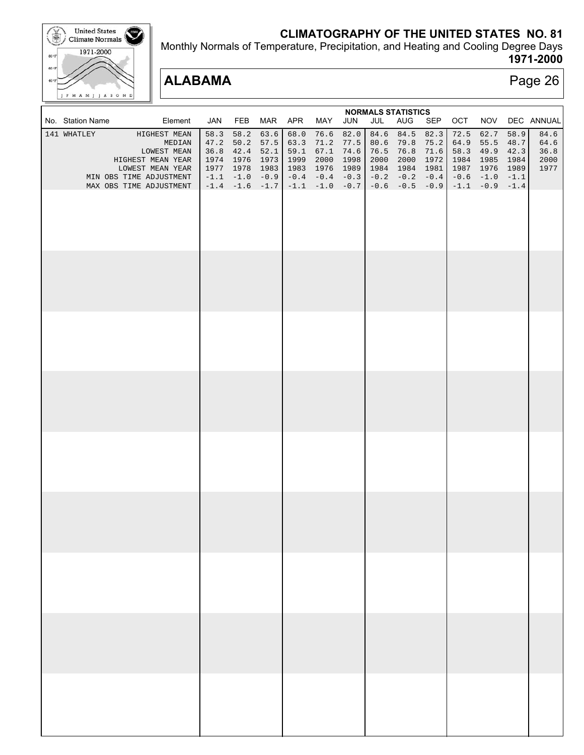## CLIMATOGRAPHY OF THE UNITED STATES NO. 81

Monthly Normals of Temperature, Precipitation, and Heating and Cooling Degree Days

**1971-2000**

## ALABAMA

| No. Station Name | Element | JAN | FEB | MAR | APR | MAY | JUN | JUL | AUG | SEP | OCT | NOV | DEC | ANNUAL |
|---|---|---|---|---|---|---|---|---|---|---|---|---|---|---|
| | | **NORMALS STATISTICS** | | | | | | | | | | | | |
| 141 WHATLEY | HIGHEST MEAN | 58.3 | 58.2 | 63.6 | 68.0 | 76.6 | 82.0 | 84.6 | 84.5 | 82.3 | 72.5 | 62.7 | 58.9 | 84.6 |
| | MEDIAN | 47.2 | 50.2 | 57.5 | 63.3 | 71.2 | 77.5 | 80.6 | 79.8 | 75.2 | 64.9 | 55.5 | 48.7 | 64.6 |
| | LOWEST MEAN | 36.8 | 42.4 | 52.1 | 59.1 | 67.1 | 74.6 | 76.5 | 76.8 | 71.6 | 58.3 | 49.9 | 42.3 | 36.8 |
| | HIGHEST MEAN YEAR | 1974 | 1976 | 1973 | 1999 | 2000 | 1998 | 2000 | 2000 | 1972 | 1984 | 1985 | 1984 | 2000 |
| | LOWEST MEAN YEAR | 1977 | 1978 | 1983 | 1983 | 1976 | 1989 | 1984 | 1984 | 1981 | 1987 | 1976 | 1989 | 1977 |
| | MIN OBS TIME ADJUSTMENT | -1.1 | -1.0 | -0.9 | -0.4 | -0.4 | -0.3 | -0.2 | -0.2 | -0.4 | -0.6 | -1.0 | -1.1 | |
| | MAX OBS TIME ADJUSTMENT | -1.4 | -1.6 | -1.7 | -1.1 | -1.0 | -0.7 | -0.6 | -0.5 | -0.9 | -1.1 | -0.9 | -1.4 | |